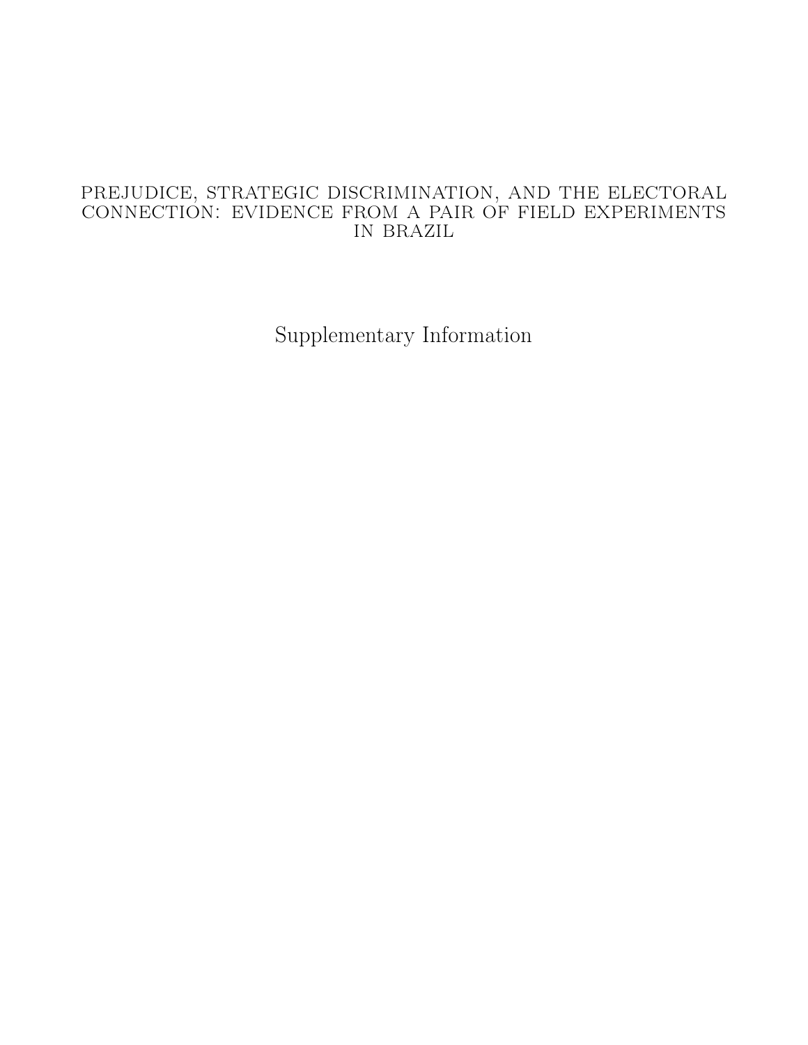# PREJUDICE, STRATEGIC DISCRIMINATION, AND THE ELECTORAL CONNECTION: EVIDENCE FROM A PAIR OF FIELD EXPERIMENTS IN BRAZIL

## Supplementary Information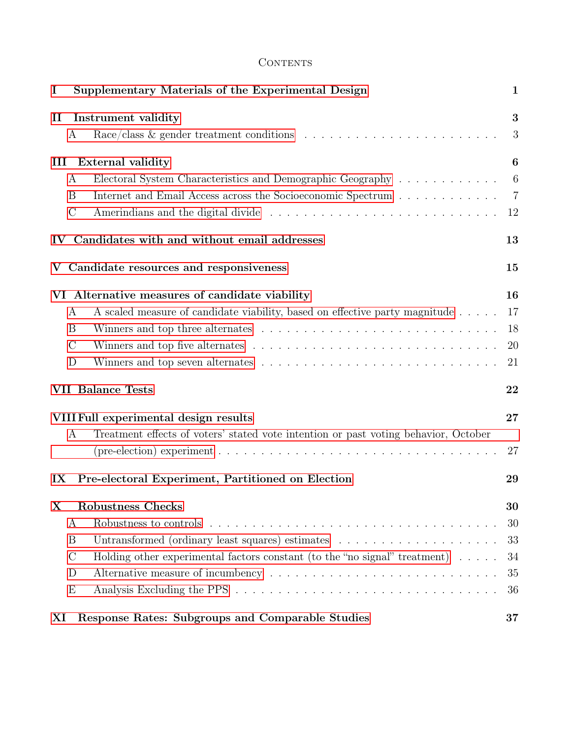# Contents

| | | |
|---|---|---|
| **I** | **Supplementary Materials of the Experimental Design** | **1** |
| **II** | **Instrument validity** | **3** |
| A | Race/class & gender treatment conditions | 3 |
| **III** | **External validity** | **6** |
| A | Electoral System Characteristics and Demographic Geography | 6 |
| B | Internet and Email Access across the Socioeconomic Spectrum | 7 |
| C | Amerindians and the digital divide | 12 |
| **IV** | **Candidates with and without email addresses** | **13** |
| **V** | **Candidate resources and responsiveness** | **15** |
| **VI** | **Alternative measures of candidate viability** | **16** |
| A | A scaled measure of candidate viability, based on effective party magnitude | 17 |
| B | Winners and top three alternates | 18 |
| C | Winners and top five alternates | 20 |
| D | Winners and top seven alternates | 21 |
| **VII** | **Balance Tests** | **22** |
| **VIII** | **Full experimental design results** | **27** |
| A | Treatment effects of voters' stated vote intention or past voting behavior, October (pre-election) experiment | 27 |
| **IX** | **Pre-electoral Experiment, Partitioned on Election** | **29** |
| **X** | **Robustness Checks** | **30** |
| A | Robustness to controls | 30 |
| B | Untransformed (ordinary least squares) estimates | 33 |
| C | Holding other experimental factors constant (to the "no signal" treatment) | 34 |
| D | Alternative measure of incumbency | 35 |
| E | Analysis Excluding the PPS | 36 |
| **XI** | **Response Rates: Subgroups and Comparable Studies** | **37** |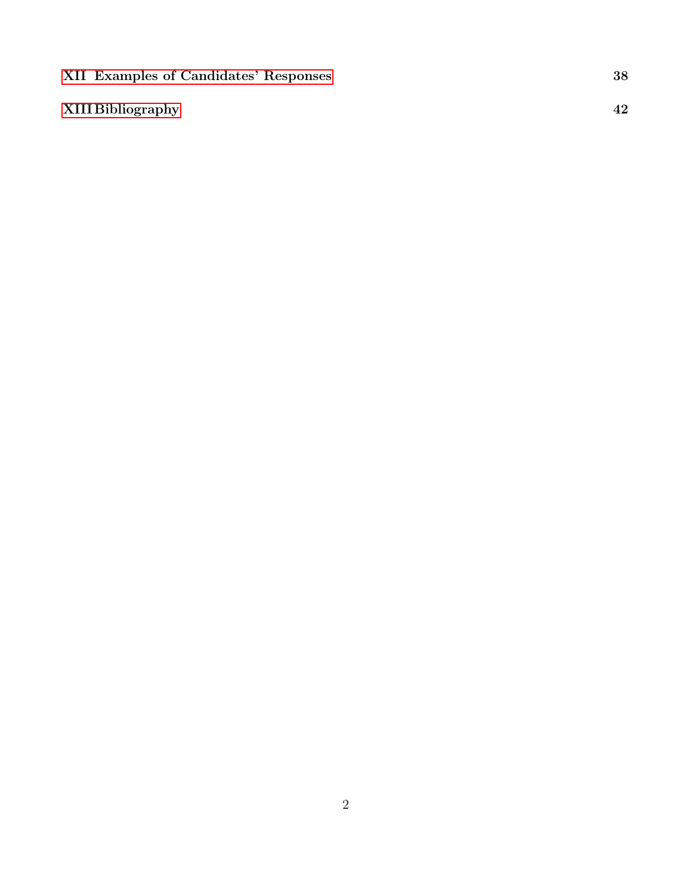XII Examples of Candidates' Responses 38

XIII Bibliography 42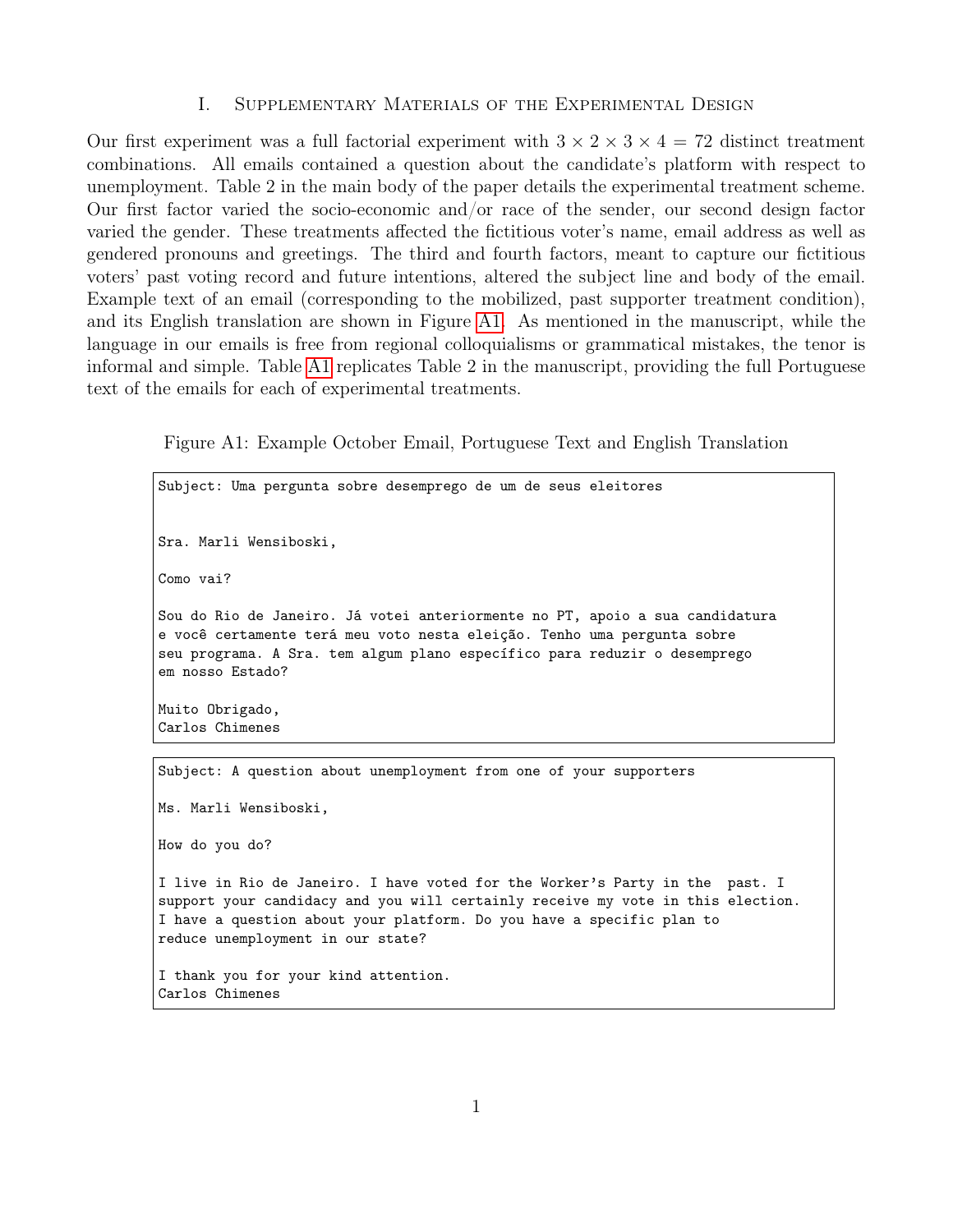## I. Supplementary Materials of the Experimental Design

Our first experiment was a full factorial experiment with $3 \times 2 \times 3 \times 4 = 72$ distinct treatment combinations. All emails contained a question about the candidate's platform with respect to unemployment. Table 2 in the main body of the paper details the experimental treatment scheme. Our first factor varied the socio-economic and/or race of the sender, our second design factor varied the gender. These treatments affected the fictitious voter's name, email address as well as gendered pronouns and greetings. The third and fourth factors, meant to capture our fictitious voters' past voting record and future intentions, altered the subject line and body of the email. Example text of an email (corresponding to the mobilized, past supporter treatment condition), and its English translation are shown in Figure A1. As mentioned in the manuscript, while the language in our emails is free from regional colloquialisms or grammatical mistakes, the tenor is informal and simple. Table A1 replicates Table 2 in the manuscript, providing the full Portuguese text of the emails for each of experimental treatments.

Figure A1: Example October Email, Portuguese Text and English Translation

```
Subject: Uma pergunta sobre desemprego de um de seus eleitores


Sra. Marli Wensiboski,

Como vai?

Sou do Rio de Janeiro. Já votei anteriormente no PT, apoio a sua candidatura
e você certamente terá meu voto nesta eleição. Tenho uma pergunta sobre
seu programa. A Sra. tem algum plano específico para reduzir o desemprego
em nosso Estado?

Muito Obrigado,
Carlos Chimenes
```

```
Subject: A question about unemployment from one of your supporters

Ms. Marli Wensiboski,

How do you do?

I live in Rio de Janeiro. I have voted for the Worker's Party in the  past. I
support your candidacy and you will certainly receive my vote in this election.
I have a question about your platform. Do you have a specific plan to
reduce unemployment in our state?

I thank you for your kind attention.
Carlos Chimenes
```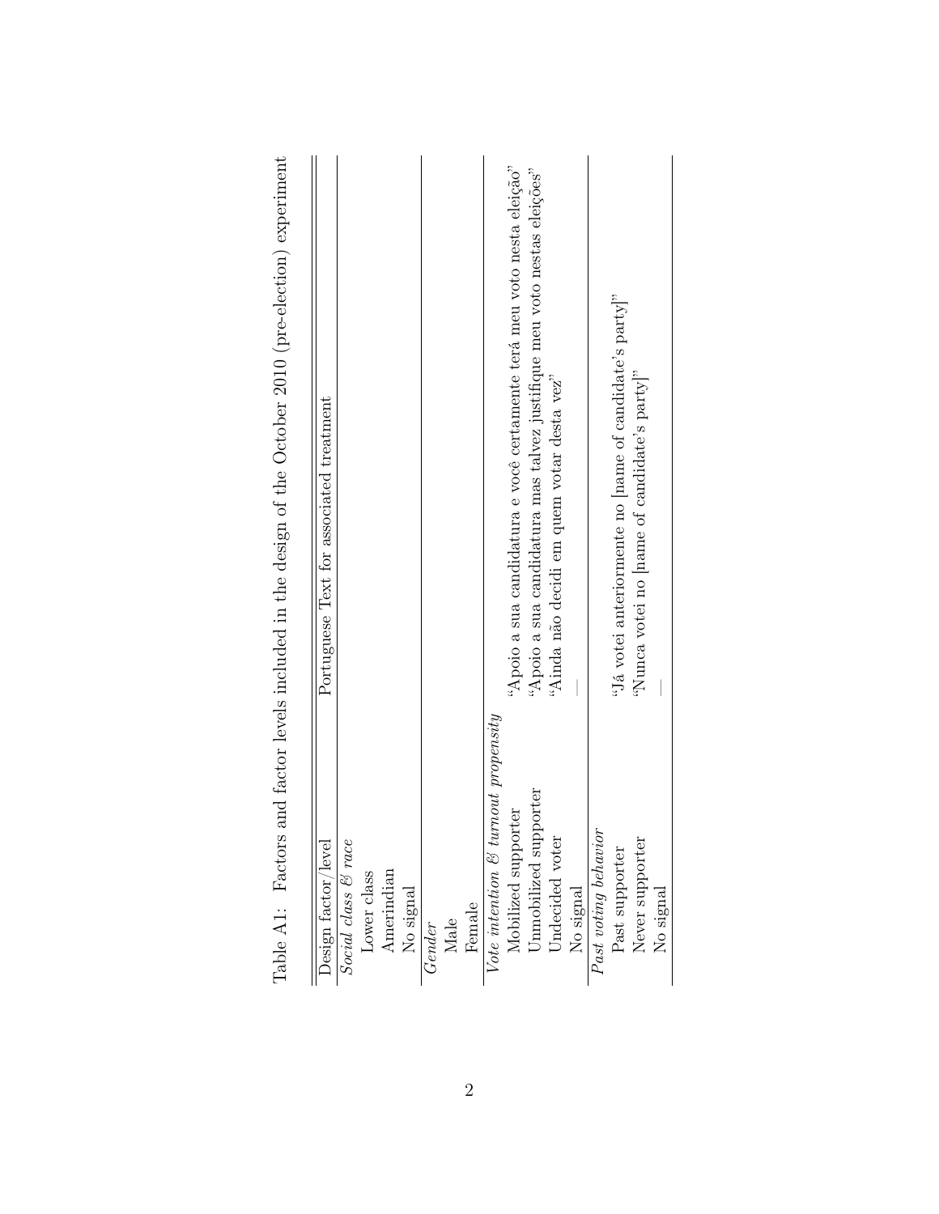Table A1: Factors and factor levels included in the design of the October 2010 (pre-election) experiment

| Design factor/level | Portuguese Text for associated treatment |
|---|---|
| *Social class & race* | |
| Lower class | |
| Amerindian | |
| No signal | |
| *Gender* | |
| Male | |
| Female | |
| *Vote intention & turnout propensity* | |
| Mobilized supporter | "Apoio a sua candidatura e você certamente terá meu voto nesta eleição" |
| Unmobilized supporter | "Apoio a sua candidatura mas talvez justifique meu voto nestas eleições" |
| Undecided voter | "Ainda não decidi em quem votar desta vez" |
| No signal | — |
| *Past voting behavior* | |
| Past supporter | "Já votei anteriormente no [name of candidate's party]" |
| Never supporter | "Nunca votei no [name of candidate's party]" |
| No signal | — |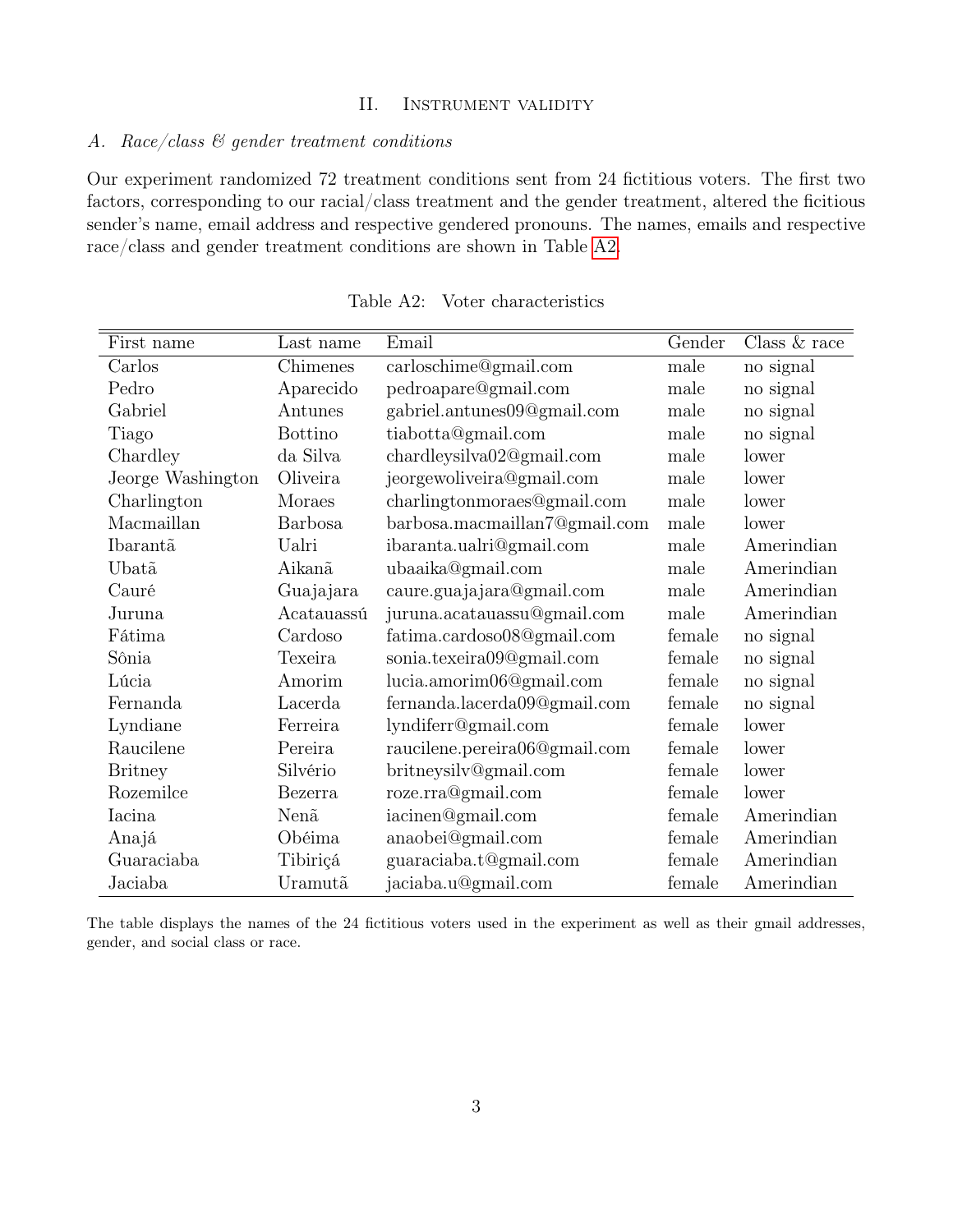## II. Instrument validity

### *A. Race/class & gender treatment conditions*

Our experiment randomized 72 treatment conditions sent from 24 fictitious voters. The first two factors, corresponding to our racial/class treatment and the gender treatment, altered the ficitious sender's name, email address and respective gendered pronouns. The names, emails and respective race/class and gender treatment conditions are shown in Table A2.

Table A2: Voter characteristics

| First name | Last name | Email | Gender | Class & race |
|---|---|---|---|---|
| Carlos | Chimenes | carloschime@gmail.com | male | no signal |
| Pedro | Aparecido | pedroapare@gmail.com | male | no signal |
| Gabriel | Antunes | gabriel.antunes09@gmail.com | male | no signal |
| Tiago | Bottino | tiabotta@gmail.com | male | no signal |
| Chardley | da Silva | chardleysilva02@gmail.com | male | lower |
| Jeorge Washington | Oliveira | jeorgewoliveira@gmail.com | male | lower |
| Charlington | Moraes | charlingtonmoraes@gmail.com | male | lower |
| Macmaillan | Barbosa | barbosa.macmaillan7@gmail.com | male | lower |
| Ibarantã | Ualri | ibaranta.ualri@gmail.com | male | Amerindian |
| Ubatã | Aikanã | ubaaika@gmail.com | male | Amerindian |
| Cauré | Guajajara | caure.guajajara@gmail.com | male | Amerindian |
| Juruna | Acatauassú | juruna.acatauassu@gmail.com | male | Amerindian |
| Fátima | Cardoso | fatima.cardoso08@gmail.com | female | no signal |
| Sônia | Texeira | sonia.texeira09@gmail.com | female | no signal |
| Lúcia | Amorim | lucia.amorim06@gmail.com | female | no signal |
| Fernanda | Lacerda | fernanda.lacerda09@gmail.com | female | no signal |
| Lyndiane | Ferreira | lyndiferr@gmail.com | female | lower |
| Raucilene | Pereira | raucilene.pereira06@gmail.com | female | lower |
| Britney | Silvério | britneysilv@gmail.com | female | lower |
| Rozemilce | Bezerra | roze.rra@gmail.com | female | lower |
| Iacina | Nenã | iacinen@gmail.com | female | Amerindian |
| Anajá | Obéima | anaobei@gmail.com | female | Amerindian |
| Guaraciaba | Tibiriçá | guaraciaba.t@gmail.com | female | Amerindian |
| Jaciaba | Uramutã | jaciaba.u@gmail.com | female | Amerindian |

The table displays the names of the 24 fictitious voters used in the experiment as well as their gmail addresses, gender, and social class or race.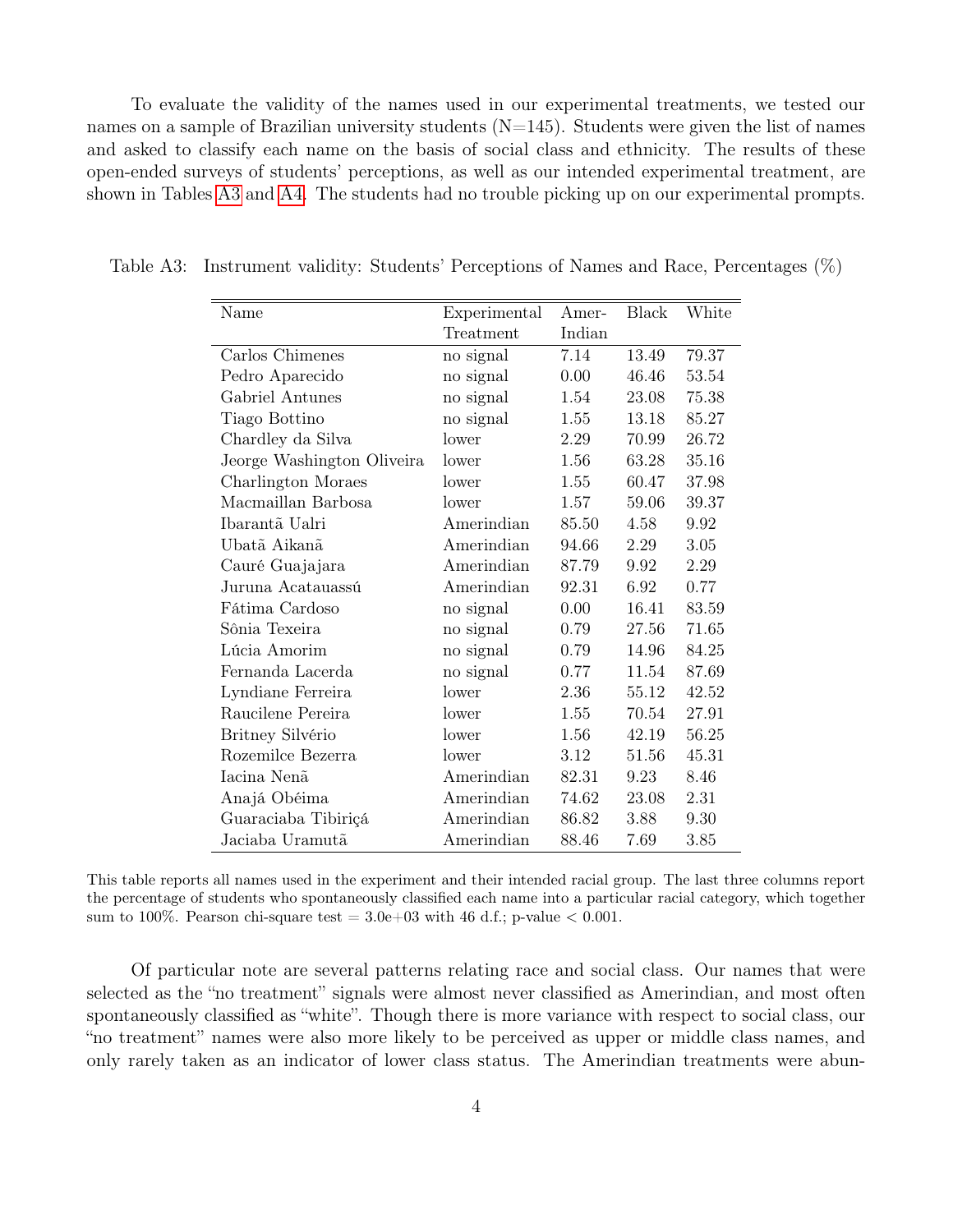To evaluate the validity of the names used in our experimental treatments, we tested our names on a sample of Brazilian university students (N=145). Students were given the list of names and asked to classify each name on the basis of social class and ethnicity. The results of these open-ended surveys of students' perceptions, as well as our intended experimental treatment, are shown in Tables A3 and A4. The students had no trouble picking up on our experimental prompts.

Table A3: Instrument validity: Students' Perceptions of Names and Race, Percentages (%)

| Name | Experimental Treatment | Amer-Indian | Black | White |
|---|---|---|---|---|
| Carlos Chimenes | no signal | 7.14 | 13.49 | 79.37 |
| Pedro Aparecido | no signal | 0.00 | 46.46 | 53.54 |
| Gabriel Antunes | no signal | 1.54 | 23.08 | 75.38 |
| Tiago Bottino | no signal | 1.55 | 13.18 | 85.27 |
| Chardley da Silva | lower | 2.29 | 70.99 | 26.72 |
| Jeorge Washington Oliveira | lower | 1.56 | 63.28 | 35.16 |
| Charlington Moraes | lower | 1.55 | 60.47 | 37.98 |
| Macmaillan Barbosa | lower | 1.57 | 59.06 | 39.37 |
| Ibarantã Ualri | Amerindian | 85.50 | 4.58 | 9.92 |
| Ubatã Aikanã | Amerindian | 94.66 | 2.29 | 3.05 |
| Cauré Guajajara | Amerindian | 87.79 | 9.92 | 2.29 |
| Juruna Acatauassú | Amerindian | 92.31 | 6.92 | 0.77 |
| Fátima Cardoso | no signal | 0.00 | 16.41 | 83.59 |
| Sônia Texeira | no signal | 0.79 | 27.56 | 71.65 |
| Lúcia Amorim | no signal | 0.79 | 14.96 | 84.25 |
| Fernanda Lacerda | no signal | 0.77 | 11.54 | 87.69 |
| Lyndiane Ferreira | lower | 2.36 | 55.12 | 42.52 |
| Raucilene Pereira | lower | 1.55 | 70.54 | 27.91 |
| Britney Silvério | lower | 1.56 | 42.19 | 56.25 |
| Rozemilce Bezerra | lower | 3.12 | 51.56 | 45.31 |
| Iacina Nenã | Amerindian | 82.31 | 9.23 | 8.46 |
| Anajá Obéima | Amerindian | 74.62 | 23.08 | 2.31 |
| Guaraciaba Tibiriçá | Amerindian | 86.82 | 3.88 | 9.30 |
| Jaciaba Uramutã | Amerindian | 88.46 | 7.69 | 3.85 |

This table reports all names used in the experiment and their intended racial group. The last three columns report the percentage of students who spontaneously classified each name into a particular racial category, which together sum to 100%. Pearson chi-square test = 3.0e+03 with 46 d.f.; p-value $< 0.001$.

Of particular note are several patterns relating race and social class. Our names that were selected as the "no treatment" signals were almost never classified as Amerindian, and most often spontaneously classified as "white". Though there is more variance with respect to social class, our "no treatment" names were also more likely to be perceived as upper or middle class names, and only rarely taken as an indicator of lower class status. The Amerindian treatments were abun-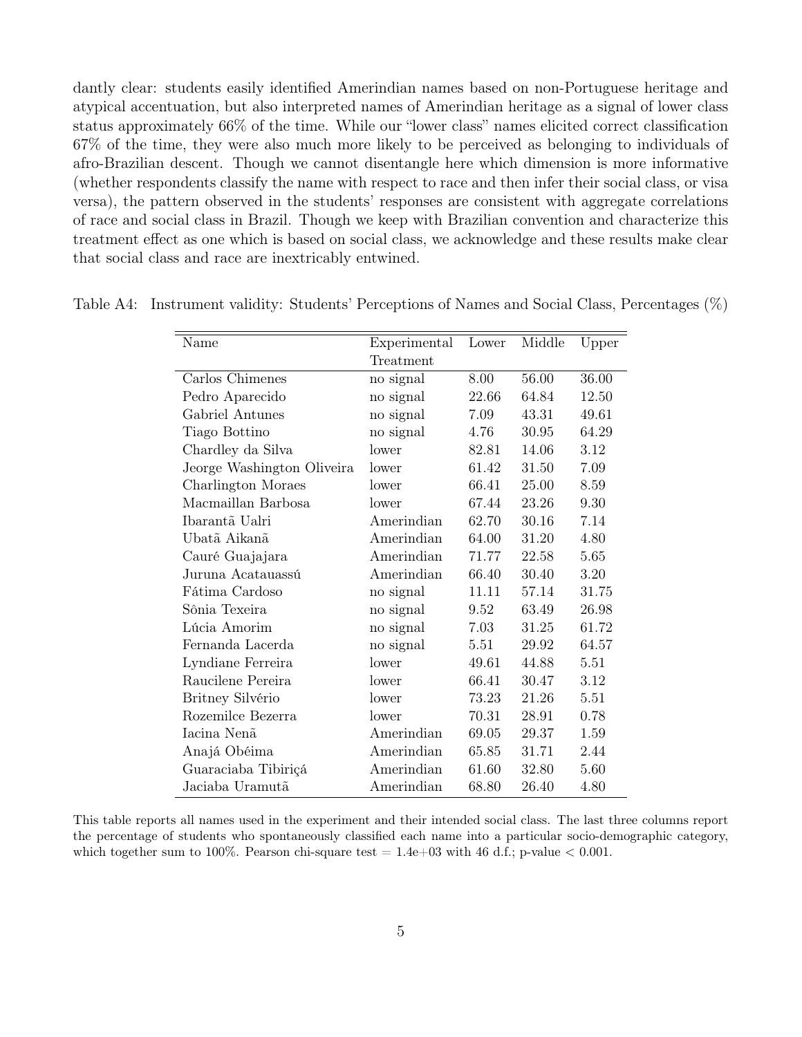dantly clear: students easily identified Amerindian names based on non-Portuguese heritage and atypical accentuation, but also interpreted names of Amerindian heritage as a signal of lower class status approximately 66% of the time. While our "lower class" names elicited correct classification 67% of the time, they were also much more likely to be perceived as belonging to individuals of afro-Brazilian descent. Though we cannot disentangle here which dimension is more informative (whether respondents classify the name with respect to race and then infer their social class, or visa versa), the pattern observed in the students' responses are consistent with aggregate correlations of race and social class in Brazil. Though we keep with Brazilian convention and characterize this treatment effect as one which is based on social class, we acknowledge and these results make clear that social class and race are inextricably entwined.

Table A4: Instrument validity: Students' Perceptions of Names and Social Class, Percentages (%)

| Name | Experimental Treatment | Lower | Middle | Upper |
|---|---|---|---|---|
| Carlos Chimenes | no signal | 8.00 | 56.00 | 36.00 |
| Pedro Aparecido | no signal | 22.66 | 64.84 | 12.50 |
| Gabriel Antunes | no signal | 7.09 | 43.31 | 49.61 |
| Tiago Bottino | no signal | 4.76 | 30.95 | 64.29 |
| Chardley da Silva | lower | 82.81 | 14.06 | 3.12 |
| Jeorge Washington Oliveira | lower | 61.42 | 31.50 | 7.09 |
| Charlington Moraes | lower | 66.41 | 25.00 | 8.59 |
| Macmaillan Barbosa | lower | 67.44 | 23.26 | 9.30 |
| Ibarantã Ualri | Amerindian | 62.70 | 30.16 | 7.14 |
| Ubatã Aikanã | Amerindian | 64.00 | 31.20 | 4.80 |
| Cauré Guajajara | Amerindian | 71.77 | 22.58 | 5.65 |
| Juruna Acatauassú | Amerindian | 66.40 | 30.40 | 3.20 |
| Fátima Cardoso | no signal | 11.11 | 57.14 | 31.75 |
| Sônia Texeira | no signal | 9.52 | 63.49 | 26.98 |
| Lúcia Amorim | no signal | 7.03 | 31.25 | 61.72 |
| Fernanda Lacerda | no signal | 5.51 | 29.92 | 64.57 |
| Lyndiane Ferreira | lower | 49.61 | 44.88 | 5.51 |
| Raucilene Pereira | lower | 66.41 | 30.47 | 3.12 |
| Britney Silvério | lower | 73.23 | 21.26 | 5.51 |
| Rozemilce Bezerra | lower | 70.31 | 28.91 | 0.78 |
| Iacina Nenã | Amerindian | 69.05 | 29.37 | 1.59 |
| Anajá Obéima | Amerindian | 65.85 | 31.71 | 2.44 |
| Guaraciaba Tibiriçá | Amerindian | 61.60 | 32.80 | 5.60 |
| Jaciaba Uramutã | Amerindian | 68.80 | 26.40 | 4.80 |

This table reports all names used in the experiment and their intended social class. The last three columns report the percentage of students who spontaneously classified each name into a particular socio-demographic category, which together sum to 100%. Pearson chi-square test = 1.4e+03 with 46 d.f.; p-value $< 0.001$.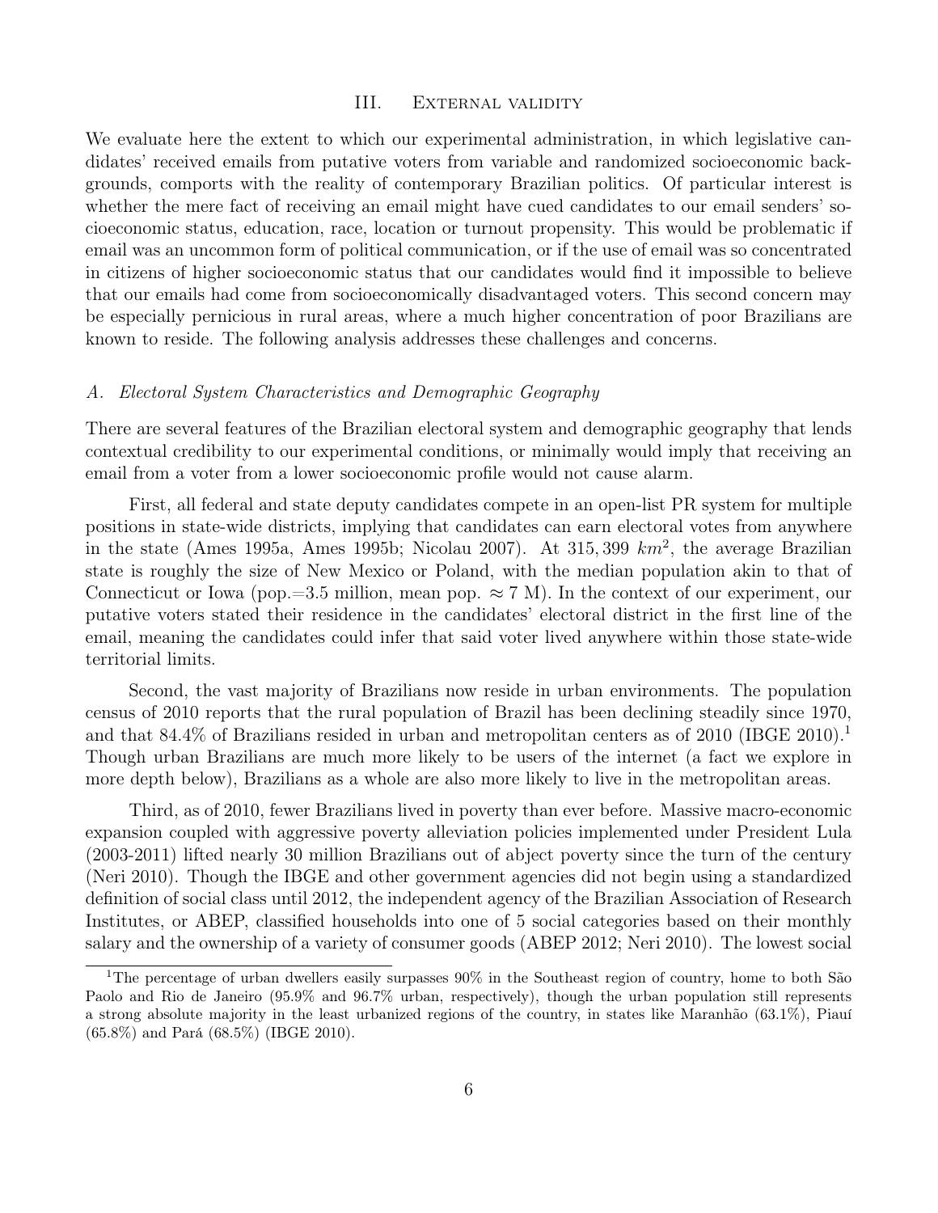## III. External validity

We evaluate here the extent to which our experimental administration, in which legislative candidates' received emails from putative voters from variable and randomized socioeconomic backgrounds, comports with the reality of contemporary Brazilian politics. Of particular interest is whether the mere fact of receiving an email might have cued candidates to our email senders' socioeconomic status, education, race, location or turnout propensity. This would be problematic if email was an uncommon form of political communication, or if the use of email was so concentrated in citizens of higher socioeconomic status that our candidates would find it impossible to believe that our emails had come from socioeconomically disadvantaged voters. This second concern may be especially pernicious in rural areas, where a much higher concentration of poor Brazilians are known to reside. The following analysis addresses these challenges and concerns.

### *A. Electoral System Characteristics and Demographic Geography*

There are several features of the Brazilian electoral system and demographic geography that lends contextual credibility to our experimental conditions, or minimally would imply that receiving an email from a voter from a lower socioeconomic profile would not cause alarm.

First, all federal and state deputy candidates compete in an open-list PR system for multiple positions in state-wide districts, implying that candidates can earn electoral votes from anywhere in the state (Ames 1995a, Ames 1995b; Nicolau 2007). At $315,399$ $km^2$, the average Brazilian state is roughly the size of New Mexico or Poland, with the median population akin to that of Connecticut or Iowa (pop.=3.5 million, mean pop. $\approx 7$ M). In the context of our experiment, our putative voters stated their residence in the candidates' electoral district in the first line of the email, meaning the candidates could infer that said voter lived anywhere within those state-wide territorial limits.

Second, the vast majority of Brazilians now reside in urban environments. The population census of 2010 reports that the rural population of Brazil has been declining steadily since 1970, and that 84.4% of Brazilians resided in urban and metropolitan centers as of 2010 (IBGE 2010).[1] Though urban Brazilians are much more likely to be users of the internet (a fact we explore in more depth below), Brazilians as a whole are also more likely to live in the metropolitan areas.

Third, as of 2010, fewer Brazilians lived in poverty than ever before. Massive macro-economic expansion coupled with aggressive poverty alleviation policies implemented under President Lula (2003-2011) lifted nearly 30 million Brazilians out of abject poverty since the turn of the century (Neri 2010). Though the IBGE and other government agencies did not begin using a standardized definition of social class until 2012, the independent agency of the Brazilian Association of Research Institutes, or ABEP, classified households into one of 5 social categories based on their monthly salary and the ownership of a variety of consumer goods (ABEP 2012; Neri 2010). The lowest social

[1] The percentage of urban dwellers easily surpasses 90% in the Southeast region of country, home to both São Paolo and Rio de Janeiro (95.9% and 96.7% urban, respectively), though the urban population still represents a strong absolute majority in the least urbanized regions of the country, in states like Maranhão (63.1%), Piauí (65.8%) and Pará (68.5%) (IBGE 2010).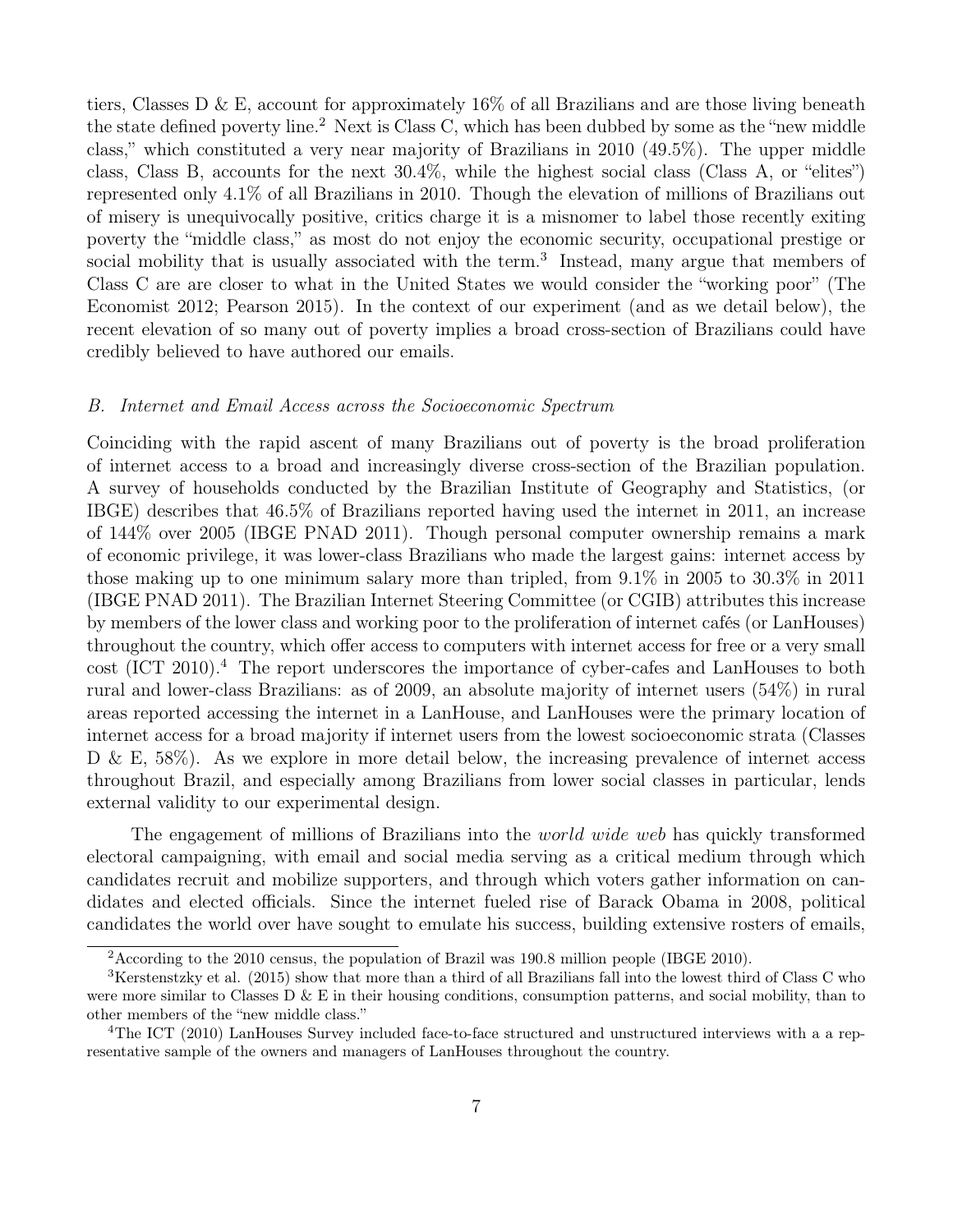tiers, Classes D & E, account for approximately 16% of all Brazilians and are those living beneath the state defined poverty line.[2] Next is Class C, which has been dubbed by some as the "new middle class," which constituted a very near majority of Brazilians in 2010 (49.5%). The upper middle class, Class B, accounts for the next 30.4%, while the highest social class (Class A, or "elites") represented only 4.1% of all Brazilians in 2010. Though the elevation of millions of Brazilians out of misery is unequivocally positive, critics charge it is a misnomer to label those recently exiting poverty the "middle class," as most do not enjoy the economic security, occupational prestige or social mobility that is usually associated with the term.[3] Instead, many argue that members of Class C are are closer to what in the United States we would consider the "working poor" (The Economist 2012; Pearson 2015). In the context of our experiment (and as we detail below), the recent elevation of so many out of poverty implies a broad cross-section of Brazilians could have credibly believed to have authored our emails.

### *B. Internet and Email Access across the Socioeconomic Spectrum*

Coinciding with the rapid ascent of many Brazilians out of poverty is the broad proliferation of internet access to a broad and increasingly diverse cross-section of the Brazilian population. A survey of households conducted by the Brazilian Institute of Geography and Statistics, (or IBGE) describes that 46.5% of Brazilians reported having used the internet in 2011, an increase of 144% over 2005 (IBGE PNAD 2011). Though personal computer ownership remains a mark of economic privilege, it was lower-class Brazilians who made the largest gains: internet access by those making up to one minimum salary more than tripled, from 9.1% in 2005 to 30.3% in 2011 (IBGE PNAD 2011). The Brazilian Internet Steering Committee (or CGIB) attributes this increase by members of the lower class and working poor to the proliferation of internet cafés (or LanHouses) throughout the country, which offer access to computers with internet access for free or a very small cost (ICT 2010).[4] The report underscores the importance of cyber-cafes and LanHouses to both rural and lower-class Brazilians: as of 2009, an absolute majority of internet users (54%) in rural areas reported accessing the internet in a LanHouse, and LanHouses were the primary location of internet access for a broad majority if internet users from the lowest socioeconomic strata (Classes D & E, 58%). As we explore in more detail below, the increasing prevalence of internet access throughout Brazil, and especially among Brazilians from lower social classes in particular, lends external validity to our experimental design.

The engagement of millions of Brazilians into the *world wide web* has quickly transformed electoral campaigning, with email and social media serving as a critical medium through which candidates recruit and mobilize supporters, and through which voters gather information on candidates and elected officials. Since the internet fueled rise of Barack Obama in 2008, political candidates the world over have sought to emulate his success, building extensive rosters of emails,

---

[2] According to the 2010 census, the population of Brazil was 190.8 million people (IBGE 2010).

[3] Kerstenstzky et al. (2015) show that more than a third of all Brazilians fall into the lowest third of Class C who were more similar to Classes D & E in their housing conditions, consumption patterns, and social mobility, than to other members of the "new middle class."

[4] The ICT (2010) LanHouses Survey included face-to-face structured and unstructured interviews with a a representative sample of the owners and managers of LanHouses throughout the country.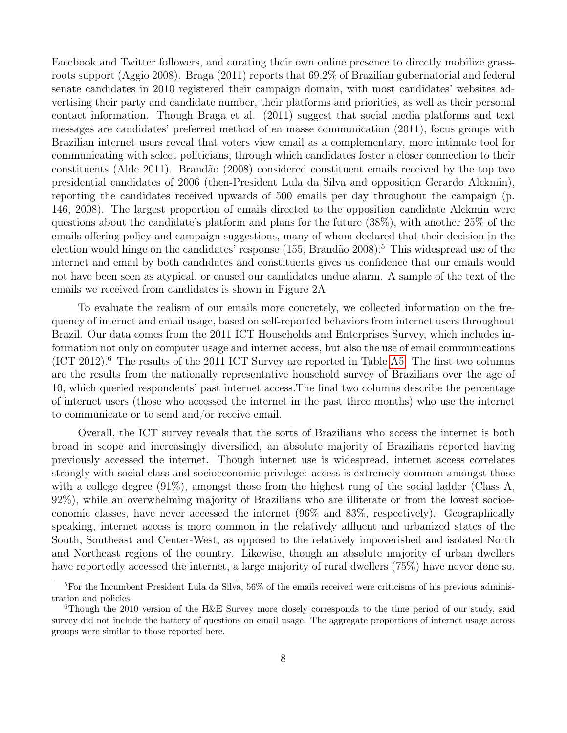Facebook and Twitter followers, and curating their own online presence to directly mobilize grassroots support (Aggio 2008). Braga (2011) reports that 69.2% of Brazilian gubernatorial and federal senate candidates in 2010 registered their campaign domain, with most candidates' websites advertising their party and candidate number, their platforms and priorities, as well as their personal contact information. Though Braga et al. (2011) suggest that social media platforms and text messages are candidates' preferred method of en masse communication (2011), focus groups with Brazilian internet users reveal that voters view email as a complementary, more intimate tool for communicating with select politicians, through which candidates foster a closer connection to their constituents (Alde 2011). Brandão (2008) considered constituent emails received by the top two presidential candidates of 2006 (then-President Lula da Silva and opposition Gerardo Alckmin), reporting the candidates received upwards of 500 emails per day throughout the campaign (p. 146, 2008). The largest proportion of emails directed to the opposition candidate Alckmin were questions about the candidate's platform and plans for the future (38%), with another 25% of the emails offering policy and campaign suggestions, many of whom declared that their decision in the election would hinge on the candidates' response (155, Brandão 2008).[5] This widespread use of the internet and email by both candidates and constituents gives us confidence that our emails would not have been seen as atypical, or caused our candidates undue alarm. A sample of the text of the emails we received from candidates is shown in Figure 2A.

To evaluate the realism of our emails more concretely, we collected information on the frequency of internet and email usage, based on self-reported behaviors from internet users throughout Brazil. Our data comes from the 2011 ICT Households and Enterprises Survey, which includes information not only on computer usage and internet access, but also the use of email communications (ICT 2012).[6] The results of the 2011 ICT Survey are reported in Table A5. The first two columns are the results from the nationally representative household survey of Brazilians over the age of 10, which queried respondents' past internet access.The final two columns describe the percentage of internet users (those who accessed the internet in the past three months) who use the internet to communicate or to send and/or receive email.

Overall, the ICT survey reveals that the sorts of Brazilians who access the internet is both broad in scope and increasingly diversified, an absolute majority of Brazilians reported having previously accessed the internet. Though internet use is widespread, internet access correlates strongly with social class and socioeconomic privilege: access is extremely common amongst those with a college degree (91%), amongst those from the highest rung of the social ladder (Class A, 92%), while an overwhelming majority of Brazilians who are illiterate or from the lowest socioeconomic classes, have never accessed the internet (96% and 83%, respectively). Geographically speaking, internet access is more common in the relatively affluent and urbanized states of the South, Southeast and Center-West, as opposed to the relatively impoverished and isolated North and Northeast regions of the country. Likewise, though an absolute majority of urban dwellers have reportedly accessed the internet, a large majority of rural dwellers (75%) have never done so.

[5] For the Incumbent President Lula da Silva, 56% of the emails received were criticisms of his previous administration and policies.

[6] Though the 2010 version of the H&E Survey more closely corresponds to the time period of our study, said survey did not include the battery of questions on email usage. The aggregate proportions of internet usage across groups were similar to those reported here.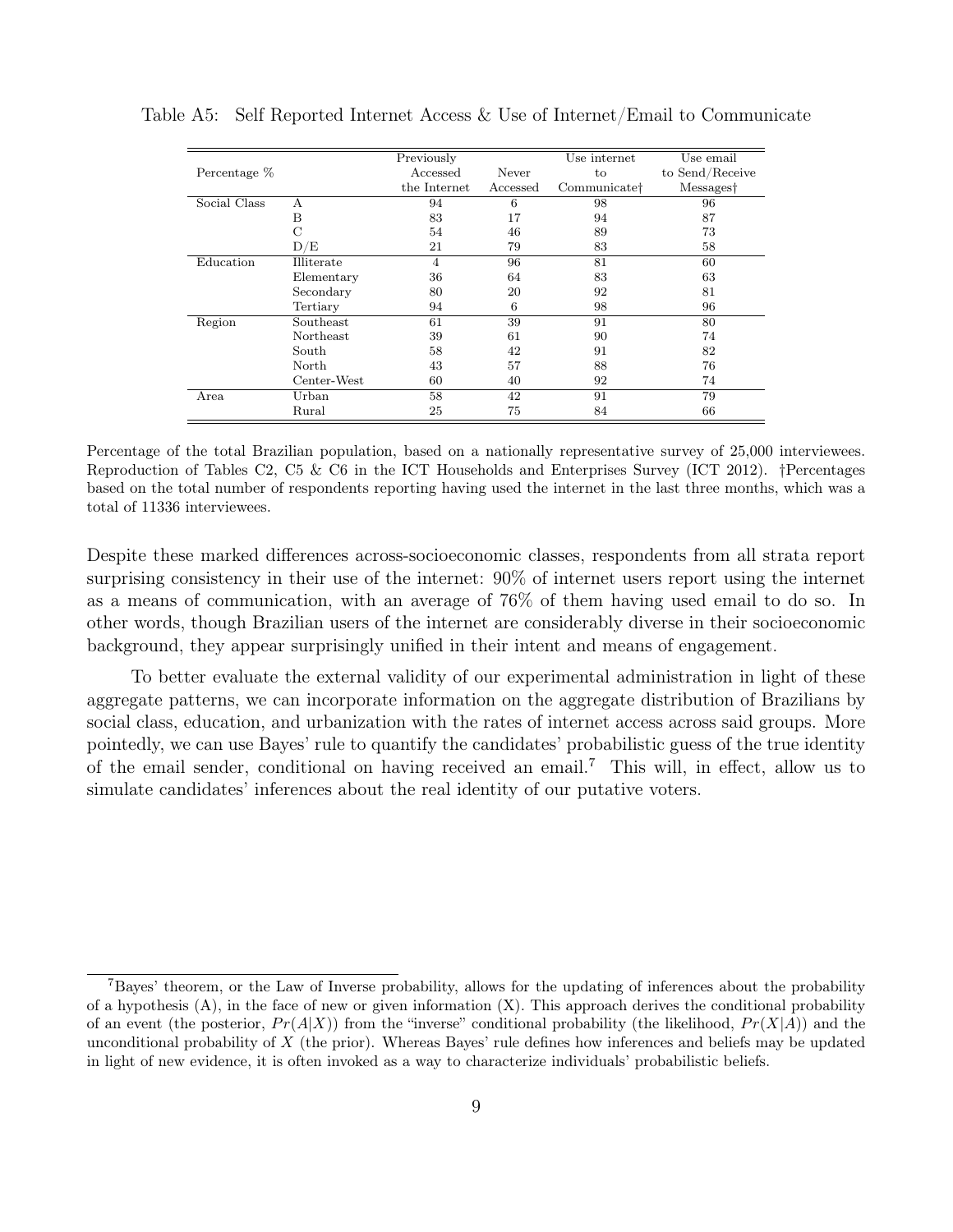Table A5: Self Reported Internet Access & Use of Internet/Email to Communicate

| Percentage % | | Previously Accessed the Internet | Never Accessed | Use internet to Communicate† | Use email to Send/Receive Messages† |
|---|---|---|---|---|---|
| Social Class | A | 94 | 6 | 98 | 96 |
| | B | 83 | 17 | 94 | 87 |
| | C | 54 | 46 | 89 | 73 |
| | D/E | 21 | 79 | 83 | 58 |
| Education | Illiterate | 4 | 96 | 81 | 60 |
| | Elementary | 36 | 64 | 83 | 63 |
| | Secondary | 80 | 20 | 92 | 81 |
| | Tertiary | 94 | 6 | 98 | 96 |
| Region | Southeast | 61 | 39 | 91 | 80 |
| | Northeast | 39 | 61 | 90 | 74 |
| | South | 58 | 42 | 91 | 82 |
| | North | 43 | 57 | 88 | 76 |
| | Center-West | 60 | 40 | 92 | 74 |
| Area | Urban | 58 | 42 | 91 | 79 |
| | Rural | 25 | 75 | 84 | 66 |

Percentage of the total Brazilian population, based on a nationally representative survey of 25,000 interviewees. Reproduction of Tables C2, C5 & C6 in the ICT Households and Enterprises Survey (ICT 2012). †Percentages based on the total number of respondents reporting having used the internet in the last three months, which was a total of 11336 interviewees.

Despite these marked differences across-socioeconomic classes, respondents from all strata report surprising consistency in their use of the internet: 90% of internet users report using the internet as a means of communication, with an average of 76% of them having used email to do so. In other words, though Brazilian users of the internet are considerably diverse in their socioeconomic background, they appear surprisingly unified in their intent and means of engagement.

To better evaluate the external validity of our experimental administration in light of these aggregate patterns, we can incorporate information on the aggregate distribution of Brazilians by social class, education, and urbanization with the rates of internet access across said groups. More pointedly, we can use Bayes' rule to quantify the candidates' probabilistic guess of the true identity of the email sender, conditional on having received an email.[7] This will, in effect, allow us to simulate candidates' inferences about the real identity of our putative voters.

[7] Bayes' theorem, or the Law of Inverse probability, allows for the updating of inferences about the probability of a hypothesis (A), in the face of new or given information (X). This approach derives the conditional probability of an event (the posterior, $Pr(A|X)$) from the "inverse" conditional probability (the likelihood, $Pr(X|A)$) and the unconditional probability of $X$ (the prior). Whereas Bayes' rule defines how inferences and beliefs may be updated in light of new evidence, it is often invoked as a way to characterize individuals' probabilistic beliefs.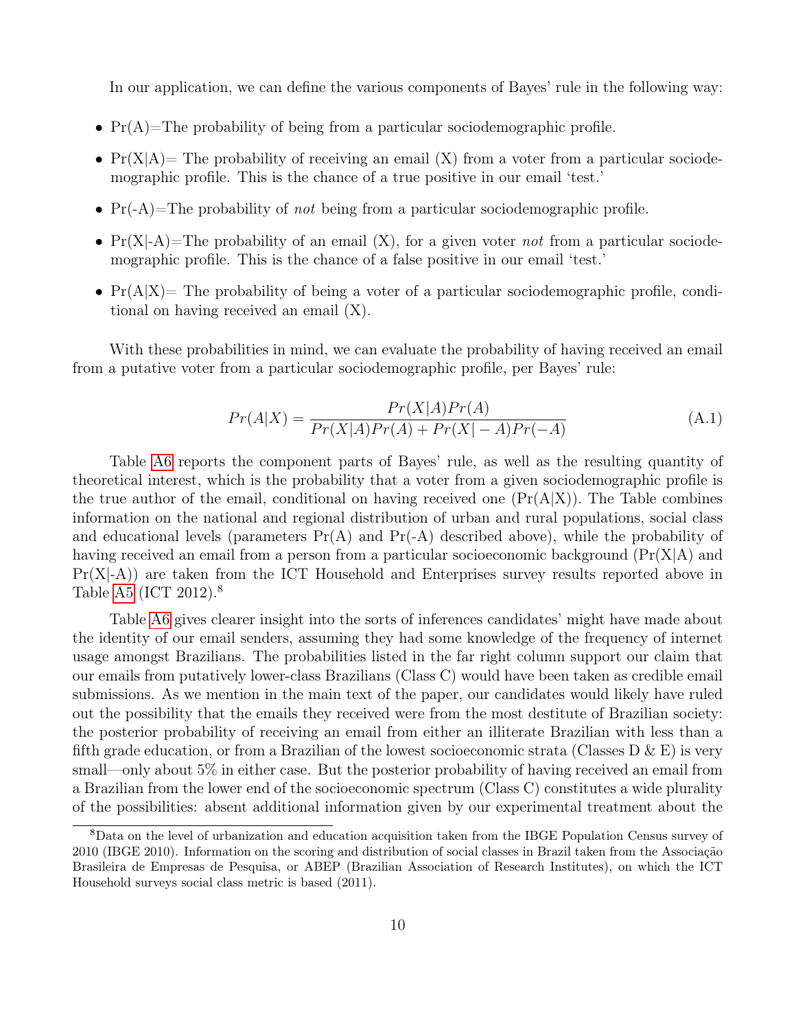In our application, we can define the various components of Bayes' rule in the following way:

- Pr(A)=The probability of being from a particular sociodemographic profile.
- Pr(X|A)= The probability of receiving an email (X) from a voter from a particular sociodemographic profile. This is the chance of a true positive in our email 'test.'
- Pr(-A)=The probability of *not* being from a particular sociodemographic profile.
- Pr(X|-A)=The probability of an email (X), for a given voter *not* from a particular sociodemographic profile. This is the chance of a false positive in our email 'test.'
- Pr(A|X)= The probability of being a voter of a particular sociodemographic profile, conditional on having received an email (X).

With these probabilities in mind, we can evaluate the probability of having received an email from a putative voter from a particular sociodemographic profile, per Bayes' rule:

$$Pr(A|X) = \frac{Pr(X|A)Pr(A)}{Pr(X|A)Pr(A) + Pr(X|-A)Pr(-A)} \tag{A.1}$$

Table A6 reports the component parts of Bayes' rule, as well as the resulting quantity of theoretical interest, which is the probability that a voter from a given sociodemographic profile is the true author of the email, conditional on having received one (Pr(A|X)). The Table combines information on the national and regional distribution of urban and rural populations, social class and educational levels (parameters Pr(A) and Pr(-A) described above), while the probability of having received an email from a person from a particular socioeconomic background (Pr(X|A) and Pr(X|-A)) are taken from the ICT Household and Enterprises survey results reported above in Table A5 (ICT 2012).[8]

Table A6 gives clearer insight into the sorts of inferences candidates' might have made about the identity of our email senders, assuming they had some knowledge of the frequency of internet usage amongst Brazilians. The probabilities listed in the far right column support our claim that our emails from putatively lower-class Brazilians (Class C) would have been taken as credible email submissions. As we mention in the main text of the paper, our candidates would likely have ruled out the possibility that the emails they received were from the most destitute of Brazilian society: the posterior probability of receiving an email from either an illiterate Brazilian with less than a fifth grade education, or from a Brazilian of the lowest socioeconomic strata (Classes D & E) is very small—only about 5% in either case. But the posterior probability of having received an email from a Brazilian from the lower end of the socioeconomic spectrum (Class C) constitutes a wide plurality of the possibilities: absent additional information given by our experimental treatment about the

[8] Data on the level of urbanization and education acquisition taken from the IBGE Population Census survey of 2010 (IBGE 2010). Information on the scoring and distribution of social classes in Brazil taken from the Associação Brasileira de Empresas de Pesquisa, or ABEP (Brazilian Association of Research Institutes), on which the ICT Household surveys social class metric is based (2011).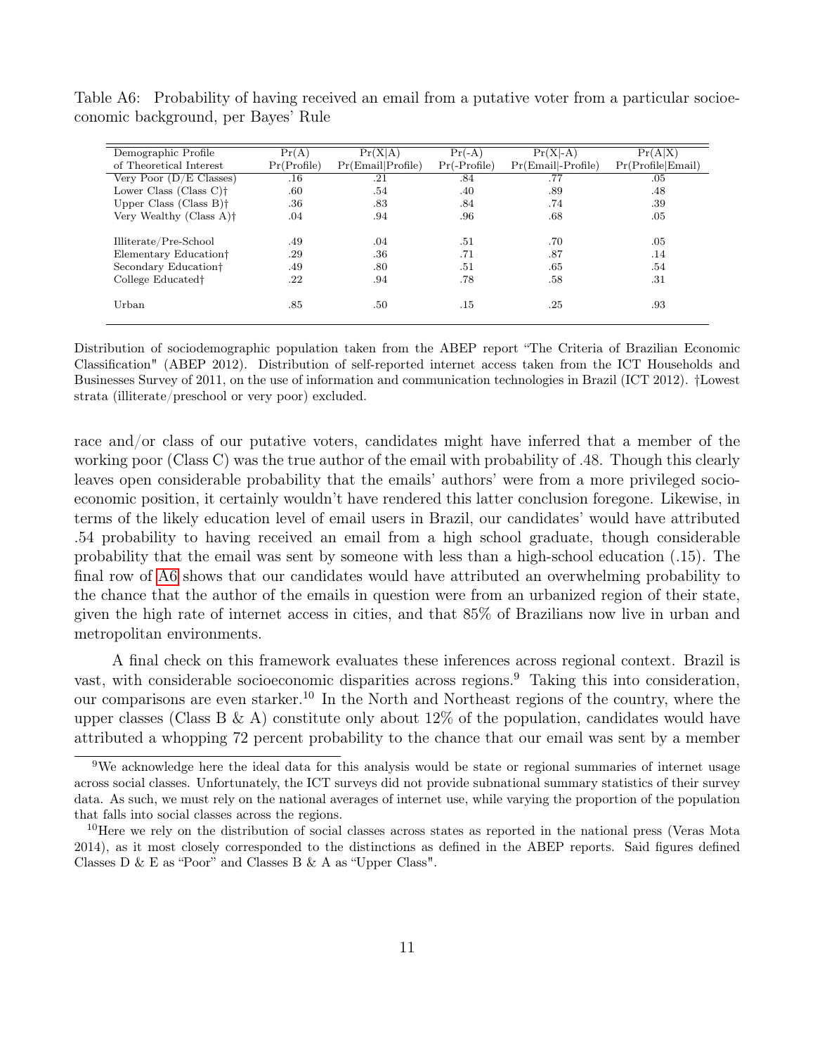Table A6: Probability of having received an email from a putative voter from a particular socioeconomic background, per Bayes' Rule

| Demographic Profile of Theoretical Interest | Pr(A) Pr(Profile) | Pr(X\|A) Pr(Email\|Profile) | Pr(-A) Pr(-Profile) | Pr(X\|-A) Pr(Email\|-Profile) | Pr(A\|X) Pr(Profile\|Email) |
|---|---|---|---|---|---|
| Very Poor (D/E Classes) | .16 | .21 | .84 | .77 | .05 |
| Lower Class (Class C)† | .60 | .54 | .40 | .89 | .48 |
| Upper Class (Class B)† | .36 | .83 | .84 | .74 | .39 |
| Very Wealthy (Class A)† | .04 | .94 | .96 | .68 | .05 |
| | | | | | |
| Illiterate/Pre-School | .49 | .04 | .51 | .70 | .05 |
| Elementary Education† | .29 | .36 | .71 | .87 | .14 |
| Secondary Education† | .49 | .80 | .51 | .65 | .54 |
| College Educated† | .22 | .94 | .78 | .58 | .31 |
| | | | | | |
| Urban | .85 | .50 | .15 | .25 | .93 |

Distribution of sociodemographic population taken from the ABEP report "The Criteria of Brazilian Economic Classification" (ABEP 2012). Distribution of self-reported internet access taken from the ICT Households and Businesses Survey of 2011, on the use of information and communication technologies in Brazil (ICT 2012). †Lowest strata (illiterate/preschool or very poor) excluded.

race and/or class of our putative voters, candidates might have inferred that a member of the working poor (Class C) was the true author of the email with probability of .48. Though this clearly leaves open considerable probability that the emails' authors' were from a more privileged socioeconomic position, it certainly wouldn't have rendered this latter conclusion foregone. Likewise, in terms of the likely education level of email users in Brazil, our candidates' would have attributed .54 probability to having received an email from a high school graduate, though considerable probability that the email was sent by someone with less than a high-school education (.15). The final row of A6 shows that our candidates would have attributed an overwhelming probability to the chance that the author of the emails in question were from an urbanized region of their state, given the high rate of internet access in cities, and that 85% of Brazilians now live in urban and metropolitan environments.

A final check on this framework evaluates these inferences across regional context. Brazil is vast, with considerable socioeconomic disparities across regions.[9] Taking this into consideration, our comparisons are even starker.[10] In the North and Northeast regions of the country, where the upper classes (Class B & A) constitute only about 12% of the population, candidates would have attributed a whopping 72 percent probability to the chance that our email was sent by a member

[9]We acknowledge here the ideal data for this analysis would be state or regional summaries of internet usage across social classes. Unfortunately, the ICT surveys did not provide subnational summary statistics of their survey data. As such, we must rely on the national averages of internet use, while varying the proportion of the population that falls into social classes across the regions.

[10]Here we rely on the distribution of social classes across states as reported in the national press (Veras Mota 2014), as it most closely corresponded to the distinctions as defined in the ABEP reports. Said figures defined Classes D & E as "Poor" and Classes B & A as "Upper Class".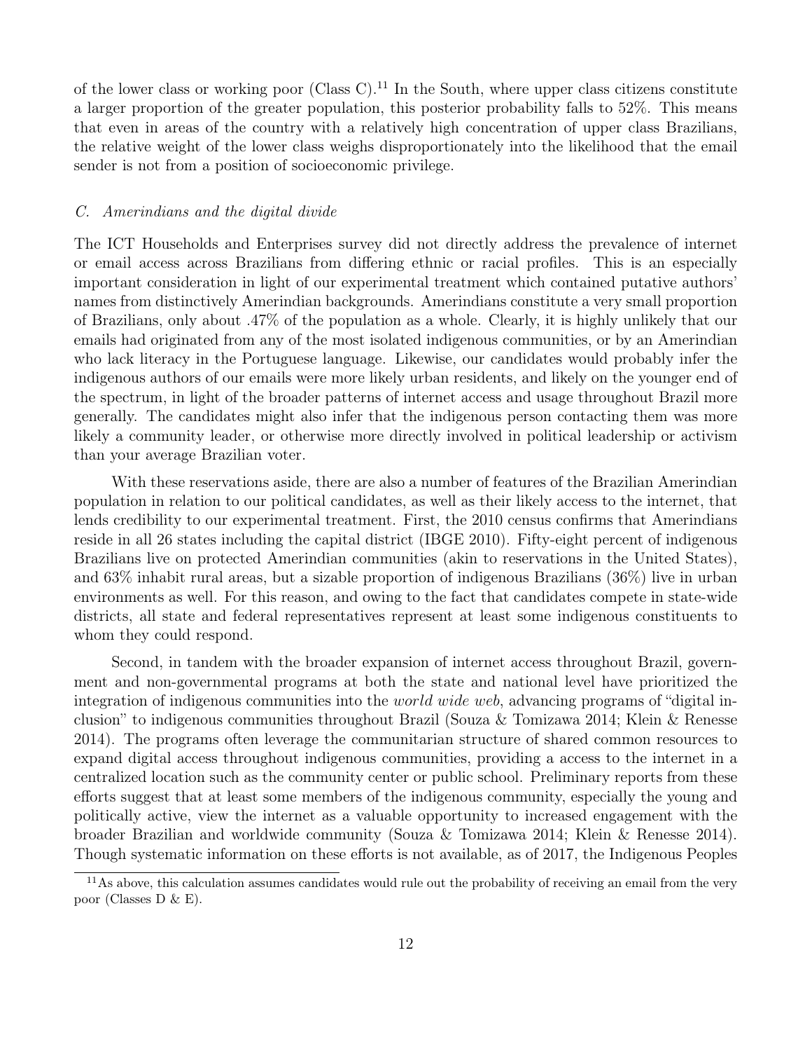of the lower class or working poor (Class C).[11] In the South, where upper class citizens constitute a larger proportion of the greater population, this posterior probability falls to 52%. This means that even in areas of the country with a relatively high concentration of upper class Brazilians, the relative weight of the lower class weighs disproportionately into the likelihood that the email sender is not from a position of socioeconomic privilege.

### *C. Amerindians and the digital divide*

The ICT Households and Enterprises survey did not directly address the prevalence of internet or email access across Brazilians from differing ethnic or racial profiles. This is an especially important consideration in light of our experimental treatment which contained putative authors' names from distinctively Amerindian backgrounds. Amerindians constitute a very small proportion of Brazilians, only about .47% of the population as a whole. Clearly, it is highly unlikely that our emails had originated from any of the most isolated indigenous communities, or by an Amerindian who lack literacy in the Portuguese language. Likewise, our candidates would probably infer the indigenous authors of our emails were more likely urban residents, and likely on the younger end of the spectrum, in light of the broader patterns of internet access and usage throughout Brazil more generally. The candidates might also infer that the indigenous person contacting them was more likely a community leader, or otherwise more directly involved in political leadership or activism than your average Brazilian voter.

With these reservations aside, there are also a number of features of the Brazilian Amerindian population in relation to our political candidates, as well as their likely access to the internet, that lends credibility to our experimental treatment. First, the 2010 census confirms that Amerindians reside in all 26 states including the capital district (IBGE 2010). Fifty-eight percent of indigenous Brazilians live on protected Amerindian communities (akin to reservations in the United States), and 63% inhabit rural areas, but a sizable proportion of indigenous Brazilians (36%) live in urban environments as well. For this reason, and owing to the fact that candidates compete in state-wide districts, all state and federal representatives represent at least some indigenous constituents to whom they could respond.

Second, in tandem with the broader expansion of internet access throughout Brazil, government and non-governmental programs at both the state and national level have prioritized the integration of indigenous communities into the *world wide web*, advancing programs of "digital inclusion" to indigenous communities throughout Brazil (Souza & Tomizawa 2014; Klein & Renesse 2014). The programs often leverage the communitarian structure of shared common resources to expand digital access throughout indigenous communities, providing a access to the internet in a centralized location such as the community center or public school. Preliminary reports from these efforts suggest that at least some members of the indigenous community, especially the young and politically active, view the internet as a valuable opportunity to increased engagement with the broader Brazilian and worldwide community (Souza & Tomizawa 2014; Klein & Renesse 2014). Though systematic information on these efforts is not available, as of 2017, the Indigenous Peoples

[11] As above, this calculation assumes candidates would rule out the probability of receiving an email from the very poor (Classes D & E).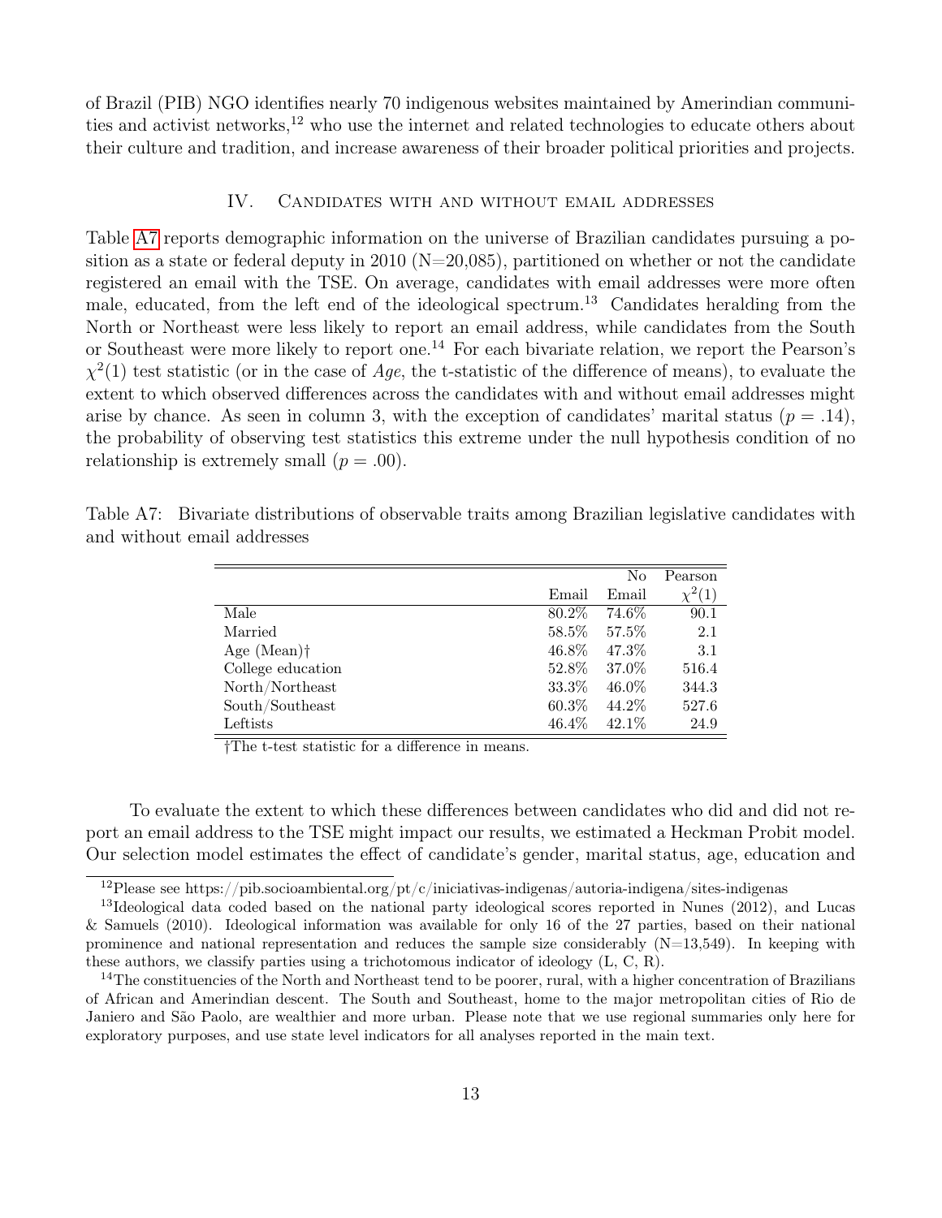of Brazil (PIB) NGO identifies nearly 70 indigenous websites maintained by Amerindian communities and activist networks,[12] who use the internet and related technologies to educate others about their culture and tradition, and increase awareness of their broader political priorities and projects.

## IV. Candidates with and without email addresses

Table A7 reports demographic information on the universe of Brazilian candidates pursuing a position as a state or federal deputy in 2010 (N=20,085), partitioned on whether or not the candidate registered an email with the TSE. On average, candidates with email addresses were more often male, educated, from the left end of the ideological spectrum.[13] Candidates heralding from the North or Northeast were less likely to report an email address, while candidates from the South or Southeast were more likely to report one.[14] For each bivariate relation, we report the Pearson's $\chi^2(1)$ test statistic (or in the case of *Age*, the t-statistic of the difference of means), to evaluate the extent to which observed differences across the candidates with and without email addresses might arise by chance. As seen in column 3, with the exception of candidates' marital status ($p = .14$), the probability of observing test statistics this extreme under the null hypothesis condition of no relationship is extremely small ($p = .00$).

Table A7: Bivariate distributions of observable traits among Brazilian legislative candidates with and without email addresses

| | Email | No Email | Pearson $\chi^2(1)$ |
|---|---|---|---|
| Male | 80.2% | 74.6% | 90.1 |
| Married | 58.5% | 57.5% | 2.1 |
| Age (Mean)† | 46.8% | 47.3% | 3.1 |
| College education | 52.8% | 37.0% | 516.4 |
| North/Northeast | 33.3% | 46.0% | 344.3 |
| South/Southeast | 60.3% | 44.2% | 527.6 |
| Leftists | 46.4% | 42.1% | 24.9 |

†The t-test statistic for a difference in means.

To evaluate the extent to which these differences between candidates who did and did not report an email address to the TSE might impact our results, we estimated a Heckman Probit model. Our selection model estimates the effect of candidate's gender, marital status, age, education and

[12] Please see https://pib.socioambiental.org/pt/c/iniciativas-indigenas/autoria-indigena/sites-indigenas

[13] Ideological data coded based on the national party ideological scores reported in Nunes (2012), and Lucas & Samuels (2010). Ideological information was available for only 16 of the 27 parties, based on their national prominence and national representation and reduces the sample size considerably (N=13,549). In keeping with these authors, we classify parties using a trichotomous indicator of ideology (L, C, R).

[14] The constituencies of the North and Northeast tend to be poorer, rural, with a higher concentration of Brazilians of African and Amerindian descent. The South and Southeast, home to the major metropolitan cities of Rio de Janiero and São Paolo, are wealthier and more urban. Please note that we use regional summaries only here for exploratory purposes, and use state level indicators for all analyses reported in the main text.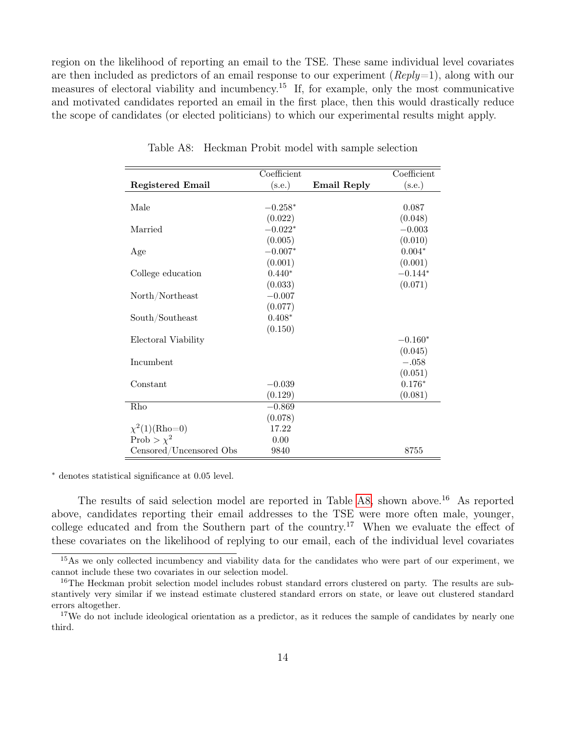region on the likelihood of reporting an email to the TSE. These same individual level covariates are then included as predictors of an email response to our experiment (*Reply*=1), along with our measures of electoral viability and incumbency.[15] If, for example, only the most communicative and motivated candidates reported an email in the first place, then this would drastically reduce the scope of candidates (or elected politicians) to which our experimental results might apply.

Table A8: Heckman Probit model with sample selection

| **Registered Email** | Coefficient (s.e.) | **Email Reply** | Coefficient (s.e.) |
|---|---|---|---|
| Male | $-0.258^{*}$ | | 0.087 |
| | (0.022) | | (0.048) |
| Married | $-0.022^{*}$ | | $-0.003$ |
| | (0.005) | | (0.010) |
| Age | $-0.007^{*}$ | | $0.004^{*}$ |
| | (0.001) | | (0.001) |
| College education | $0.440^{*}$ | | $-0.144^{*}$ |
| | (0.033) | | (0.071) |
| North/Northeast | $-0.007$ | | |
| | (0.077) | | |
| South/Southeast | $0.408^{*}$ | | |
| | (0.150) | | |
| Electoral Viability | | | $-0.160^{*}$ |
| | | | (0.045) |
| Incumbent | | | $-.058$ |
| | | | (0.051) |
| Constant | $-0.039$ | | $0.176^{*}$ |
| | (0.129) | | (0.081) |
| Rho | $-0.869$ | | |
| | (0.078) | | |
| $\chi^2(1)$(Rho=0) | 17.22 | | |
| Prob > $\chi^2$ | 0.00 | | |
| Censored/Uncensored Obs | 9840 | | 8755 |

$^{*}$ denotes statistical significance at 0.05 level.

The results of said selection model are reported in Table A8, shown above.[16] As reported above, candidates reporting their email addresses to the TSE were more often male, younger, college educated and from the Southern part of the country.[17] When we evaluate the effect of these covariates on the likelihood of replying to our email, each of the individual level covariates

[15] As we only collected incumbency and viability data for the candidates who were part of our experiment, we cannot include these two covariates in our selection model.

[16] The Heckman probit selection model includes robust standard errors clustered on party. The results are substantively very similar if we instead estimate clustered standard errors on state, or leave out clustered standard errors altogether.

[17] We do not include ideological orientation as a predictor, as it reduces the sample of candidates by nearly one third.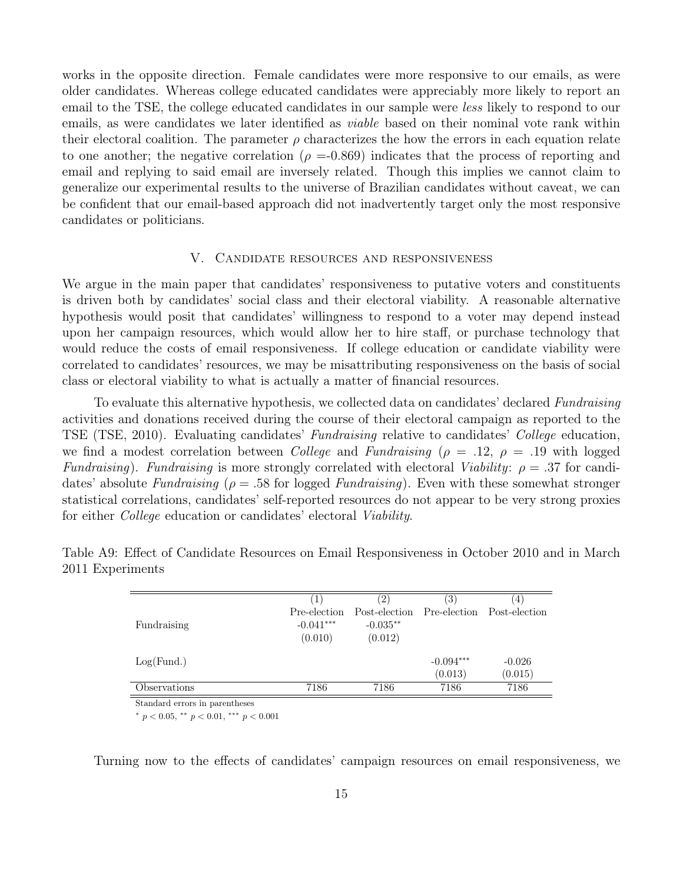works in the opposite direction. Female candidates were more responsive to our emails, as were older candidates. Whereas college educated candidates were appreciably more likely to report an email to the TSE, the college educated candidates in our sample were *less* likely to respond to our emails, as were candidates we later identified as *viable* based on their nominal vote rank within their electoral coalition. The parameter $\rho$ characterizes the how the errors in each equation relate to one another; the negative correlation ($\rho$ =-0.869) indicates that the process of reporting and email and replying to said email are inversely related. Though this implies we cannot claim to generalize our experimental results to the universe of Brazilian candidates without caveat, we can be confident that our email-based approach did not inadvertently target only the most responsive candidates or politicians.

## V. Candidate resources and responsiveness

We argue in the main paper that candidates' responsiveness to putative voters and constituents is driven both by candidates' social class and their electoral viability. A reasonable alternative hypothesis would posit that candidates' willingness to respond to a voter may depend instead upon her campaign resources, which would allow her to hire staff, or purchase technology that would reduce the costs of email responsiveness. If college education or candidate viability were correlated to candidates' resources, we may be misattributing responsiveness on the basis of social class or electoral viability to what is actually a matter of financial resources.

To evaluate this alternative hypothesis, we collected data on candidates' declared *Fundraising* activities and donations received during the course of their electoral campaign as reported to the TSE (TSE, 2010). Evaluating candidates' *Fundraising* relative to candidates' *College* education, we find a modest correlation between *College* and *Fundraising* ($\rho$ = .12, $\rho$ = .19 with logged *Fundraising*). *Fundraising* is more strongly correlated with electoral *Viability*: $\rho$ = .37 for candidates' absolute *Fundraising* ($\rho$ = .58 for logged *Fundraising*). Even with these somewhat stronger statistical correlations, candidates' self-reported resources do not appear to be very strong proxies for either *College* education or candidates' electoral *Viability*.

Table A9: Effect of Candidate Resources on Email Responsiveness in October 2010 and in March 2011 Experiments

| | (1) | (2) | (3) | (4) |
|---|---|---|---|---|
| | Pre-election | Post-election | Pre-election | Post-election |
| Fundraising | -0.041*** | -0.035** | | |
| | (0.010) | (0.012) | | |
| Log(Fund.) | | | -0.094*** | -0.026 |
| | | | (0.013) | (0.015) |
| Observations | 7186 | 7186 | 7186 | 7186 |

Standard errors in parentheses

* $p < 0.05$, ** $p < 0.01$, *** $p < 0.001$

Turning now to the effects of candidates' campaign resources on email responsiveness, we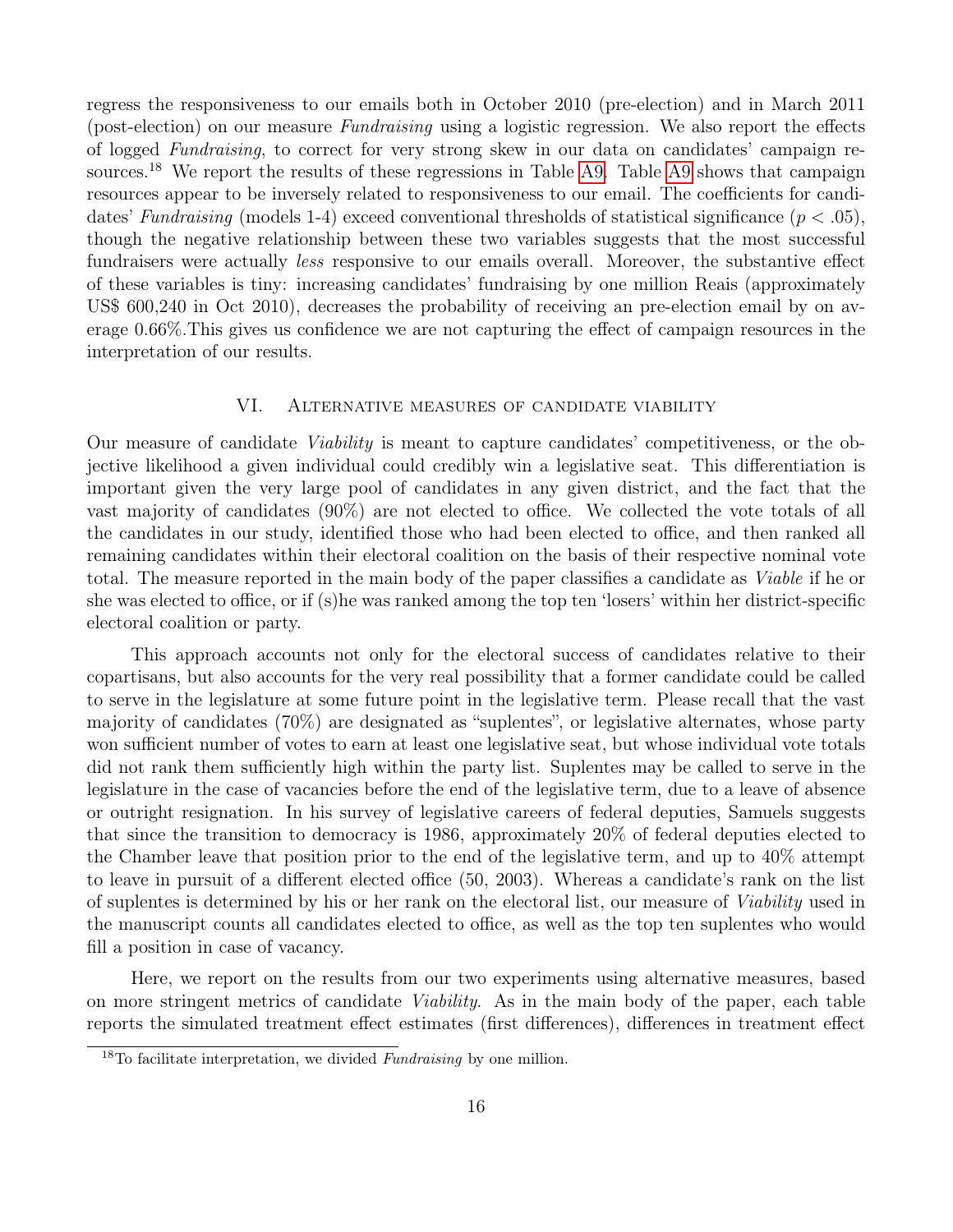regress the responsiveness to our emails both in October 2010 (pre-election) and in March 2011 (post-election) on our measure *Fundraising* using a logistic regression. We also report the effects of logged *Fundraising*, to correct for very strong skew in our data on candidates' campaign resources.[18] We report the results of these regressions in Table A9. Table A9 shows that campaign resources appear to be inversely related to responsiveness to our email. The coefficients for candidates' *Fundraising* (models 1-4) exceed conventional thresholds of statistical significance ($p < .05$), though the negative relationship between these two variables suggests that the most successful fundraisers were actually *less* responsive to our emails overall. Moreover, the substantive effect of these variables is tiny: increasing candidates' fundraising by one million Reais (approximately US$ 600,240 in Oct 2010), decreases the probability of receiving an pre-election email by on average 0.66%.This gives us confidence we are not capturing the effect of campaign resources in the interpretation of our results.

## VI. Alternative measures of candidate viability

Our measure of candidate *Viability* is meant to capture candidates' competitiveness, or the objective likelihood a given individual could credibly win a legislative seat. This differentiation is important given the very large pool of candidates in any given district, and the fact that the vast majority of candidates (90%) are not elected to office. We collected the vote totals of all the candidates in our study, identified those who had been elected to office, and then ranked all remaining candidates within their electoral coalition on the basis of their respective nominal vote total. The measure reported in the main body of the paper classifies a candidate as *Viable* if he or she was elected to office, or if (s)he was ranked among the top ten 'losers' within her district-specific electoral coalition or party.

This approach accounts not only for the electoral success of candidates relative to their copartisans, but also accounts for the very real possibility that a former candidate could be called to serve in the legislature at some future point in the legislative term. Please recall that the vast majority of candidates (70%) are designated as "suplentes", or legislative alternates, whose party won sufficient number of votes to earn at least one legislative seat, but whose individual vote totals did not rank them sufficiently high within the party list. Suplentes may be called to serve in the legislature in the case of vacancies before the end of the legislative term, due to a leave of absence or outright resignation. In his survey of legislative careers of federal deputies, Samuels suggests that since the transition to democracy is 1986, approximately 20% of federal deputies elected to the Chamber leave that position prior to the end of the legislative term, and up to 40% attempt to leave in pursuit of a different elected office (50, 2003). Whereas a candidate's rank on the list of suplentes is determined by his or her rank on the electoral list, our measure of *Viability* used in the manuscript counts all candidates elected to office, as well as the top ten suplentes who would fill a position in case of vacancy.

Here, we report on the results from our two experiments using alternative measures, based on more stringent metrics of candidate *Viability*. As in the main body of the paper, each table reports the simulated treatment effect estimates (first differences), differences in treatment effect

[18] To facilitate interpretation, we divided *Fundraising* by one million.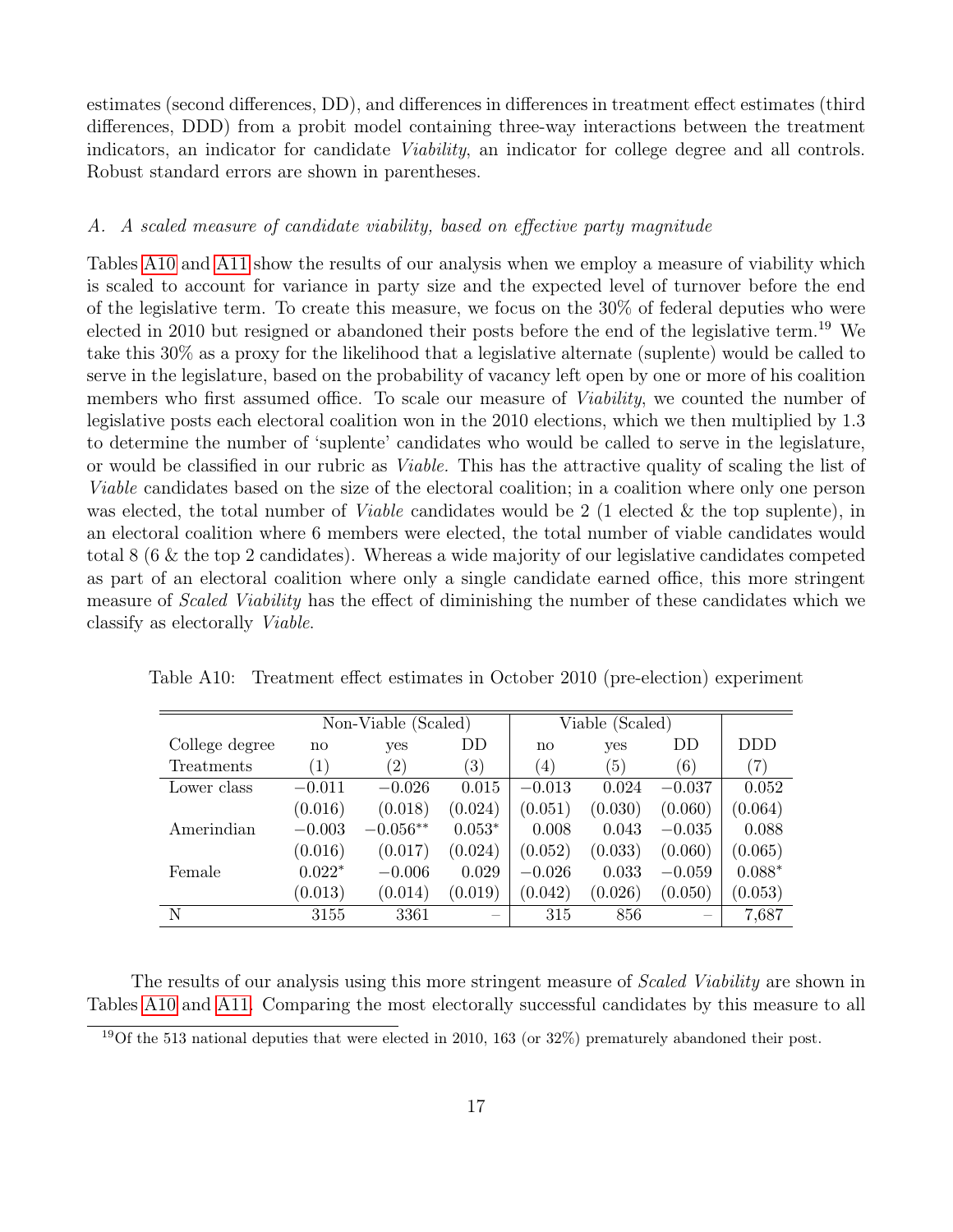estimates (second differences, DD), and differences in differences in treatment effect estimates (third differences, DDD) from a probit model containing three-way interactions between the treatment indicators, an indicator for candidate *Viability*, an indicator for college degree and all controls. Robust standard errors are shown in parentheses.

### *A. A scaled measure of candidate viability, based on effective party magnitude*

Tables A10 and A11 show the results of our analysis when we employ a measure of viability which is scaled to account for variance in party size and the expected level of turnover before the end of the legislative term. To create this measure, we focus on the 30% of federal deputies who were elected in 2010 but resigned or abandoned their posts before the end of the legislative term.[19] We take this 30% as a proxy for the likelihood that a legislative alternate (suplente) would be called to serve in the legislature, based on the probability of vacancy left open by one or more of his coalition members who first assumed office. To scale our measure of *Viability*, we counted the number of legislative posts each electoral coalition won in the 2010 elections, which we then multiplied by 1.3 to determine the number of 'suplente' candidates who would be called to serve in the legislature, or would be classified in our rubric as *Viable*. This has the attractive quality of scaling the list of *Viable* candidates based on the size of the electoral coalition; in a coalition where only one person was elected, the total number of *Viable* candidates would be 2 (1 elected & the top suplente), in an electoral coalition where 6 members were elected, the total number of viable candidates would total 8 (6 & the top 2 candidates). Whereas a wide majority of our legislative candidates competed as part of an electoral coalition where only a single candidate earned office, this more stringent measure of *Scaled Viability* has the effect of diminishing the number of these candidates which we classify as electorally *Viable*.

Table A10: Treatment effect estimates in October 2010 (pre-election) experiment

| | Non-Viable (Scaled) | | | Viable (Scaled) | | | |
|---|---|---|---|---|---|---|---|
| College degree | no | yes | DD | no | yes | DD | DDD |
| Treatments | (1) | (2) | (3) | (4) | (5) | (6) | (7) |
| Lower class | −0.011 | −0.026 | 0.015 | −0.013 | 0.024 | −0.037 | 0.052 |
| | (0.016) | (0.018) | (0.024) | (0.051) | (0.030) | (0.060) | (0.064) |
| Amerindian | −0.003 | −0.056** | 0.053* | 0.008 | 0.043 | −0.035 | 0.088 |
| | (0.016) | (0.017) | (0.024) | (0.052) | (0.033) | (0.060) | (0.065) |
| Female | 0.022* | −0.006 | 0.029 | −0.026 | 0.033 | −0.059 | 0.088* |
| | (0.013) | (0.014) | (0.019) | (0.042) | (0.026) | (0.050) | (0.053) |
| N | 3155 | 3361 | – | 315 | 856 | – | 7,687 |

The results of our analysis using this more stringent measure of *Scaled Viability* are shown in Tables A10 and A11. Comparing the most electorally successful candidates by this measure to all

[19] Of the 513 national deputies that were elected in 2010, 163 (or 32%) prematurely abandoned their post.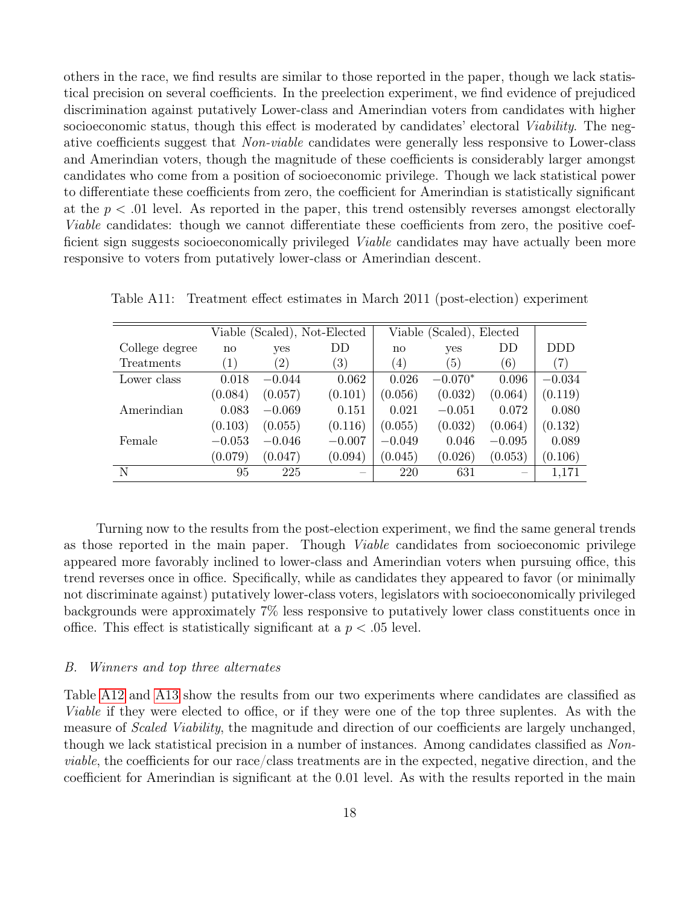others in the race, we find results are similar to those reported in the paper, though we lack statistical precision on several coefficients. In the preelection experiment, we find evidence of prejudiced discrimination against putatively Lower-class and Amerindian voters from candidates with higher socioeconomic status, though this effect is moderated by candidates' electoral *Viability*. The negative coefficients suggest that *Non-viable* candidates were generally less responsive to Lower-class and Amerindian voters, though the magnitude of these coefficients is considerably larger amongst candidates who come from a position of socioeconomic privilege. Though we lack statistical power to differentiate these coefficients from zero, the coefficient for Amerindian is statistically significant at the $p < .01$ level. As reported in the paper, this trend ostensibly reverses amongst electorally *Viable* candidates: though we cannot differentiate these coefficients from zero, the positive coefficient sign suggests socioeconomically privileged *Viable* candidates may have actually been more responsive to voters from putatively lower-class or Amerindian descent.

Table A11: Treatment effect estimates in March 2011 (post-election) experiment

| | Viable (Scaled), Not-Elected | | | Viable (Scaled), Elected | | | |
|---|---|---|---|---|---|---|---|
| College degree | no | yes | DD | no | yes | DD | DDD |
| Treatments | (1) | (2) | (3) | (4) | (5) | (6) | (7) |
| Lower class | 0.018 | −0.044 | 0.062 | 0.026 | $-0.070^{*}$ | 0.096 | −0.034 |
| | (0.084) | (0.057) | (0.101) | (0.056) | (0.032) | (0.064) | (0.119) |
| Amerindian | 0.083 | −0.069 | 0.151 | 0.021 | −0.051 | 0.072 | 0.080 |
| | (0.103) | (0.055) | (0.116) | (0.055) | (0.032) | (0.064) | (0.132) |
| Female | −0.053 | −0.046 | −0.007 | −0.049 | 0.046 | −0.095 | 0.089 |
| | (0.079) | (0.047) | (0.094) | (0.045) | (0.026) | (0.053) | (0.106) |
| N | 95 | 225 | – | 220 | 631 | – | 1,171 |

Turning now to the results from the post-election experiment, we find the same general trends as those reported in the main paper. Though *Viable* candidates from socioeconomic privilege appeared more favorably inclined to lower-class and Amerindian voters when pursuing office, this trend reverses once in office. Specifically, while as candidates they appeared to favor (or minimally not discriminate against) putatively lower-class voters, legislators with socioeconomically privileged backgrounds were approximately 7% less responsive to putatively lower class constituents once in office. This effect is statistically significant at a $p < .05$ level.

### *B. Winners and top three alternates*

Table A12 and A13 show the results from our two experiments where candidates are classified as *Viable* if they were elected to office, or if they were one of the top three suplentes. As with the measure of *Scaled Viability*, the magnitude and direction of our coefficients are largely unchanged, though we lack statistical precision in a number of instances. Among candidates classified as *Non-viable*, the coefficients for our race/class treatments are in the expected, negative direction, and the coefficient for Amerindian is significant at the 0.01 level. As with the results reported in the main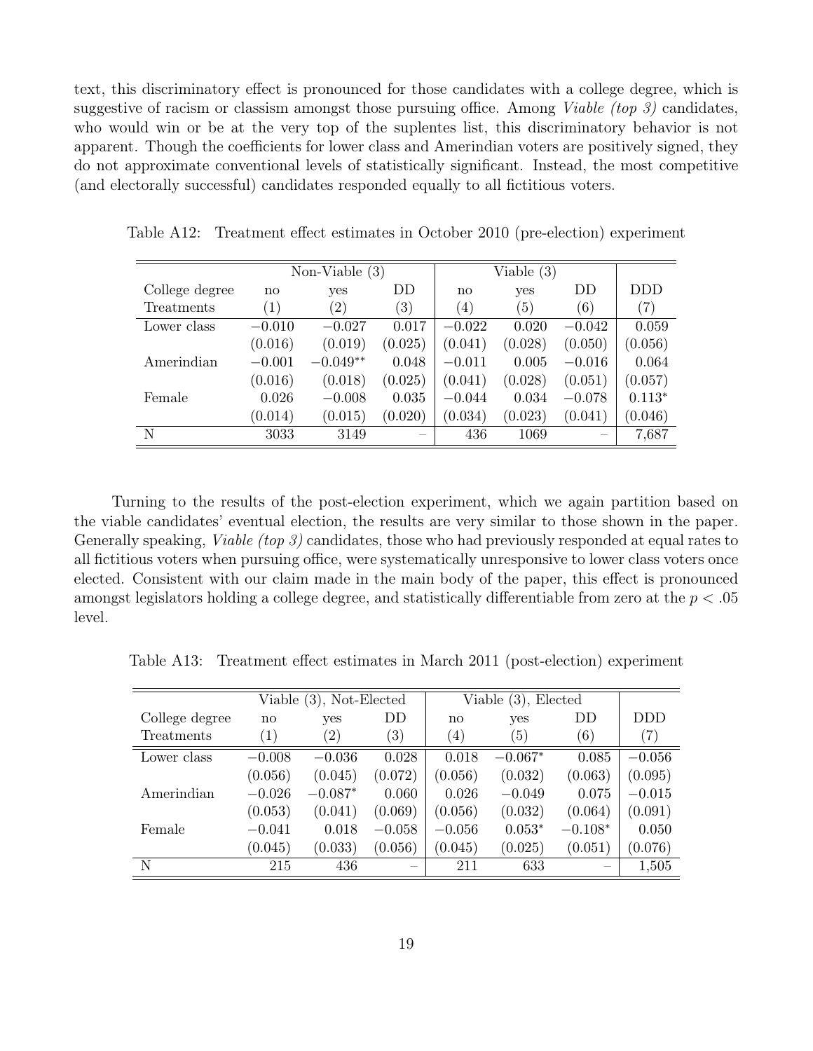text, this discriminatory effect is pronounced for those candidates with a college degree, which is suggestive of racism or classism amongst those pursuing office. Among *Viable (top 3)* candidates, who would win or be at the very top of the suplentes list, this discriminatory behavior is not apparent. Though the coefficients for lower class and Amerindian voters are positively signed, they do not approximate conventional levels of statistically significant. Instead, the most competitive (and electorally successful) candidates responded equally to all fictitious voters.

Table A12: Treatment effect estimates in October 2010 (pre-election) experiment

| | Non-Viable (3) | | | Viable (3) | | | |
|---|---|---|---|---|---|---|---|
| College degree | no | yes | DD | no | yes | DD | DDD |
| Treatments | (1) | (2) | (3) | (4) | (5) | (6) | (7) |
| Lower class | $-0.010$ | $-0.027$ | 0.017 | $-0.022$ | 0.020 | $-0.042$ | 0.059 |
| | (0.016) | (0.019) | (0.025) | (0.041) | (0.028) | (0.050) | (0.056) |
| Amerindian | $-0.001$ | $-0.049^{**}$ | 0.048 | $-0.011$ | 0.005 | $-0.016$ | 0.064 |
| | (0.016) | (0.018) | (0.025) | (0.041) | (0.028) | (0.051) | (0.057) |
| Female | 0.026 | $-0.008$ | 0.035 | $-0.044$ | 0.034 | $-0.078$ | $0.113^{*}$ |
| | (0.014) | (0.015) | (0.020) | (0.034) | (0.023) | (0.041) | (0.046) |
| N | 3033 | 3149 | – | 436 | 1069 | – | 7,687 |

Turning to the results of the post-election experiment, which we again partition based on the viable candidates' eventual election, the results are very similar to those shown in the paper. Generally speaking, *Viable (top 3)* candidates, those who had previously responded at equal rates to all fictitious voters when pursuing office, were systematically unresponsive to lower class voters once elected. Consistent with our claim made in the main body of the paper, this effect is pronounced amongst legislators holding a college degree, and statistically differentiable from zero at the $p < .05$ level.

Table A13: Treatment effect estimates in March 2011 (post-election) experiment

| | Viable (3), Not-Elected | | | Viable (3), Elected | | | |
|---|---|---|---|---|---|---|---|
| College degree | no | yes | DD | no | yes | DD | DDD |
| Treatments | (1) | (2) | (3) | (4) | (5) | (6) | (7) |
| Lower class | $-0.008$ | $-0.036$ | 0.028 | 0.018 | $-0.067^{*}$ | 0.085 | $-0.056$ |
| | (0.056) | (0.045) | (0.072) | (0.056) | (0.032) | (0.063) | (0.095) |
| Amerindian | $-0.026$ | $-0.087^{*}$ | 0.060 | 0.026 | $-0.049$ | 0.075 | $-0.015$ |
| | (0.053) | (0.041) | (0.069) | (0.056) | (0.032) | (0.064) | (0.091) |
| Female | $-0.041$ | 0.018 | $-0.058$ | $-0.056$ | $0.053^{*}$ | $-0.108^{*}$ | 0.050 |
| | (0.045) | (0.033) | (0.056) | (0.045) | (0.025) | (0.051) | (0.076) |
| N | 215 | 436 | – | 211 | 633 | – | 1,505 |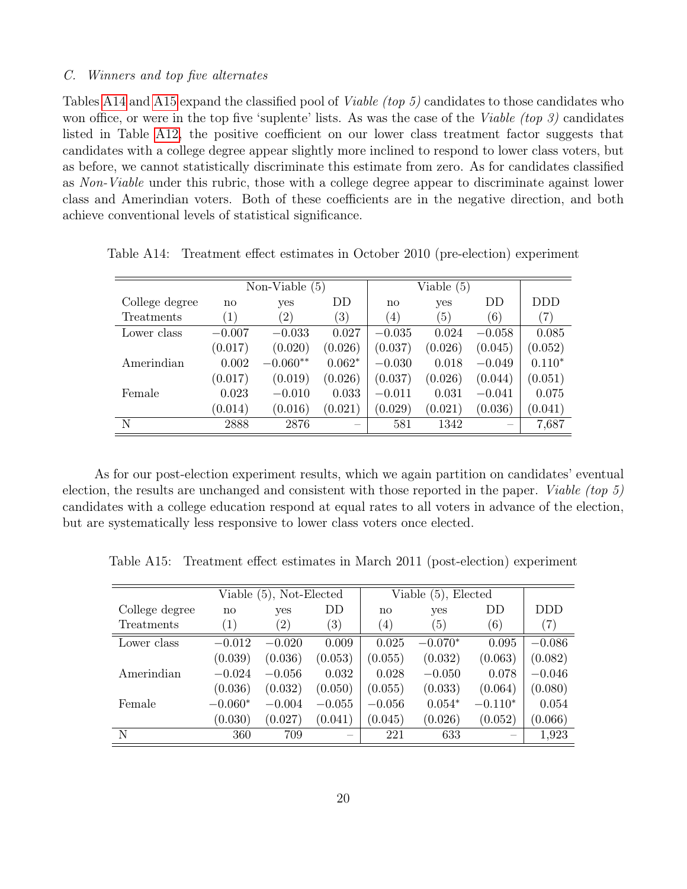### *C. Winners and top five alternates*

Tables A14 and A15 expand the classified pool of *Viable (top 5)* candidates to those candidates who won office, or were in the top five 'suplente' lists. As was the case of the *Viable (top 3)* candidates listed in Table A12, the positive coefficient on our lower class treatment factor suggests that candidates with a college degree appear slightly more inclined to respond to lower class voters, but as before, we cannot statistically discriminate this estimate from zero. As for candidates classified as *Non-Viable* under this rubric, those with a college degree appear to discriminate against lower class and Amerindian voters. Both of these coefficients are in the negative direction, and both achieve conventional levels of statistical significance.

Table A14: Treatment effect estimates in October 2010 (pre-election) experiment

| | Non-Viable (5) | | | Viable (5) | | | |
|---|---|---|---|---|---|---|---|
| College degree | no | yes | DD | no | yes | DD | DDD |
| Treatments | (1) | (2) | (3) | (4) | (5) | (6) | (7) |
| Lower class | $-0.007$ | $-0.033$ | $0.027$ | $-0.035$ | $0.024$ | $-0.058$ | $0.085$ |
| | (0.017) | (0.020) | (0.026) | (0.037) | (0.026) | (0.045) | (0.052) |
| Amerindian | $0.002$ | $-0.060^{**}$ | $0.062^{*}$ | $-0.030$ | $0.018$ | $-0.049$ | $0.110^{*}$ |
| | (0.017) | (0.019) | (0.026) | (0.037) | (0.026) | (0.044) | (0.051) |
| Female | $0.023$ | $-0.010$ | $0.033$ | $-0.011$ | $0.031$ | $-0.041$ | $0.075$ |
| | (0.014) | (0.016) | (0.021) | (0.029) | (0.021) | (0.036) | (0.041) |
| N | 2888 | 2876 | – | 581 | 1342 | – | 7,687 |

As for our post-election experiment results, which we again partition on candidates' eventual election, the results are unchanged and consistent with those reported in the paper. *Viable (top 5)* candidates with a college education respond at equal rates to all voters in advance of the election, but are systematically less responsive to lower class voters once elected.

Table A15: Treatment effect estimates in March 2011 (post-election) experiment

| | Viable (5), Not-Elected | | | Viable (5), Elected | | | |
|---|---|---|---|---|---|---|---|
| College degree | no | yes | DD | no | yes | DD | DDD |
| Treatments | (1) | (2) | (3) | (4) | (5) | (6) | (7) |
| Lower class | $-0.012$ | $-0.020$ | $0.009$ | $0.025$ | $-0.070^{*}$ | $0.095$ | $-0.086$ |
| | (0.039) | (0.036) | (0.053) | (0.055) | (0.032) | (0.063) | (0.082) |
| Amerindian | $-0.024$ | $-0.056$ | $0.032$ | $0.028$ | $-0.050$ | $0.078$ | $-0.046$ |
| | (0.036) | (0.032) | (0.050) | (0.055) | (0.033) | (0.064) | (0.080) |
| Female | $-0.060^{*}$ | $-0.004$ | $-0.055$ | $-0.056$ | $0.054^{*}$ | $-0.110^{*}$ | $0.054$ |
| | (0.030) | (0.027) | (0.041) | (0.045) | (0.026) | (0.052) | (0.066) |
| N | 360 | 709 | – | 221 | 633 | – | 1,923 |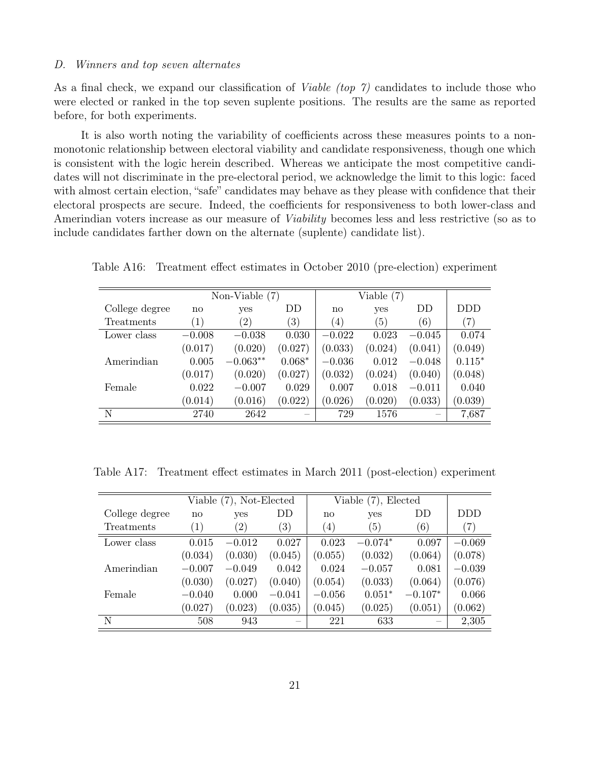### *D. Winners and top seven alternates*

As a final check, we expand our classification of *Viable (top 7)* candidates to include those who were elected or ranked in the top seven suplente positions. The results are the same as reported before, for both experiments.

It is also worth noting the variability of coefficients across these measures points to a non-monotonic relationship between electoral viability and candidate responsiveness, though one which is consistent with the logic herein described. Whereas we anticipate the most competitive candidates will not discriminate in the pre-electoral period, we acknowledge the limit to this logic: faced with almost certain election, "safe" candidates may behave as they please with confidence that their electoral prospects are secure. Indeed, the coefficients for responsiveness to both lower-class and Amerindian voters increase as our measure of *Viability* becomes less and less restrictive (so as to include candidates farther down on the alternate (suplente) candidate list).

Table A16: Treatment effect estimates in October 2010 (pre-election) experiment

| | Non-Viable (7) | | | Viable (7) | | | |
|---|---|---|---|---|---|---|---|
| College degree | no | yes | DD | no | yes | DD | DDD |
| Treatments | (1) | (2) | (3) | (4) | (5) | (6) | (7) |
| Lower class | −0.008 | −0.038 | 0.030 | −0.022 | 0.023 | −0.045 | 0.074 |
| | (0.017) | (0.020) | (0.027) | (0.033) | (0.024) | (0.041) | (0.049) |
| Amerindian | 0.005 | $-0.063^{**}$ | $0.068^{*}$ | −0.036 | 0.012 | −0.048 | $0.115^{*}$ |
| | (0.017) | (0.020) | (0.027) | (0.032) | (0.024) | (0.040) | (0.048) |
| Female | 0.022 | −0.007 | 0.029 | 0.007 | 0.018 | −0.011 | 0.040 |
| | (0.014) | (0.016) | (0.022) | (0.026) | (0.020) | (0.033) | (0.039) |
| N | 2740 | 2642 | – | 729 | 1576 | – | 7,687 |

Table A17: Treatment effect estimates in March 2011 (post-election) experiment

| | Viable (7), Not-Elected | | | Viable (7), Elected | | | |
|---|---|---|---|---|---|---|---|
| College degree | no | yes | DD | no | yes | DD | DDD |
| Treatments | (1) | (2) | (3) | (4) | (5) | (6) | (7) |
| Lower class | 0.015 | −0.012 | 0.027 | 0.023 | $-0.074^{*}$ | 0.097 | −0.069 |
| | (0.034) | (0.030) | (0.045) | (0.055) | (0.032) | (0.064) | (0.078) |
| Amerindian | −0.007 | −0.049 | 0.042 | 0.024 | −0.057 | 0.081 | −0.039 |
| | (0.030) | (0.027) | (0.040) | (0.054) | (0.033) | (0.064) | (0.076) |
| Female | −0.040 | 0.000 | −0.041 | −0.056 | $0.051^{*}$ | $-0.107^{*}$ | 0.066 |
| | (0.027) | (0.023) | (0.035) | (0.045) | (0.025) | (0.051) | (0.062) |
| N | 508 | 943 | – | 221 | 633 | – | 2,305 |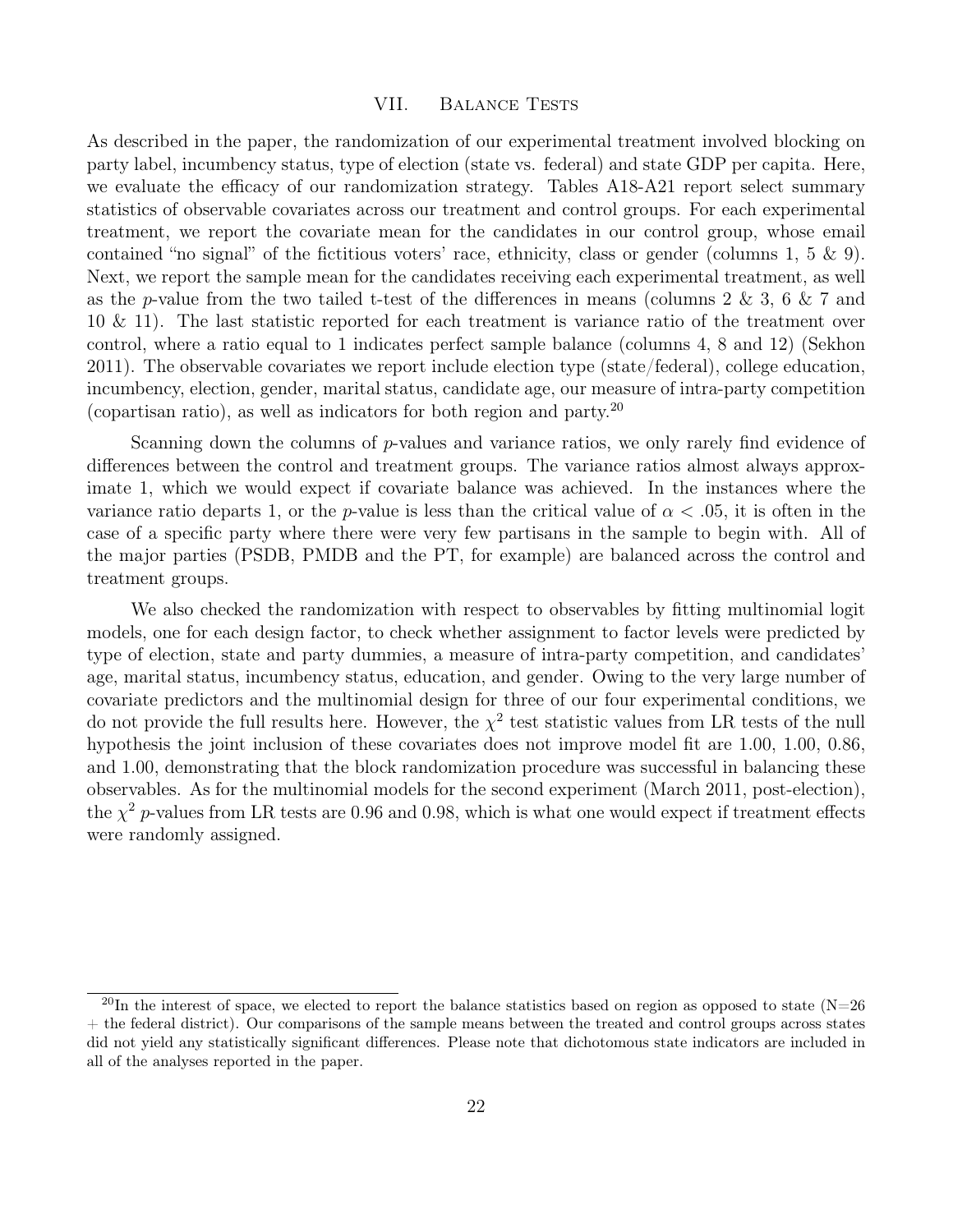## VII. Balance Tests

As described in the paper, the randomization of our experimental treatment involved blocking on party label, incumbency status, type of election (state vs. federal) and state GDP per capita. Here, we evaluate the efficacy of our randomization strategy. Tables A18-A21 report select summary statistics of observable covariates across our treatment and control groups. For each experimental treatment, we report the covariate mean for the candidates in our control group, whose email contained "no signal" of the fictitious voters' race, ethnicity, class or gender (columns 1, 5 & 9). Next, we report the sample mean for the candidates receiving each experimental treatment, as well as the *p*-value from the two tailed t-test of the differences in means (columns 2 & 3, 6 & 7 and 10 & 11). The last statistic reported for each treatment is variance ratio of the treatment over control, where a ratio equal to 1 indicates perfect sample balance (columns 4, 8 and 12) (Sekhon 2011). The observable covariates we report include election type (state/federal), college education, incumbency, election, gender, marital status, candidate age, our measure of intra-party competition (copartisan ratio), as well as indicators for both region and party.[20]

Scanning down the columns of *p*-values and variance ratios, we only rarely find evidence of differences between the control and treatment groups. The variance ratios almost always approximate 1, which we would expect if covariate balance was achieved. In the instances where the variance ratio departs 1, or the *p*-value is less than the critical value of $\alpha < .05$, it is often in the case of a specific party where there were very few partisans in the sample to begin with. All of the major parties (PSDB, PMDB and the PT, for example) are balanced across the control and treatment groups.

We also checked the randomization with respect to observables by fitting multinomial logit models, one for each design factor, to check whether assignment to factor levels were predicted by type of election, state and party dummies, a measure of intra-party competition, and candidates' age, marital status, incumbency status, education, and gender. Owing to the very large number of covariate predictors and the multinomial design for three of our four experimental conditions, we do not provide the full results here. However, the $\chi^2$ test statistic values from LR tests of the null hypothesis the joint inclusion of these covariates does not improve model fit are 1.00, 1.00, 0.86, and 1.00, demonstrating that the block randomization procedure was successful in balancing these observables. As for the multinomial models for the second experiment (March 2011, post-election), the $\chi^2$ *p*-values from LR tests are 0.96 and 0.98, which is what one would expect if treatment effects were randomly assigned.

[20] In the interest of space, we elected to report the balance statistics based on region as opposed to state (N=26 + the federal district). Our comparisons of the sample means between the treated and control groups across states did not yield any statistically significant differences. Please note that dichotomous state indicators are included in all of the analyses reported in the paper.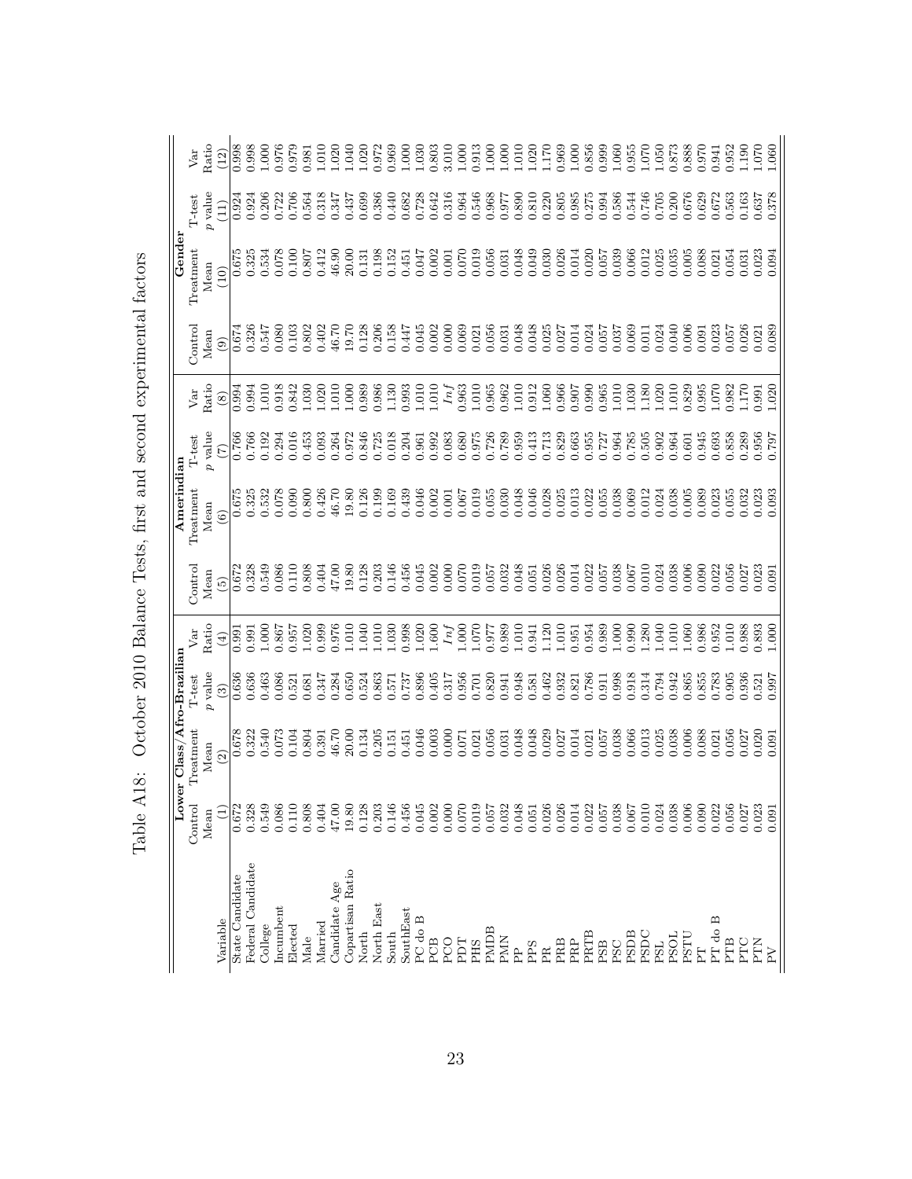Table A18: October 2010 Balance Tests, first and second experimental factors

| | Lower Class/Afro-Brazilian | | | | Amerindian | | | | Gender | | | |
|---|---|---|---|---|---|---|---|---|---|---|---|---|
| Variable | Control Mean (1) | Treatment Mean (2) | T-test $p$ value (3) | Var Ratio (4) | Control Mean (5) | Treatment Mean (6) | T-test $p$ value (7) | Var Ratio (8) | Control Mean (9) | Treatment Mean (10) | T-test $p$ value (11) | Var Ratio (12) |
| State Candidate | 0.672 | 0.678 | 0.636 | 0.991 | 0.672 | 0.675 | 0.766 | 0.994 | 0.674 | 0.675 | 0.924 | 0.998 |
| Federal Candidate | 0.328 | 0.322 | 0.636 | 0.991 | 0.328 | 0.325 | 0.766 | 0.994 | 0.326 | 0.325 | 0.924 | 0.998 |
| College | 0.549 | 0.540 | 0.463 | 1.000 | 0.549 | 0.532 | 0.192 | 1.010 | 0.547 | 0.534 | 0.206 | 1.000 |
| Incumbent | 0.086 | 0.073 | 0.086 | 0.867 | 0.086 | 0.078 | 0.294 | 0.918 | 0.080 | 0.078 | 0.722 | 0.976 |
| Elected | 0.110 | 0.104 | 0.521 | 0.957 | 0.110 | 0.090 | 0.016 | 0.842 | 0.103 | 0.100 | 0.706 | 0.979 |
| Male | 0.808 | 0.804 | 0.681 | 1.020 | 0.808 | 0.800 | 0.453 | 1.030 | 0.802 | 0.807 | 0.564 | 0.981 |
| Married | 0.404 | 0.391 | 0.347 | 0.999 | 0.404 | 0.426 | 0.093 | 1.020 | 0.402 | 0.412 | 0.318 | 1.010 |
| Candidate Age | 47.00 | 46.70 | 0.284 | 0.976 | 47.00 | 46.70 | 0.264 | 1.010 | 46.70 | 46.90 | 0.347 | 1.020 |
| Copartisan Ratio | 19.80 | 20.00 | 0.650 | 1.010 | 19.80 | 19.80 | 0.972 | 1.000 | 19.70 | 20.00 | 0.437 | 1.040 |
| North | 0.128 | 0.134 | 0.524 | 1.040 | 0.128 | 0.126 | 0.846 | 0.989 | 0.128 | 0.131 | 0.699 | 1.020 |
| North East | 0.203 | 0.205 | 0.863 | 1.010 | 0.203 | 0.199 | 0.725 | 0.986 | 0.206 | 0.198 | 0.386 | 0.972 |
| South | 0.146 | 0.151 | 0.571 | 1.030 | 0.146 | 0.169 | 0.018 | 1.130 | 0.158 | 0.152 | 0.440 | 0.969 |
| SouthEast | 0.456 | 0.451 | 0.737 | 0.998 | 0.456 | 0.439 | 0.204 | 0.993 | 0.447 | 0.451 | 0.682 | 1.000 |
| PC do B | 0.045 | 0.046 | 0.896 | 1.020 | 0.045 | 0.046 | 0.961 | 1.010 | 0.045 | 0.047 | 0.728 | 1.030 |
| PCB | 0.002 | 0.003 | 0.405 | 1.600 | 0.002 | 0.002 | 0.992 | 1.010 | 0.002 | 0.002 | 0.642 | 0.803 |
| PCO | 0.000 | 0.000 | 0.317 | *Inf* | 0.000 | 0.001 | 0.083 | *Inf* | 0.000 | 0.001 | 0.316 | 3.010 |
| PDT | 0.070 | 0.071 | 0.956 | 1.000 | 0.070 | 0.067 | 0.680 | 0.963 | 0.069 | 0.070 | 0.964 | 1.000 |
| PHS | 0.019 | 0.021 | 0.701 | 1.070 | 0.019 | 0.019 | 0.975 | 1.010 | 0.021 | 0.019 | 0.546 | 0.913 |
| PMDB | 0.057 | 0.056 | 0.820 | 0.977 | 0.057 | 0.055 | 0.726 | 0.965 | 0.056 | 0.056 | 0.968 | 1.000 |
| PMN | 0.032 | 0.031 | 0.941 | 0.989 | 0.032 | 0.030 | 0.789 | 0.962 | 0.031 | 0.031 | 0.977 | 1.000 |
| PP | 0.048 | 0.048 | 0.948 | 1.010 | 0.048 | 0.048 | 0.959 | 1.010 | 0.048 | 0.048 | 0.890 | 1.010 |
| PPS | 0.051 | 0.048 | 0.581 | 0.941 | 0.051 | 0.046 | 0.413 | 0.912 | 0.048 | 0.049 | 0.810 | 1.020 |
| PR | 0.026 | 0.029 | 0.462 | 1.120 | 0.026 | 0.028 | 0.713 | 1.060 | 0.025 | 0.030 | 0.220 | 1.170 |
| PRB | 0.026 | 0.027 | 0.932 | 1.010 | 0.026 | 0.025 | 0.829 | 0.966 | 0.027 | 0.026 | 0.805 | 0.969 |
| PRP | 0.014 | 0.014 | 0.821 | 0.951 | 0.014 | 0.013 | 0.663 | 0.907 | 0.014 | 0.014 | 0.985 | 1.000 |
| PRTB | 0.022 | 0.021 | 0.786 | 0.954 | 0.022 | 0.022 | 0.955 | 0.990 | 0.024 | 0.020 | 0.275 | 0.856 |
| PSB | 0.057 | 0.057 | 0.911 | 0.989 | 0.057 | 0.055 | 0.727 | 0.965 | 0.057 | 0.057 | 0.994 | 0.999 |
| PSC | 0.038 | 0.038 | 0.998 | 1.000 | 0.038 | 0.038 | 0.964 | 1.010 | 0.037 | 0.039 | 0.586 | 1.060 |
| PSDB | 0.067 | 0.066 | 0.918 | 0.990 | 0.067 | 0.069 | 0.785 | 1.030 | 0.069 | 0.066 | 0.544 | 0.955 |
| PSDC | 0.010 | 0.013 | 0.314 | 1.280 | 0.010 | 0.012 | 0.505 | 1.180 | 0.011 | 0.012 | 0.746 | 1.070 |
| PSL | 0.024 | 0.025 | 0.794 | 1.040 | 0.024 | 0.024 | 0.902 | 1.020 | 0.024 | 0.025 | 0.705 | 1.050 |
| PSOL | 0.038 | 0.038 | 0.942 | 1.010 | 0.038 | 0.038 | 0.964 | 1.010 | 0.040 | 0.035 | 0.200 | 0.873 |
| PSTU | 0.006 | 0.006 | 0.865 | 1.060 | 0.006 | 0.005 | 0.601 | 0.829 | 0.006 | 0.005 | 0.676 | 0.888 |
| PT | 0.090 | 0.088 | 0.855 | 0.986 | 0.090 | 0.089 | 0.945 | 0.995 | 0.091 | 0.088 | 0.629 | 0.970 |
| PT do B | 0.022 | 0.021 | 0.783 | 0.952 | 0.022 | 0.023 | 0.693 | 1.070 | 0.023 | 0.021 | 0.672 | 0.941 |
| PTB | 0.056 | 0.056 | 0.905 | 1.010 | 0.056 | 0.055 | 0.858 | 0.982 | 0.057 | 0.054 | 0.563 | 0.952 |
| PTC | 0.027 | 0.027 | 0.936 | 0.988 | 0.027 | 0.032 | 0.289 | 1.170 | 0.026 | 0.031 | 0.163 | 1.190 |
| PTN | 0.023 | 0.020 | 0.521 | 0.893 | 0.023 | 0.023 | 0.956 | 0.991 | 0.021 | 0.023 | 0.637 | 1.070 |
| PV | 0.091 | 0.091 | 0.997 | 1.000 | 0.091 | 0.093 | 0.797 | 1.020 | 0.089 | 0.094 | 0.378 | 1.060 |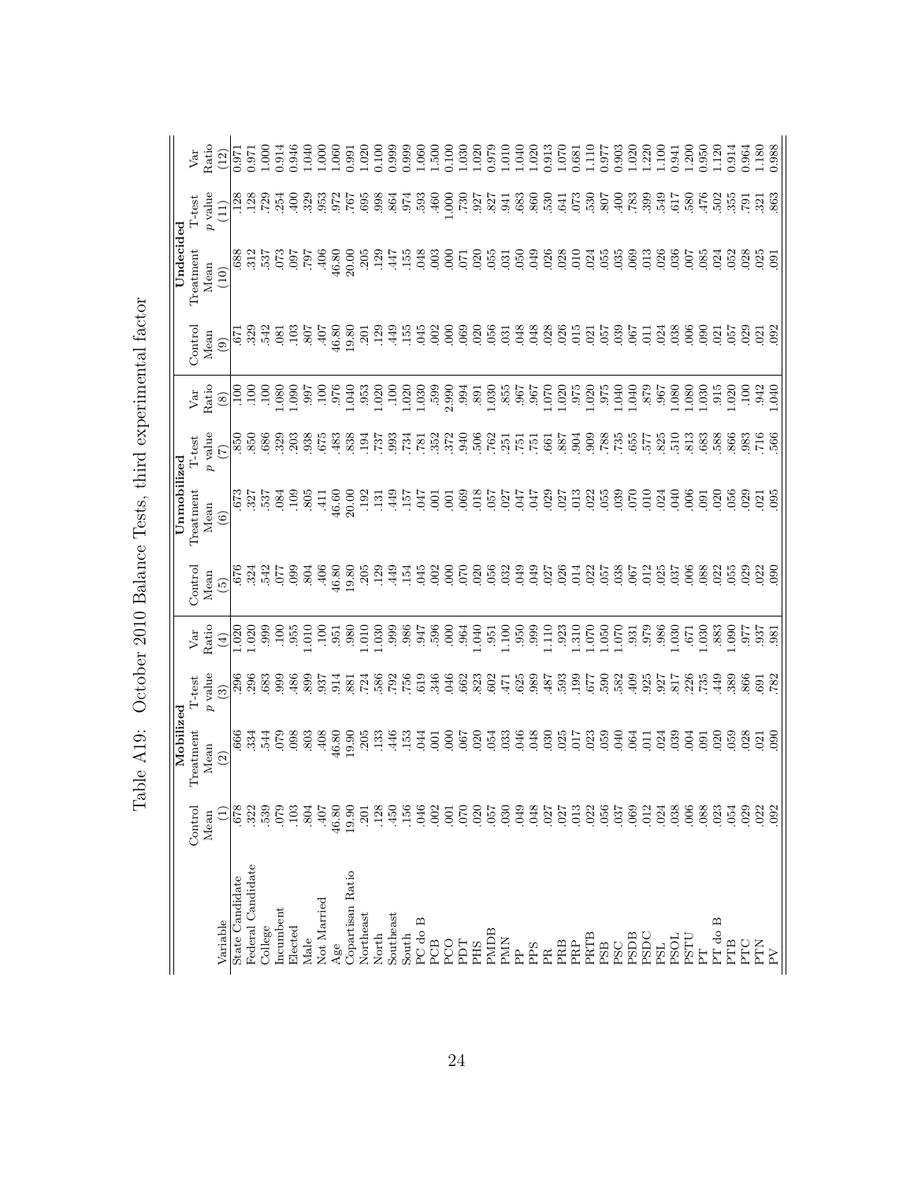# Table A19: October 2010 Balance Tests, third experimental factor

| | Mobilized | | | | Unmobilized | | | | Undecided | | | |
|---|---|---|---|---|---|---|---|---|---|---|---|---|
| Variable | Control Mean (1) | Treatment Mean (2) | T-test *p* value (3) | Var Ratio (4) | Control Mean (5) | Treatment Mean (6) | T-test *p* value (7) | Var Ratio (8) | Control Mean (9) | Treatment Mean (10) | T-test *p* value (11) | Var Ratio (12) |
| State Candidate | .678 | .666 | .296 | 1.020 | .676 | .673 | .850 | .100 | .671 | .688 | .128 | 0.971 |
| Federal Candidate | .322 | .334 | .296 | 1.020 | .324 | .327 | .850 | .100 | .329 | .312 | .128 | 0.971 |
| College | .539 | .544 | .683 | .999 | .542 | .537 | .686 | .100 | .542 | .537 | .729 | 1.000 |
| Incumbent | .079 | .079 | .999 | .100 | .077 | .084 | .329 | 1.080 | .081 | .073 | .254 | 0.914 |
| Elected | .103 | .098 | .486 | .955 | .099 | .109 | .203 | 1.090 | .103 | .097 | .400 | 0.946 |
| Male | .804 | .803 | .899 | 1.010 | .804 | .805 | .938 | .997 | .807 | .797 | .329 | 1.040 |
| Not Married | .407 | .408 | .937 | .100 | .406 | .411 | .675 | .100 | .407 | .406 | .953 | 1.000 |
| Age | 46.80 | 46.80 | .914 | .951 | 46.80 | 46.60 | .483 | .976 | 46.80 | 46.80 | .972 | 1.060 |
| Copartisan Ratio | 19.90 | 19.90 | .881 | .980 | 19.80 | 20.00 | .838 | 1.040 | 19.80 | 20.00 | .767 | 0.991 |
| Northeast | .201 | .205 | .724 | 1.010 | .205 | .192 | .194 | .953 | .201 | .205 | .695 | 1.020 |
| North | .128 | .133 | .586 | 1.030 | .129 | .131 | .737 | 1.020 | .129 | .129 | .998 | 0.100 |
| Southeast | .450 | .446 | .792 | .999 | .449 | .449 | .993 | .100 | .449 | .447 | .864 | 0.999 |
| South | .156 | .153 | .756 | .986 | .154 | .157 | .734 | 1.020 | .155 | .155 | .974 | 0.999 |
| PC do B | .046 | .044 | .619 | .947 | .045 | .047 | .781 | 1.030 | .045 | .048 | .593 | 1.060 |
| PCB | .002 | .001 | .346 | .596 | .002 | .001 | .352 | .599 | .002 | .003 | .460 | 1.500 |
| PCO | .001 | .000 | .046 | .000 | .000 | .001 | .372 | 2.990 | .000 | .000 | 1.000 | 0.100 |
| PDT | .070 | .067 | .662 | .964 | .070 | .069 | .940 | .994 | .069 | .071 | .730 | 1.030 |
| PHS | .020 | .020 | .823 | 1.040 | .020 | .018 | .506 | .891 | .020 | .020 | .927 | 1.020 |
| PMDB | .057 | .054 | .602 | .951 | .056 | .057 | .762 | 1.030 | .056 | .055 | .827 | 0.979 |
| PMN | .030 | .033 | .471 | 1.100 | .032 | .027 | .251 | .855 | .031 | .031 | .941 | 1.010 |
| PP | .049 | .046 | .625 | .950 | .049 | .047 | .751 | .967 | .048 | .050 | .683 | 1.040 |
| PPS | .048 | .048 | .989 | .999 | .049 | .047 | .751 | .967 | .048 | .049 | .860 | 1.020 |
| PR | .027 | .030 | .487 | 1.110 | .027 | .029 | .661 | 1.070 | .028 | .026 | .530 | 0.913 |
| PRB | .027 | .025 | .593 | .923 | .026 | .027 | .887 | 1.020 | .026 | .028 | .641 | 1.070 |
| PRP | .013 | .017 | .199 | 1.310 | .014 | .013 | .904 | .975 | .015 | .010 | .073 | 0.681 |
| PRTB | .022 | .023 | .677 | 1.070 | .022 | .022 | .909 | 1.020 | .021 | .024 | .530 | 1.110 |
| PSB | .056 | .059 | .590 | 1.050 | .057 | .055 | .788 | .975 | .057 | .055 | .807 | 0.977 |
| PSC | .037 | .040 | .582 | 1.070 | .038 | .039 | .735 | 1.040 | .039 | .035 | .400 | 0.903 |
| PSDB | .069 | .064 | .409 | .931 | .067 | .070 | .655 | 1.040 | .067 | .069 | .783 | 1.020 |
| PSDC | .012 | .011 | .925 | .979 | .012 | .010 | .577 | .879 | .011 | .013 | .399 | 1.220 |
| PSL | .024 | .024 | .927 | .986 | .025 | .024 | .825 | .967 | .024 | .026 | .549 | 1.100 |
| PSOL | .038 | .039 | .817 | 1.030 | .037 | .040 | .510 | 1.080 | .038 | .036 | .617 | 0.941 |
| PSTU | .006 | .004 | .226 | .671 | .006 | .006 | .813 | 1.080 | .006 | .007 | .580 | 1.200 |
| PT | .088 | .091 | .735 | 1.030 | .088 | .091 | .683 | 1.030 | .090 | .085 | .476 | 0.950 |
| PT do B | .023 | .020 | .449 | .883 | .022 | .020 | .588 | .915 | .021 | .024 | .502 | 1.120 |
| PTB | .054 | .059 | .389 | 1.090 | .055 | .056 | .866 | 1.020 | .057 | .052 | .355 | 0.914 |
| PTC | .029 | .028 | .866 | .977 | .029 | .029 | .983 | .100 | .029 | .028 | .791 | 0.964 |
| PTN | .022 | .021 | .691 | .937 | .022 | .021 | .716 | .942 | .021 | .025 | .321 | 1.180 |
| PV | .092 | .090 | .782 | .981 | .090 | .095 | .566 | 1.040 | .092 | .091 | .863 | 0.988 |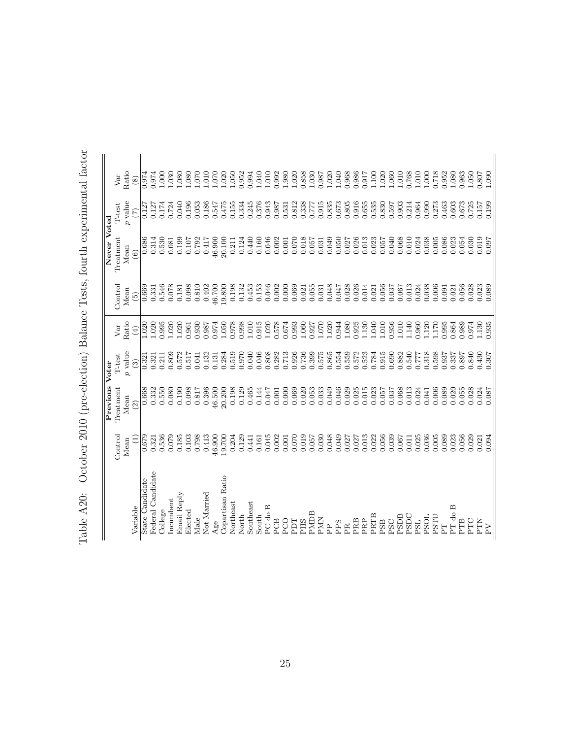Table A20: October 2010 (pre-election) Balance Tests, fourth experimental factor

| | Previous Voter | | | | Never Voted | | | |
|---|---|---|---|---|---|---|---|---|
| Variable | Control Mean (1) | Treatment Mean (2) | T-test $p$ value (3) | Var Ratio (4) | Control Mean (5) | Treatment Mean (6) | T-test $p$ value (7) | Var Ratio (8) |
| State Candidate | 0.679 | 0.668 | 0.321 | 1.020 | 0.669 | 0.686 | 0.127 | 0.974 |
| Federal Candidate | 0.321 | 0.332 | 0.321 | 1.020 | 0.331 | 0.314 | 0.127 | 0.974 |
| College | 0.536 | 0.550 | 0.211 | 0.995 | 0.546 | 0.530 | 0.174 | 1.000 |
| Incumbent | 0.079 | 0.080 | 0.809 | 1.020 | 0.078 | 0.081 | 0.724 | 1.030 |
| Email Reply | 0.185 | 0.190 | 0.572 | 1.020 | 0.181 | 0.199 | 0.040 | 1.080 |
| Elected | 0.103 | 0.098 | 0.517 | 0.961 | 0.098 | 0.107 | 0.196 | 1.080 |
| Male | 0.798 | 0.817 | 0.041 | 0.930 | 0.810 | 0.792 | 0.053 | 1.070 |
| Not Married | 0.413 | 0.396 | 0.132 | 0.987 | 0.402 | 0.417 | 0.186 | 1.010 |
| Age | 46.900 | 46.500 | 0.131 | 0.974 | 46.700 | 46.900 | 0.547 | 1.070 |
| Copartisan Ratio | 19.700 | 20.200 | 0.284 | 1.050 | 19.800 | 20.100 | 0.475 | 1.020 |
| Northeast | 0.204 | 0.198 | 0.519 | 0.978 | 0.198 | 0.211 | 0.155 | 1.050 |
| North | 0.129 | 0.129 | 0.970 | 0.998 | 0.132 | 0.124 | 0.334 | 0.952 |
| Southeast | 0.441 | 0.465 | 0.040 | 1.010 | 0.453 | 0.440 | 0.245 | 0.994 |
| South | 0.161 | 0.144 | 0.046 | 0.915 | 0.153 | 0.160 | 0.376 | 1.040 |
| PC do B | 0.045 | 0.047 | 0.808 | 1.020 | 0.046 | 0.046 | 0.943 | 1.010 |
| PCB | 0.002 | 0.001 | 0.282 | 0.578 | 0.002 | 0.002 | 0.987 | 0.992 |
| PCO | 0.001 | 0.000 | 0.713 | 0.674 | 0.000 | 0.001 | 0.531 | 1.980 |
| PDT | 0.070 | 0.069 | 0.926 | 0.993 | 0.069 | 0.070 | 0.812 | 1.020 |
| PHS | 0.019 | 0.020 | 0.736 | 1.060 | 0.021 | 0.018 | 0.338 | 0.858 |
| PMDB | 0.057 | 0.053 | 0.399 | 0.927 | 0.055 | 0.057 | 0.777 | 1.030 |
| PMN | 0.030 | 0.033 | 0.575 | 1.070 | 0.031 | 0.031 | 0.915 | 0.987 |
| PP | 0.048 | 0.049 | 0.865 | 1.020 | 0.048 | 0.049 | 0.835 | 1.020 |
| PPS | 0.049 | 0.046 | 0.554 | 0.944 | 0.047 | 0.050 | 0.673 | 1.040 |
| PR | 0.027 | 0.029 | 0.559 | 1.080 | 0.028 | 0.027 | 0.805 | 0.968 |
| PRB | 0.027 | 0.025 | 0.572 | 0.925 | 0.026 | 0.026 | 0.916 | 0.986 |
| PRP | 0.013 | 0.015 | 0.523 | 1.130 | 0.014 | 0.013 | 0.655 | 0.917 |
| PRTB | 0.022 | 0.023 | 0.784 | 1.040 | 0.021 | 0.023 | 0.535 | 1.100 |
| PSB | 0.056 | 0.057 | 0.915 | 1.010 | 0.056 | 0.057 | 0.830 | 1.020 |
| PSC | 0.039 | 0.037 | 0.690 | 0.956 | 0.037 | 0.040 | 0.597 | 1.060 |
| PSDB | 0.067 | 0.068 | 0.882 | 1.010 | 0.067 | 0.068 | 0.903 | 1.010 |
| PSDC | 0.011 | 0.013 | 0.540 | 1.140 | 0.013 | 0.010 | 0.214 | 0.768 |
| PSL | 0.025 | 0.024 | 0.777 | 0.960 | 0.024 | 0.024 | 0.964 | 1.010 |
| PSOL | 0.036 | 0.041 | 0.318 | 1.120 | 0.038 | 0.038 | 0.990 | 1.000 |
| PSTU | 0.005 | 0.006 | 0.598 | 1.170 | 0.006 | 0.005 | 0.273 | 0.718 |
| PT | 0.089 | 0.089 | 0.937 | 0.995 | 0.091 | 0.086 | 0.463 | 0.952 |
| PT do B | 0.023 | 0.020 | 0.337 | 0.864 | 0.021 | 0.023 | 0.603 | 1.080 |
| PTB | 0.056 | 0.055 | 0.897 | 0.989 | 0.056 | 0.054 | 0.673 | 0.963 |
| PTC | 0.029 | 0.028 | 0.840 | 0.974 | 0.028 | 0.030 | 0.725 | 1.050 |
| PTN | 0.021 | 0.024 | 0.430 | 1.130 | 0.023 | 0.019 | 0.157 | 0.807 |
| PV | 0.094 | 0.087 | 0.307 | 0.935 | 0.089 | 0.097 | 0.199 | 1.090 |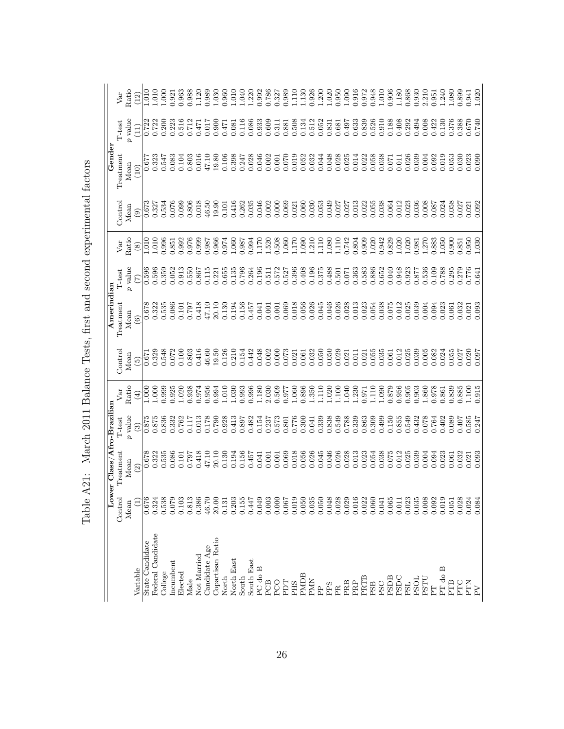# Table A21: March 2011 Balance Tests, first and second experimental factors

| | Lower Class/Afro-Brazilian | | | | Amerindian | | | | Gender | | | |
|---|---|---|---|---|---|---|---|---|---|---|---|---|
| | Control Mean | Treatment Mean | T-test $p$ value | Var Ratio | Control Mean | Treatment Mean | T-test $p$ value | Var Ratio | Control Mean | Treatment Mean | T-test $p$ value | Var Ratio |
| Variable | (1) | (2) | (3) | (4) | (5) | (6) | (7) | (8) | (9) | (10) | (11) | (12) |
| State Candidate | 0.676 | 0.678 | 0.875 | 1.000 | 0.671 | 0.678 | 0.596 | 1.010 | 0.673 | 0.677 | 0.722 | 1.010 |
| Federal Candidate | 0.324 | 0.322 | 0.875 | 1.000 | 0.329 | 0.322 | 0.596 | 1.010 | 0.327 | 0.323 | 0.722 | 1.010 |
| College | 0.538 | 0.535 | 0.836 | 0.999 | 0.548 | 0.535 | 0.359 | 0.996 | 0.534 | 0.547 | 0.200 | 1.000 |
| Incumbent | 0.079 | 0.086 | 0.332 | 0.925 | 0.072 | 0.086 | 0.052 | 0.851 | 0.076 | 0.083 | 0.223 | 0.921 |
| Elected | 0.103 | 0.101 | 0.762 | 1.020 | 0.100 | 0.101 | 0.913 | 0.992 | 0.099 | 0.104 | 0.516 | 0.963 |
| Male | 0.813 | 0.797 | 0.117 | 0.938 | 0.803 | 0.797 | 0.550 | 0.976 | 0.806 | 0.803 | 0.712 | 0.988 |
| Not Married | 0.386 | 0.418 | 0.013 | 0.974 | 0.416 | 0.418 | 0.867 | 0.999 | 0.018 | 0.016 | 0.471 | 1.120 |
| Candidate Age | 46.70 | 47.10 | 0.178 | 0.956 | 46.60 | 47.10 | 0.115 | 0.987 | 46.50 | 47.10 | 0.017 | 0.989 |
| Copartisan Ratio | 20.00 | 20.10 | 0.790 | 0.994 | 19.50 | 20.10 | 0.221 | 0.966 | 19.90 | 19.80 | 0.900 | 1.030 |
| North | 0.131 | 0.130 | 0.928 | 1.010 | 0.126 | 0.130 | 0.655 | 0.974 | 0.101 | 0.106 | 0.471 | 0.960 |
| North East | 0.203 | 0.194 | 0.413 | 1.030 | 0.210 | 0.194 | 0.135 | 1.060 | 0.416 | 0.398 | 0.081 | 1.010 |
| South | 0.155 | 0.156 | 0.897 | 0.993 | 0.154 | 0.156 | 0.796 | 0.987 | 0.262 | 0.247 | 0.116 | 1.040 |
| South East | 0.447 | 0.457 | 0.482 | 0.996 | 0.442 | 0.457 | 0.264 | 0.994 | 0.035 | 0.028 | 0.086 | 1.220 |
| PC do B | 0.049 | 0.041 | 0.154 | 1.180 | 0.048 | 0.041 | 0.196 | 1.170 | 0.046 | 0.046 | 0.933 | 0.992 |
| PCB | 0.003 | 0.001 | 0.237 | 2.030 | 0.002 | 0.001 | 0.511 | 1.520 | 0.002 | 0.002 | 0.609 | 0.786 |
| PCO | 0.000 | 0.001 | 0.573 | 0.509 | 0.000 | 0.001 | 0.572 | 0.508 | 0.000 | 0.001 | 0.311 | 0.327 |
| PDT | 0.067 | 0.069 | 0.801 | 0.977 | 0.073 | 0.069 | 0.527 | 1.060 | 0.069 | 0.070 | 0.881 | 0.989 |
| PHS | 0.019 | 0.018 | 0.776 | 1.060 | 0.021 | 0.018 | 0.396 | 1.170 | 0.021 | 0.019 | 0.508 | 1.110 |
| PMDB | 0.050 | 0.056 | 0.300 | 0.896 | 0.061 | 0.056 | 0.408 | 1.090 | 0.060 | 0.052 | 0.134 | 1.130 |
| PMN | 0.035 | 0.026 | 0.041 | 1.350 | 0.032 | 0.026 | 0.196 | 1.210 | 0.030 | 0.032 | 0.512 | 0.926 |
| PP | 0.050 | 0.045 | 0.339 | 1.110 | 0.050 | 0.045 | 0.375 | 1.110 | 0.053 | 0.044 | 0.052 | 1.200 |
| PPS | 0.048 | 0.046 | 0.838 | 1.020 | 0.050 | 0.046 | 0.488 | 1.080 | 0.049 | 0.048 | 0.831 | 1.020 |
| PR | 0.028 | 0.026 | 0.549 | 1.100 | 0.029 | 0.026 | 0.501 | 1.110 | 0.027 | 0.028 | 0.681 | 0.950 |
| PRB | 0.029 | 0.028 | 0.788 | 1.040 | 0.021 | 0.028 | 0.071 | 0.742 | 0.027 | 0.025 | 0.497 | 1.090 |
| PRP | 0.016 | 0.013 | 0.339 | 1.230 | 0.011 | 0.013 | 0.363 | 0.804 | 0.013 | 0.014 | 0.633 | 0.916 |
| PRTB | 0.022 | 0.023 | 0.863 | 0.971 | 0.021 | 0.023 | 0.583 | 0.909 | 0.022 | 0.022 | 0.839 | 0.972 |
| PSB | 0.060 | 0.054 | 0.309 | 1.110 | 0.055 | 0.054 | 0.886 | 1.020 | 0.055 | 0.058 | 0.526 | 0.948 |
| PSC | 0.041 | 0.038 | 0.499 | 1.090 | 0.035 | 0.038 | 0.652 | 0.942 | 0.038 | 0.038 | 0.910 | 1.010 |
| PSDB | 0.065 | 0.075 | 0.150 | 0.879 | 0.061 | 0.075 | 0.040 | 0.829 | 0.064 | 0.071 | 0.188 | 0.906 |
| PSDC | 0.011 | 0.012 | 0.855 | 0.956 | 0.012 | 0.012 | 0.948 | 1.020 | 0.012 | 0.011 | 0.408 | 1.180 |
| PSL | 0.023 | 0.025 | 0.549 | 0.905 | 0.025 | 0.025 | 0.923 | 1.020 | 0.023 | 0.026 | 0.292 | 0.868 |
| PSOL | 0.035 | 0.039 | 0.432 | 0.903 | 0.039 | 0.039 | 0.877 | 0.981 | 0.036 | 0.039 | 0.494 | 0.930 |
| PSTU | 0.008 | 0.004 | 0.078 | 1.860 | 0.005 | 0.004 | 0.536 | 1.270 | 0.008 | 0.004 | 0.008 | 2.210 |
| PT | 0.092 | 0.094 | 0.764 | 0.978 | 0.082 | 0.094 | 0.109 | 0.883 | 0.087 | 0.092 | 0.422 | 0.951 |
| PT do B | 0.019 | 0.023 | 0.402 | 0.861 | 0.024 | 0.023 | 0.788 | 1.050 | 0.024 | 0.019 | 0.130 | 1.240 |
| PTB | 0.051 | 0.061 | 0.089 | 0.839 | 0.055 | 0.061 | 0.295 | 0.900 | 0.058 | 0.053 | 0.376 | 1.080 |
| PTC | 0.028 | 0.032 | 0.407 | 0.885 | 0.027 | 0.032 | 0.279 | 0.851 | 0.027 | 0.030 | 0.388 | 0.899 |
| PTN | 0.024 | 0.021 | 0.585 | 1.100 | 0.020 | 0.021 | 0.776 | 0.950 | 0.021 | 0.023 | 0.670 | 0.941 |
| PV | 0.084 | 0.093 | 0.247 | 0.915 | 0.097 | 0.093 | 0.641 | 1.030 | 0.092 | 0.090 | 0.740 | 1.020 |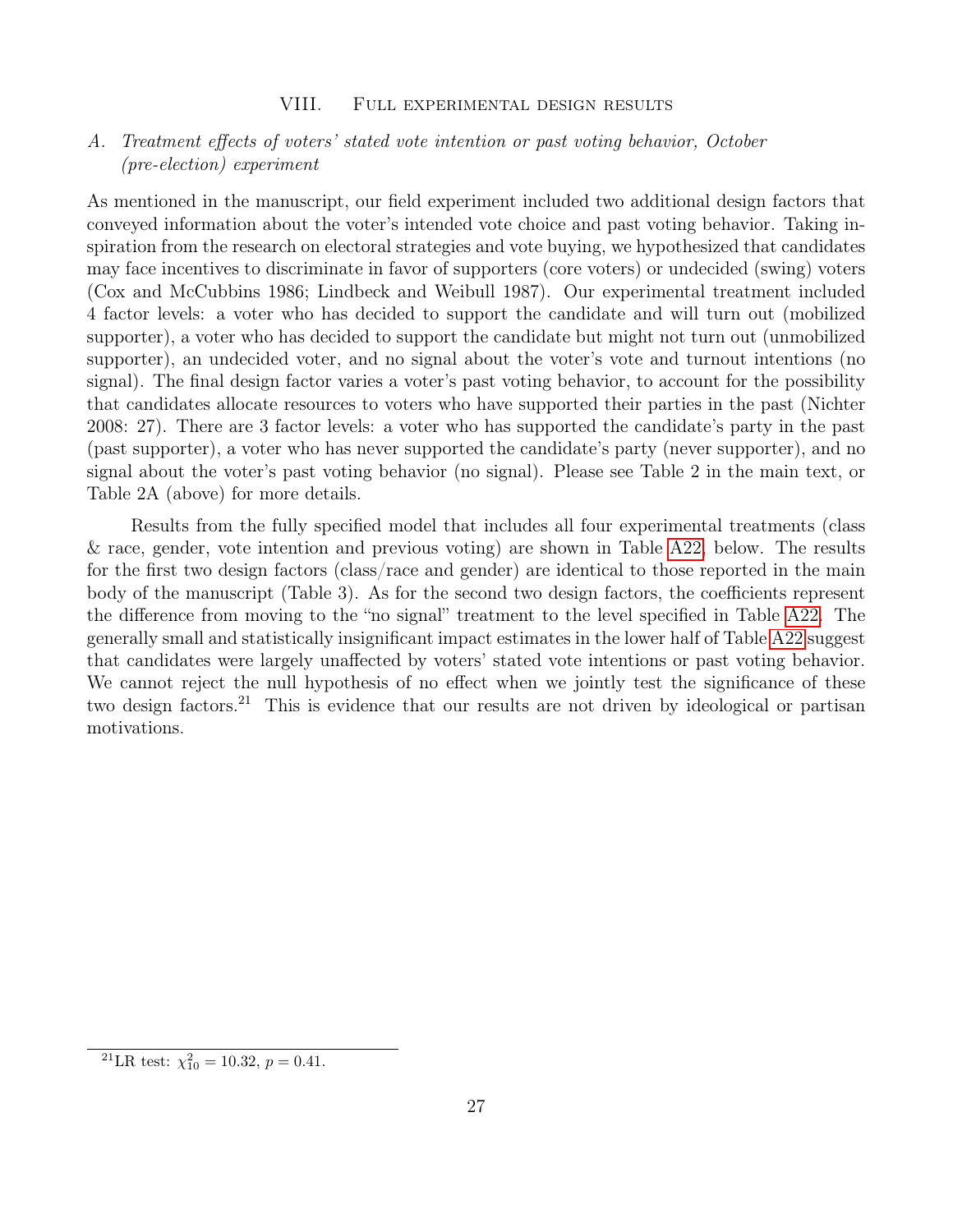## VIII. Full experimental design results

### *A. Treatment effects of voters' stated vote intention or past voting behavior, October (pre-election) experiment*

As mentioned in the manuscript, our field experiment included two additional design factors that conveyed information about the voter's intended vote choice and past voting behavior. Taking inspiration from the research on electoral strategies and vote buying, we hypothesized that candidates may face incentives to discriminate in favor of supporters (core voters) or undecided (swing) voters (Cox and McCubbins 1986; Lindbeck and Weibull 1987). Our experimental treatment included 4 factor levels: a voter who has decided to support the candidate and will turn out (mobilized supporter), a voter who has decided to support the candidate but might not turn out (unmobilized supporter), an undecided voter, and no signal about the voter's vote and turnout intentions (no signal). The final design factor varies a voter's past voting behavior, to account for the possibility that candidates allocate resources to voters who have supported their parties in the past (Nichter 2008: 27). There are 3 factor levels: a voter who has supported the candidate's party in the past (past supporter), a voter who has never supported the candidate's party (never supporter), and no signal about the voter's past voting behavior (no signal). Please see Table 2 in the main text, or Table 2A (above) for more details.

Results from the fully specified model that includes all four experimental treatments (class & race, gender, vote intention and previous voting) are shown in Table A22, below. The results for the first two design factors (class/race and gender) are identical to those reported in the main body of the manuscript (Table 3). As for the second two design factors, the coefficients represent the difference from moving to the "no signal" treatment to the level specified in Table A22. The generally small and statistically insignificant impact estimates in the lower half of Table A22 suggest that candidates were largely unaffected by voters' stated vote intentions or past voting behavior. We cannot reject the null hypothesis of no effect when we jointly test the significance of these two design factors.[21] This is evidence that our results are not driven by ideological or partisan motivations.

[21] LR test: $\chi^2_{10} = 10.32$, $p = 0.41$.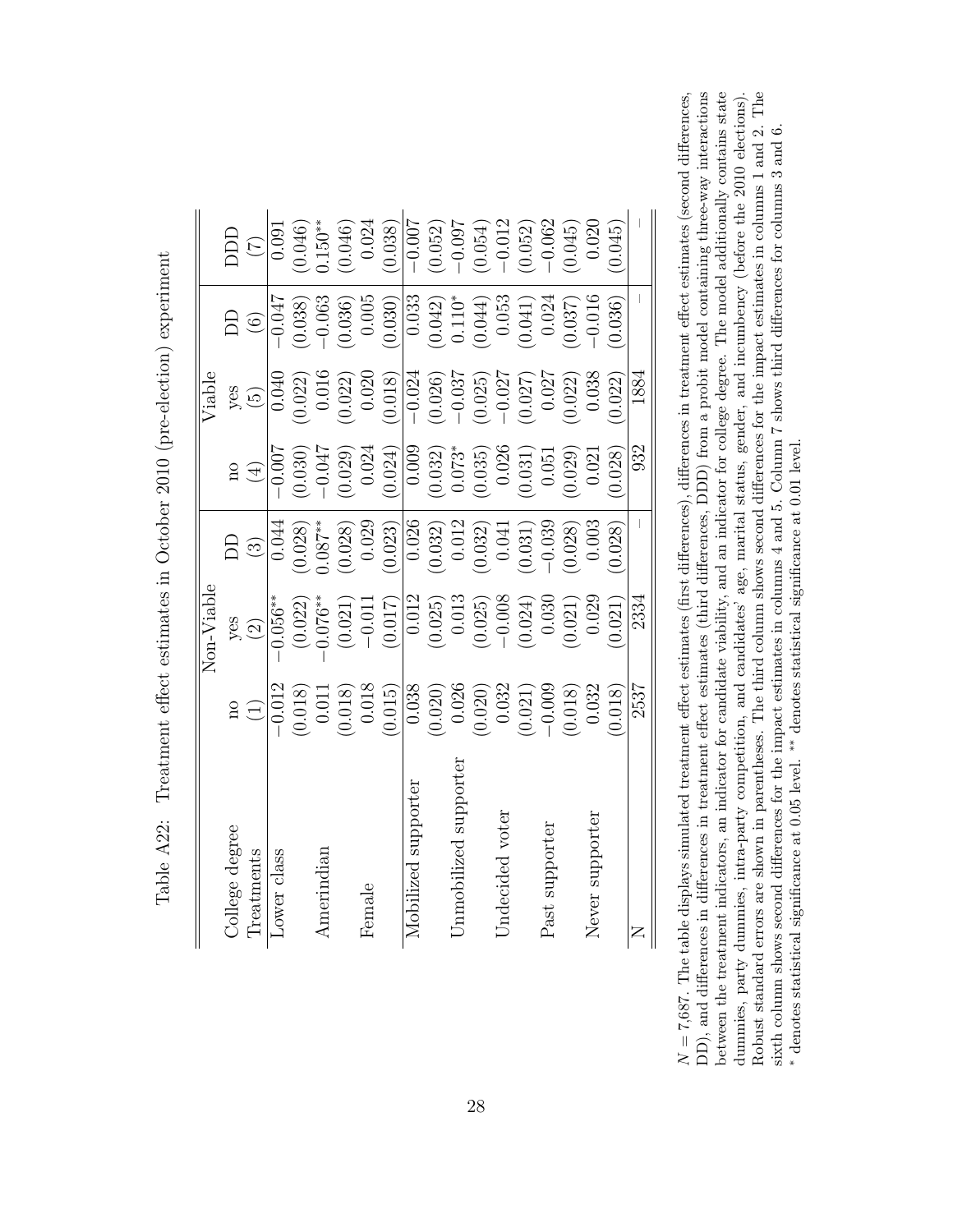Table A22: Treatment effect estimates in October 2010 (pre-election) experiment

| | Non-Viable | | | Viable | | | |
|---|---|---|---|---|---|---|---|
| College degree | no | yes | DD | no | yes | DD | DDD |
| Treatments | (1) | (2) | (3) | (4) | (5) | (6) | (7) |
| Lower class | −0.012 | −0.056** | 0.044 | −0.007 | 0.040 | −0.047 | 0.091 |
| | (0.018) | (0.022) | (0.028) | (0.030) | (0.022) | (0.038) | (0.046) |
| Amerindian | 0.011 | −0.076** | 0.087** | −0.047 | 0.016 | −0.063 | 0.150** |
| | (0.018) | (0.021) | (0.028) | (0.029) | (0.022) | (0.036) | (0.046) |
| Female | 0.018 | −0.011 | 0.029 | 0.024 | 0.020 | 0.005 | 0.024 |
| | (0.015) | (0.017) | (0.023) | (0.024) | (0.018) | (0.030) | (0.038) |
| Mobilized supporter | 0.038 | 0.012 | 0.026 | 0.009 | −0.024 | 0.033 | −0.007 |
| | (0.020) | (0.025) | (0.032) | (0.032) | (0.026) | (0.042) | (0.052) |
| Unmobilized supporter | 0.026 | 0.013 | 0.012 | 0.073* | −0.037 | 0.110* | −0.097 |
| | (0.020) | (0.025) | (0.032) | (0.035) | (0.025) | (0.044) | (0.054) |
| Undecided voter | 0.032 | −0.008 | 0.041 | 0.026 | −0.027 | 0.053 | −0.012 |
| | (0.021) | (0.024) | (0.031) | (0.031) | (0.027) | (0.041) | (0.052) |
| Past supporter | −0.009 | 0.030 | −0.039 | 0.051 | 0.027 | 0.024 | −0.062 |
| | (0.018) | (0.021) | (0.028) | (0.029) | (0.022) | (0.037) | (0.045) |
| Never supporter | 0.032 | 0.029 | 0.003 | 0.021 | 0.038 | −0.016 | 0.020 |
| | (0.018) | (0.021) | (0.028) | (0.028) | (0.022) | (0.036) | (0.045) |
| N | 2537 | 2334 | – | 932 | 1884 | – | – |

$N = 7{,}687$. The table displays simulated treatment effect estimates (first differences), differences in treatment effect estimates (second differences, DD), and differences in differences in treatment effect estimates (third differences, DDD) from a probit model containing three-way interactions between the treatment indicators, an indicator for candidate viability, and an indicator for college degree. The model additionally contains state dummies, party dummies, intra-party competition, and candidates' age, marital status, gender, and incumbency (before the 2010 elections). Robust standard errors are shown in parentheses. The third column shows second differences for the impact estimates in columns 1 and 2. The sixth column shows second differences for the impact estimates in columns 4 and 5. Column 7 shows third differences for columns 3 and 6.
* denotes statistical significance at 0.05 level. ** denotes statistical significance at 0.01 level.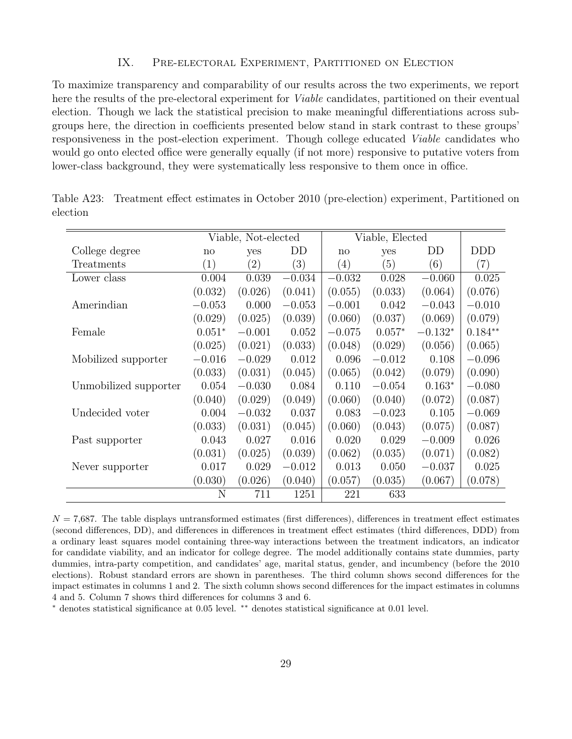## IX. Pre-electoral Experiment, Partitioned on Election

To maximize transparency and comparability of our results across the two experiments, we report here the results of the pre-electoral experiment for *Viable* candidates, partitioned on their eventual election. Though we lack the statistical precision to make meaningful differentiations across subgroups here, the direction in coefficients presented below stand in stark contrast to these groups' responsiveness in the post-election experiment. Though college educated *Viable* candidates who would go onto elected office were generally equally (if not more) responsive to putative voters from lower-class background, they were systematically less responsive to them once in office.

Table A23: Treatment effect estimates in October 2010 (pre-election) experiment, Partitioned on election

| | Viable, Not-elected | | | Viable, Elected | | | |
|---|---|---|---|---|---|---|---|
| College degree | no | yes | DD | no | yes | DD | DDD |
| Treatments | (1) | (2) | (3) | (4) | (5) | (6) | (7) |
| Lower class | 0.004 | 0.039 | −0.034 | −0.032 | 0.028 | −0.060 | 0.025 |
| | (0.032) | (0.026) | (0.041) | (0.055) | (0.033) | (0.064) | (0.076) |
| Amerindian | −0.053 | 0.000 | −0.053 | −0.001 | 0.042 | −0.043 | −0.010 |
| | (0.029) | (0.025) | (0.039) | (0.060) | (0.037) | (0.069) | (0.079) |
| Female | $0.051^{*}$ | −0.001 | 0.052 | −0.075 | $0.057^{*}$ | $-0.132^{*}$ | $0.184^{**}$ |
| | (0.025) | (0.021) | (0.033) | (0.048) | (0.029) | (0.056) | (0.065) |
| Mobilized supporter | −0.016 | −0.029 | 0.012 | 0.096 | −0.012 | 0.108 | −0.096 |
| | (0.033) | (0.031) | (0.045) | (0.065) | (0.042) | (0.079) | (0.090) |
| Unmobilized supporter | 0.054 | −0.030 | 0.084 | 0.110 | −0.054 | $0.163^{*}$ | −0.080 |
| | (0.040) | (0.029) | (0.049) | (0.060) | (0.040) | (0.072) | (0.087) |
| Undecided voter | 0.004 | −0.032 | 0.037 | 0.083 | −0.023 | 0.105 | −0.069 |
| | (0.033) | (0.031) | (0.045) | (0.060) | (0.043) | (0.075) | (0.087) |
| Past supporter | 0.043 | 0.027 | 0.016 | 0.020 | 0.029 | −0.009 | 0.026 |
| | (0.031) | (0.025) | (0.039) | (0.062) | (0.035) | (0.071) | (0.082) |
| Never supporter | 0.017 | 0.029 | −0.012 | 0.013 | 0.050 | −0.037 | 0.025 |
| | (0.030) | (0.026) | (0.040) | (0.057) | (0.035) | (0.067) | (0.078) |
| | N | 711 | 1251 | 221 | 633 | | |

$N$ = 7,687. The table displays untransformed estimates (first differences), differences in treatment effect estimates (second differences, DD), and differences in differences in treatment effect estimates (third differences, DDD) from a ordinary least squares model containing three-way interactions between the treatment indicators, an indicator for candidate viability, and an indicator for college degree. The model additionally contains state dummies, party dummies, intra-party competition, and candidates' age, marital status, gender, and incumbency (before the 2010 elections). Robust standard errors are shown in parentheses. The third column shows second differences for the impact estimates in columns 1 and 2. The sixth column shows second differences for the impact estimates in columns 4 and 5. Column 7 shows third differences for columns 3 and 6.

$^{*}$ denotes statistical significance at 0.05 level. $^{**}$ denotes statistical significance at 0.01 level.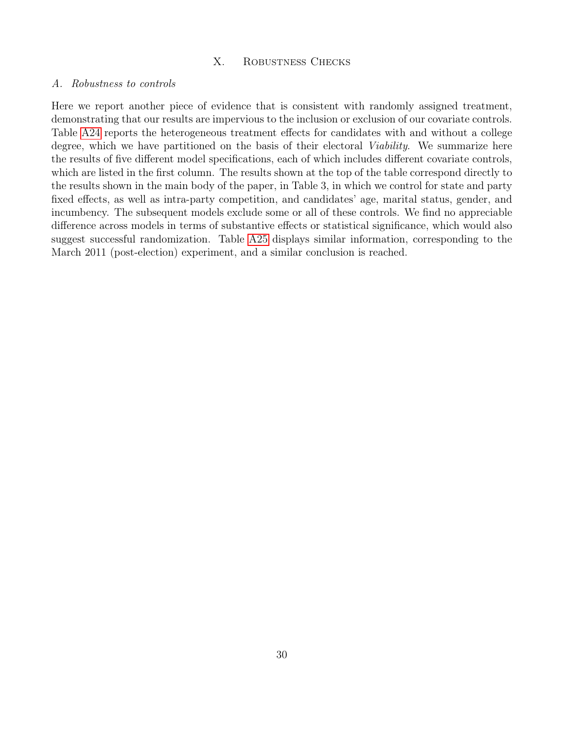# X. Robustness Checks

## *A. Robustness to controls*

Here we report another piece of evidence that is consistent with randomly assigned treatment, demonstrating that our results are impervious to the inclusion or exclusion of our covariate controls. Table A24 reports the heterogeneous treatment effects for candidates with and without a college degree, which we have partitioned on the basis of their electoral *Viability*. We summarize here the results of five different model specifications, each of which includes different covariate controls, which are listed in the first column. The results shown at the top of the table correspond directly to the results shown in the main body of the paper, in Table 3, in which we control for state and party fixed effects, as well as intra-party competition, and candidates' age, marital status, gender, and incumbency. The subsequent models exclude some or all of these controls. We find no appreciable difference across models in terms of substantive effects or statistical significance, which would also suggest successful randomization. Table A25 displays similar information, corresponding to the March 2011 (post-election) experiment, and a similar conclusion is reached.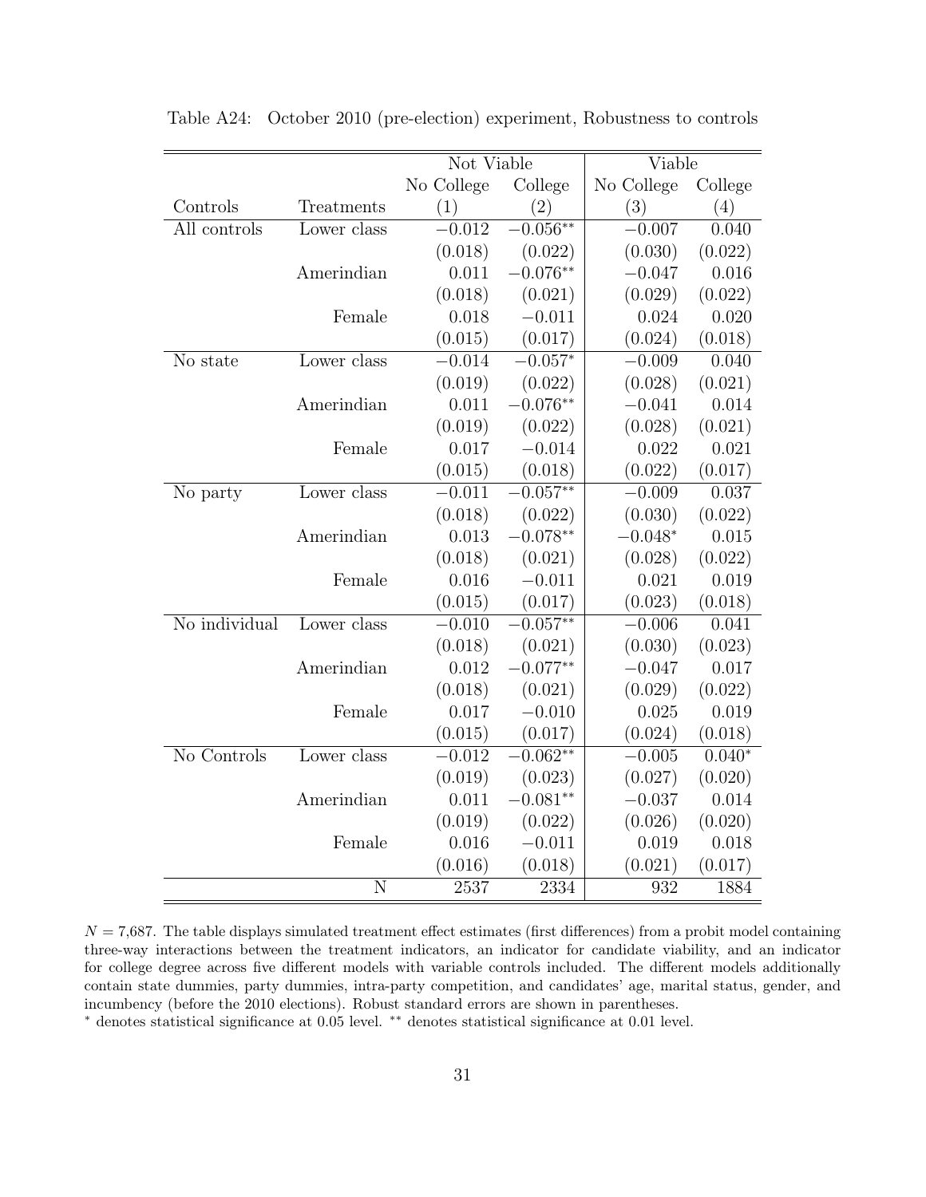Table A24: October 2010 (pre-election) experiment, Robustness to controls

| | | Not Viable | | Viable | |
|---|---|---|---|---|---|
| | | No College | College | No College | College |
| Controls | Treatments | (1) | (2) | (3) | (4) |
| All controls | Lower class | −0.012 | −0.056** | −0.007 | 0.040 |
| | | (0.018) | (0.022) | (0.030) | (0.022) |
| | Amerindian | 0.011 | −0.076** | −0.047 | 0.016 |
| | | (0.018) | (0.021) | (0.029) | (0.022) |
| | Female | 0.018 | −0.011 | 0.024 | 0.020 |
| | | (0.015) | (0.017) | (0.024) | (0.018) |
| No state | Lower class | −0.014 | −0.057* | −0.009 | 0.040 |
| | | (0.019) | (0.022) | (0.028) | (0.021) |
| | Amerindian | 0.011 | −0.076** | −0.041 | 0.014 |
| | | (0.019) | (0.022) | (0.028) | (0.021) |
| | Female | 0.017 | −0.014 | 0.022 | 0.021 |
| | | (0.015) | (0.018) | (0.022) | (0.017) |
| No party | Lower class | −0.011 | −0.057** | −0.009 | 0.037 |
| | | (0.018) | (0.022) | (0.030) | (0.022) |
| | Amerindian | 0.013 | −0.078** | −0.048* | 0.015 |
| | | (0.018) | (0.021) | (0.028) | (0.022) |
| | Female | 0.016 | −0.011 | 0.021 | 0.019 |
| | | (0.015) | (0.017) | (0.023) | (0.018) |
| No individual | Lower class | −0.010 | −0.057** | −0.006 | 0.041 |
| | | (0.018) | (0.021) | (0.030) | (0.023) |
| | Amerindian | 0.012 | −0.077** | −0.047 | 0.017 |
| | | (0.018) | (0.021) | (0.029) | (0.022) |
| | Female | 0.017 | −0.010 | 0.025 | 0.019 |
| | | (0.015) | (0.017) | (0.024) | (0.018) |
| No Controls | Lower class | −0.012 | −0.062** | −0.005 | 0.040* |
| | | (0.019) | (0.023) | (0.027) | (0.020) |
| | Amerindian | 0.011 | −0.081** | −0.037 | 0.014 |
| | | (0.019) | (0.022) | (0.026) | (0.020) |
| | Female | 0.016 | −0.011 | 0.019 | 0.018 |
| | | (0.016) | (0.018) | (0.021) | (0.017) |
| | N | 2537 | 2334 | 932 | 1884 |

$N = 7{,}687$. The table displays simulated treatment effect estimates (first differences) from a probit model containing three-way interactions between the treatment indicators, an indicator for candidate viability, and an indicator for college degree across five different models with variable controls included. The different models additionally contain state dummies, party dummies, intra-party competition, and candidates' age, marital status, gender, and incumbency (before the 2010 elections). Robust standard errors are shown in parentheses.

* denotes statistical significance at 0.05 level. ** denotes statistical significance at 0.01 level.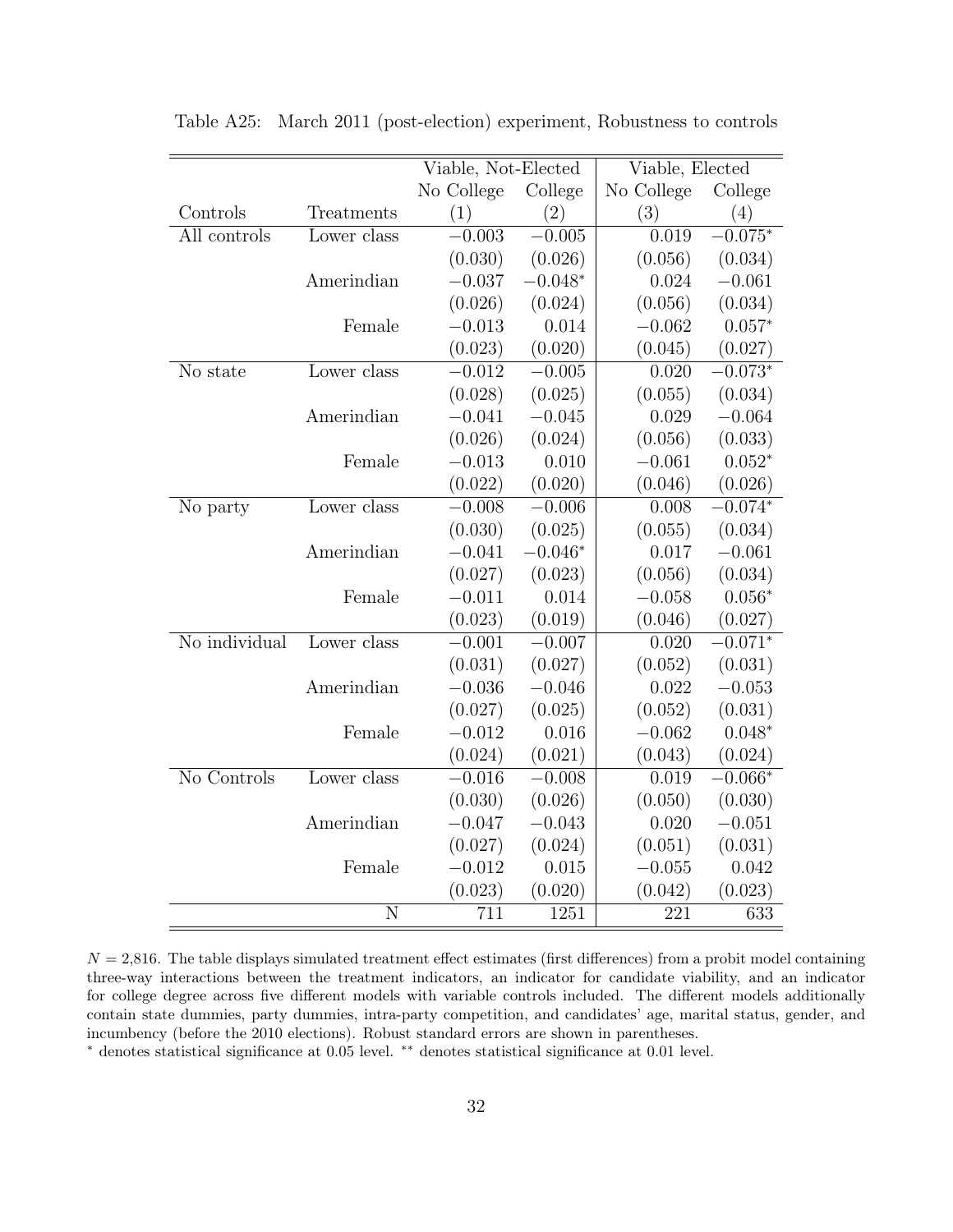Table A25: March 2011 (post-election) experiment, Robustness to controls

| | | Viable, Not-Elected | | Viable, Elected | |
|---|---|---|---|---|---|
| | | No College | College | No College | College |
| Controls | Treatments | (1) | (2) | (3) | (4) |
| All controls | Lower class | −0.003 | −0.005 | 0.019 | −0.075* |
| | | (0.030) | (0.026) | (0.056) | (0.034) |
| | Amerindian | −0.037 | −0.048* | 0.024 | −0.061 |
| | | (0.026) | (0.024) | (0.056) | (0.034) |
| | Female | −0.013 | 0.014 | −0.062 | 0.057* |
| | | (0.023) | (0.020) | (0.045) | (0.027) |
| No state | Lower class | −0.012 | −0.005 | 0.020 | −0.073* |
| | | (0.028) | (0.025) | (0.055) | (0.034) |
| | Amerindian | −0.041 | −0.045 | 0.029 | −0.064 |
| | | (0.026) | (0.024) | (0.056) | (0.033) |
| | Female | −0.013 | 0.010 | −0.061 | 0.052* |
| | | (0.022) | (0.020) | (0.046) | (0.026) |
| No party | Lower class | −0.008 | −0.006 | 0.008 | −0.074* |
| | | (0.030) | (0.025) | (0.055) | (0.034) |
| | Amerindian | −0.041 | −0.046* | 0.017 | −0.061 |
| | | (0.027) | (0.023) | (0.056) | (0.034) |
| | Female | −0.011 | 0.014 | −0.058 | 0.056* |
| | | (0.023) | (0.019) | (0.046) | (0.027) |
| No individual | Lower class | −0.001 | −0.007 | 0.020 | −0.071* |
| | | (0.031) | (0.027) | (0.052) | (0.031) |
| | Amerindian | −0.036 | −0.046 | 0.022 | −0.053 |
| | | (0.027) | (0.025) | (0.052) | (0.031) |
| | Female | −0.012 | 0.016 | −0.062 | 0.048* |
| | | (0.024) | (0.021) | (0.043) | (0.024) |
| No Controls | Lower class | −0.016 | −0.008 | 0.019 | −0.066* |
| | | (0.030) | (0.026) | (0.050) | (0.030) |
| | Amerindian | −0.047 | −0.043 | 0.020 | −0.051 |
| | | (0.027) | (0.024) | (0.051) | (0.031) |
| | Female | −0.012 | 0.015 | −0.055 | 0.042 |
| | | (0.023) | (0.020) | (0.042) | (0.023) |
| | N | 711 | 1251 | 221 | 633 |

$N = 2{,}816$. The table displays simulated treatment effect estimates (first differences) from a probit model containing three-way interactions between the treatment indicators, an indicator for candidate viability, and an indicator for college degree across five different models with variable controls included. The different models additionally contain state dummies, party dummies, intra-party competition, and candidates' age, marital status, gender, and incumbency (before the 2010 elections). Robust standard errors are shown in parentheses.

* denotes statistical significance at 0.05 level. ** denotes statistical significance at 0.01 level.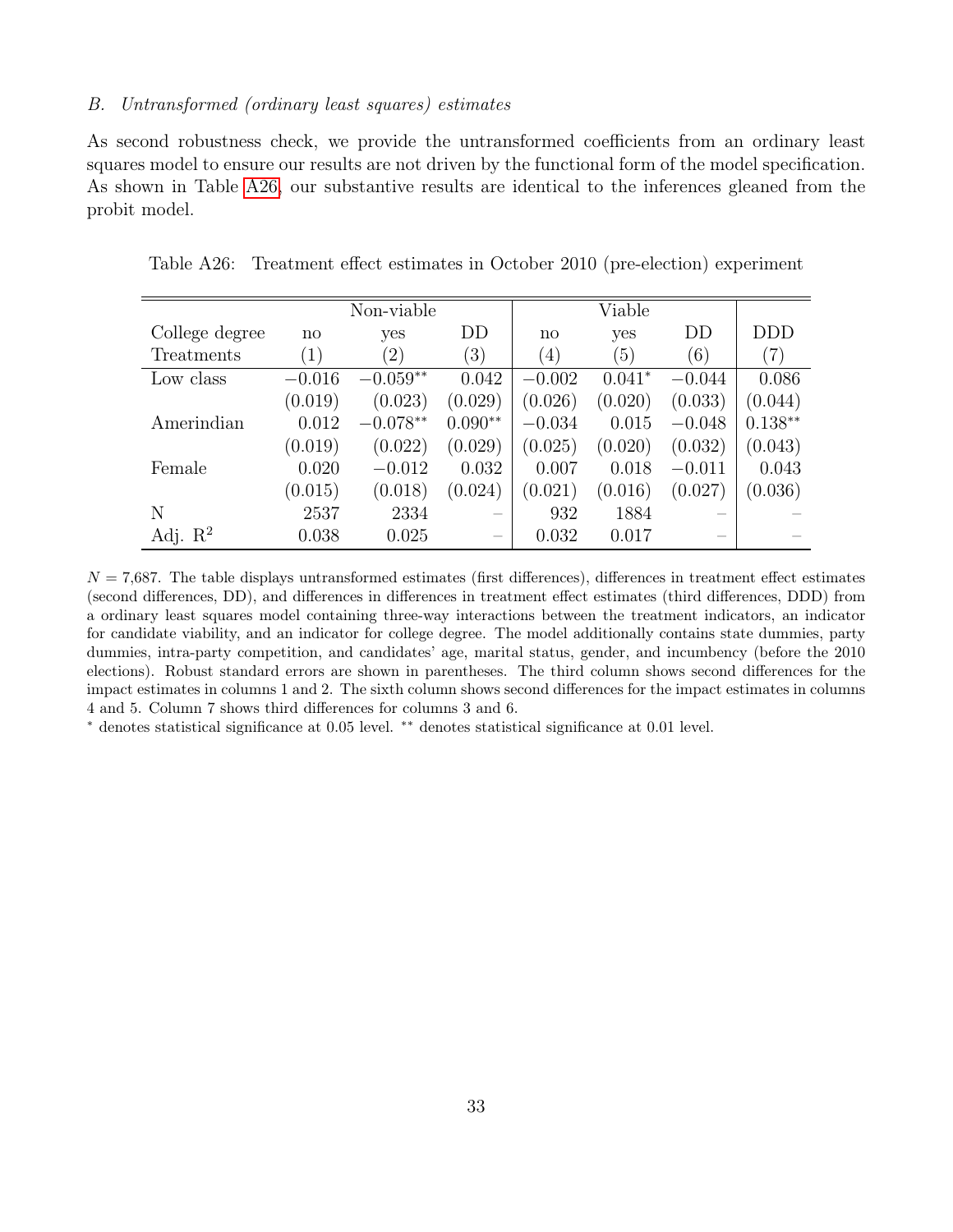*B. Untransformed (ordinary least squares) estimates*

As second robustness check, we provide the untransformed coefficients from an ordinary least squares model to ensure our results are not driven by the functional form of the model specification. As shown in Table A26, our substantive results are identical to the inferences gleaned from the probit model.

Table A26: Treatment effect estimates in October 2010 (pre-election) experiment

| | Non-viable | | | Viable | | | |
|---|---|---|---|---|---|---|---|
| College degree | no | yes | DD | no | yes | DD | DDD |
| Treatments | (1) | (2) | (3) | (4) | (5) | (6) | (7) |
| Low class | −0.016 | −0.059** | 0.042 | −0.002 | 0.041* | −0.044 | 0.086 |
| | (0.019) | (0.023) | (0.029) | (0.026) | (0.020) | (0.033) | (0.044) |
| Amerindian | 0.012 | −0.078** | 0.090** | −0.034 | 0.015 | −0.048 | 0.138** |
| | (0.019) | (0.022) | (0.029) | (0.025) | (0.020) | (0.032) | (0.043) |
| Female | 0.020 | −0.012 | 0.032 | 0.007 | 0.018 | −0.011 | 0.043 |
| | (0.015) | (0.018) | (0.024) | (0.021) | (0.016) | (0.027) | (0.036) |
| N | 2537 | 2334 | – | 932 | 1884 | – | – |
| Adj. $R^2$ | 0.038 | 0.025 | – | 0.032 | 0.017 | – | – |

$N$ = 7,687. The table displays untransformed estimates (first differences), differences in treatment effect estimates (second differences, DD), and differences in differences in treatment effect estimates (third differences, DDD) from a ordinary least squares model containing three-way interactions between the treatment indicators, an indicator for candidate viability, and an indicator for college degree. The model additionally contains state dummies, party dummies, intra-party competition, and candidates' age, marital status, gender, and incumbency (before the 2010 elections). Robust standard errors are shown in parentheses. The third column shows second differences for the impact estimates in columns 1 and 2. The sixth column shows second differences for the impact estimates in columns 4 and 5. Column 7 shows third differences for columns 3 and 6.

* denotes statistical significance at 0.05 level. ** denotes statistical significance at 0.01 level.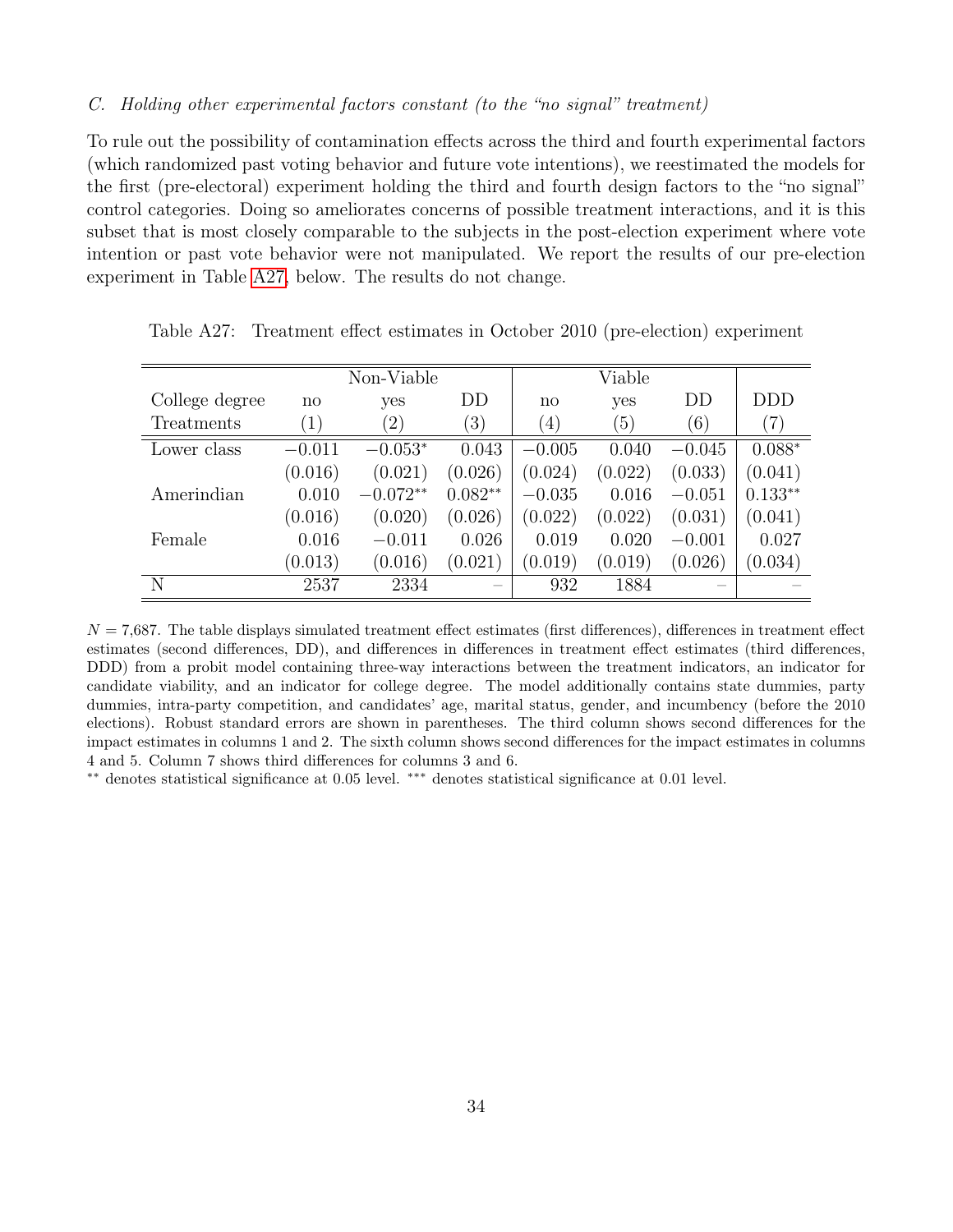*C. Holding other experimental factors constant (to the "no signal" treatment)*

To rule out the possibility of contamination effects across the third and fourth experimental factors (which randomized past voting behavior and future vote intentions), we reestimated the models for the first (pre-electoral) experiment holding the third and fourth design factors to the "no signal" control categories. Doing so ameliorates concerns of possible treatment interactions, and it is this subset that is most closely comparable to the subjects in the post-election experiment where vote intention or past vote behavior were not manipulated. We report the results of our pre-election experiment in Table A27, below. The results do not change.

Table A27: Treatment effect estimates in October 2010 (pre-election) experiment

| | Non-Viable | | | Viable | | | |
|---|---|---|---|---|---|---|---|
| College degree | no | yes | DD | no | yes | DD | DDD |
| Treatments | (1) | (2) | (3) | (4) | (5) | (6) | (7) |
| Lower class | −0.011 | −0.053* | 0.043 | −0.005 | 0.040 | −0.045 | 0.088* |
| | (0.016) | (0.021) | (0.026) | (0.024) | (0.022) | (0.033) | (0.041) |
| Amerindian | 0.010 | −0.072** | 0.082** | −0.035 | 0.016 | −0.051 | 0.133** |
| | (0.016) | (0.020) | (0.026) | (0.022) | (0.022) | (0.031) | (0.041) |
| Female | 0.016 | −0.011 | 0.026 | 0.019 | 0.020 | −0.001 | 0.027 |
| | (0.013) | (0.016) | (0.021) | (0.019) | (0.019) | (0.026) | (0.034) |
| N | 2537 | 2334 | – | 932 | 1884 | – | – |

$N = 7{,}687$. The table displays simulated treatment effect estimates (first differences), differences in treatment effect estimates (second differences, DD), and differences in differences in treatment effect estimates (third differences, DDD) from a probit model containing three-way interactions between the treatment indicators, an indicator for candidate viability, and an indicator for college degree. The model additionally contains state dummies, party dummies, intra-party competition, and candidates' age, marital status, gender, and incumbency (before the 2010 elections). Robust standard errors are shown in parentheses. The third column shows second differences for the impact estimates in columns 1 and 2. The sixth column shows second differences for the impact estimates in columns 4 and 5. Column 7 shows third differences for columns 3 and 6.

** denotes statistical significance at 0.05 level. *** denotes statistical significance at 0.01 level.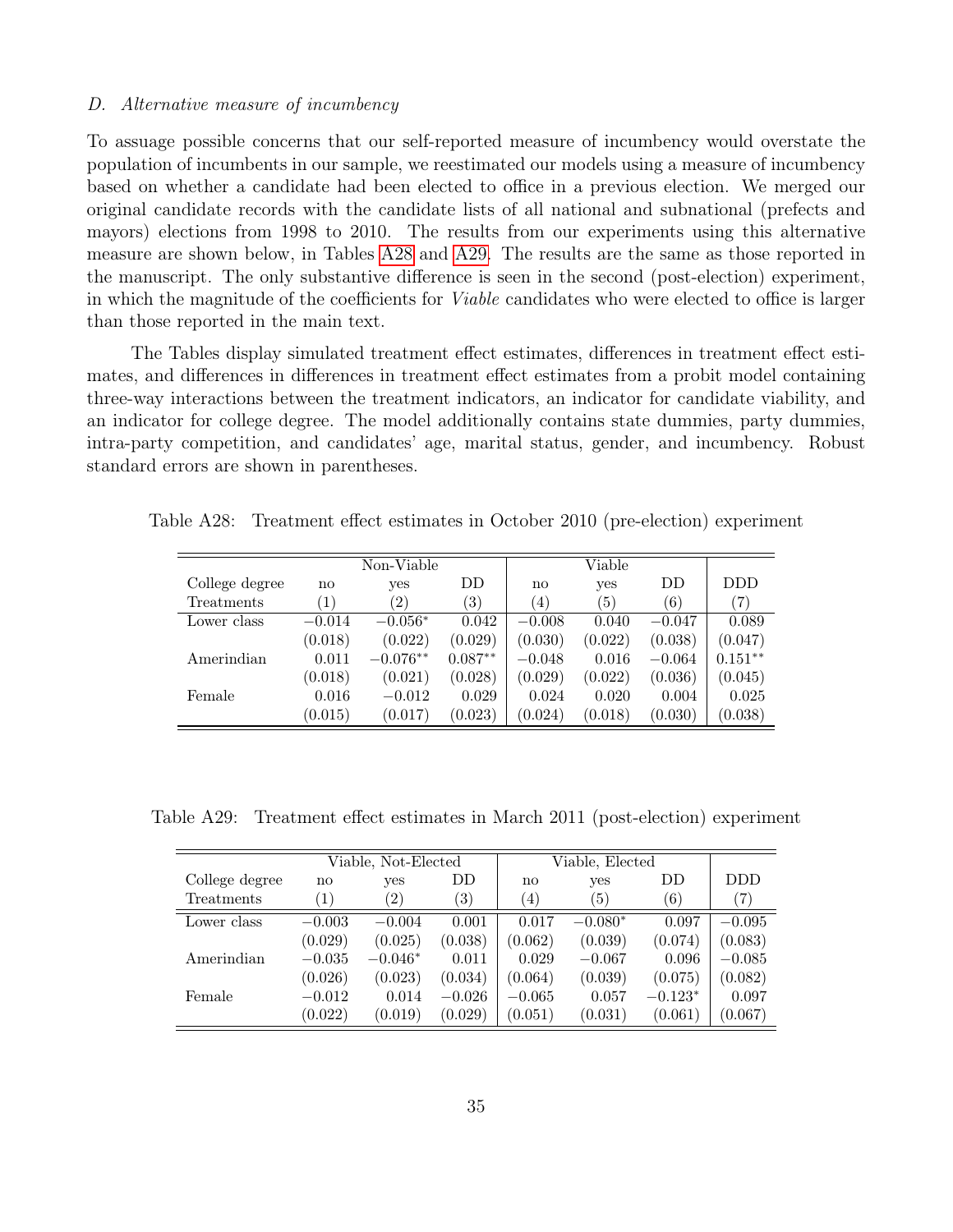### D. *Alternative measure of incumbency*

To assuage possible concerns that our self-reported measure of incumbency would overstate the population of incumbents in our sample, we reestimated our models using a measure of incumbency based on whether a candidate had been elected to office in a previous election. We merged our original candidate records with the candidate lists of all national and subnational (prefects and mayors) elections from 1998 to 2010. The results from our experiments using this alternative measure are shown below, in Tables A28 and A29. The results are the same as those reported in the manuscript. The only substantive difference is seen in the second (post-election) experiment, in which the magnitude of the coefficients for *Viable* candidates who were elected to office is larger than those reported in the main text.

The Tables display simulated treatment effect estimates, differences in treatment effect estimates, and differences in differences in treatment effect estimates from a probit model containing three-way interactions between the treatment indicators, an indicator for candidate viability, and an indicator for college degree. The model additionally contains state dummies, party dummies, intra-party competition, and candidates' age, marital status, gender, and incumbency. Robust standard errors are shown in parentheses.

Table A28: Treatment effect estimates in October 2010 (pre-election) experiment

| | Non-Viable | | | Viable | | | |
|---|---|---|---|---|---|---|---|
| College degree | no | yes | DD | no | yes | DD | DDD |
| Treatments | (1) | (2) | (3) | (4) | (5) | (6) | (7) |
| Lower class | $-0.014$ | $-0.056^{*}$ | $0.042$ | $-0.008$ | $0.040$ | $-0.047$ | $0.089$ |
| | (0.018) | (0.022) | (0.029) | (0.030) | (0.022) | (0.038) | (0.047) |
| Amerindian | $0.011$ | $-0.076^{**}$ | $0.087^{**}$ | $-0.048$ | $0.016$ | $-0.064$ | $0.151^{**}$ |
| | (0.018) | (0.021) | (0.028) | (0.029) | (0.022) | (0.036) | (0.045) |
| Female | $0.016$ | $-0.012$ | $0.029$ | $0.024$ | $0.020$ | $0.004$ | $0.025$ |
| | (0.015) | (0.017) | (0.023) | (0.024) | (0.018) | (0.030) | (0.038) |

Table A29: Treatment effect estimates in March 2011 (post-election) experiment

| | Viable, Not-Elected | | | Viable, Elected | | | |
|---|---|---|---|---|---|---|---|
| College degree | no | yes | DD | no | yes | DD | DDD |
| Treatments | (1) | (2) | (3) | (4) | (5) | (6) | (7) |
| Lower class | $-0.003$ | $-0.004$ | $0.001$ | $0.017$ | $-0.080^{*}$ | $0.097$ | $-0.095$ |
| | (0.029) | (0.025) | (0.038) | (0.062) | (0.039) | (0.074) | (0.083) |
| Amerindian | $-0.035$ | $-0.046^{*}$ | $0.011$ | $0.029$ | $-0.067$ | $0.096$ | $-0.085$ |
| | (0.026) | (0.023) | (0.034) | (0.064) | (0.039) | (0.075) | (0.082) |
| Female | $-0.012$ | $0.014$ | $-0.026$ | $-0.065$ | $0.057$ | $-0.123^{*}$ | $0.097$ |
| | (0.022) | (0.019) | (0.029) | (0.051) | (0.031) | (0.061) | (0.067) |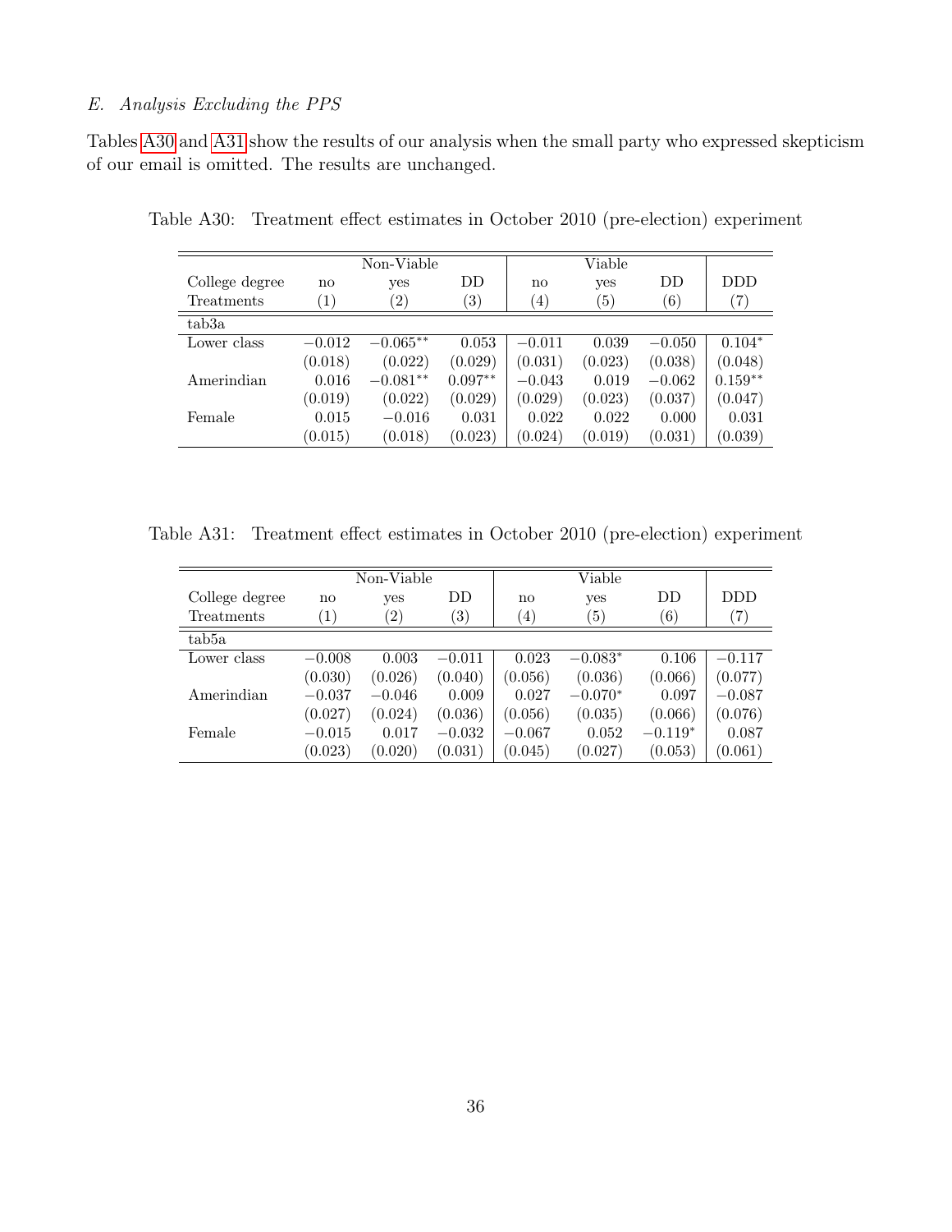### *E. Analysis Excluding the PPS*

Tables A30 and A31 show the results of our analysis when the small party who expressed skepticism of our email is omitted. The results are unchanged.

Table A30: Treatment effect estimates in October 2010 (pre-election) experiment

| | Non-Viable | | | Viable | | | |
|---|---|---|---|---|---|---|---|
| College degree | no | yes | DD | no | yes | DD | DDD |
| Treatments | (1) | (2) | (3) | (4) | (5) | (6) | (7) |
| tab3a | | | | | | | |
| Lower class | −0.012 | −0.065** | 0.053 | −0.011 | 0.039 | −0.050 | 0.104* |
| | (0.018) | (0.022) | (0.029) | (0.031) | (0.023) | (0.038) | (0.048) |
| Amerindian | 0.016 | −0.081** | 0.097** | −0.043 | 0.019 | −0.062 | 0.159** |
| | (0.019) | (0.022) | (0.029) | (0.029) | (0.023) | (0.037) | (0.047) |
| Female | 0.015 | −0.016 | 0.031 | 0.022 | 0.022 | 0.000 | 0.031 |
| | (0.015) | (0.018) | (0.023) | (0.024) | (0.019) | (0.031) | (0.039) |

Table A31: Treatment effect estimates in October 2010 (pre-election) experiment

| | Non-Viable | | | Viable | | | |
|---|---|---|---|---|---|---|---|
| College degree | no | yes | DD | no | yes | DD | DDD |
| Treatments | (1) | (2) | (3) | (4) | (5) | (6) | (7) |
| tab5a | | | | | | | |
| Lower class | −0.008 | 0.003 | −0.011 | 0.023 | −0.083* | 0.106 | −0.117 |
| | (0.030) | (0.026) | (0.040) | (0.056) | (0.036) | (0.066) | (0.077) |
| Amerindian | −0.037 | −0.046 | 0.009 | 0.027 | −0.070* | 0.097 | −0.087 |
| | (0.027) | (0.024) | (0.036) | (0.056) | (0.035) | (0.066) | (0.076) |
| Female | −0.015 | 0.017 | −0.032 | −0.067 | 0.052 | −0.119* | 0.087 |
| | (0.023) | (0.020) | (0.031) | (0.045) | (0.027) | (0.053) | (0.061) |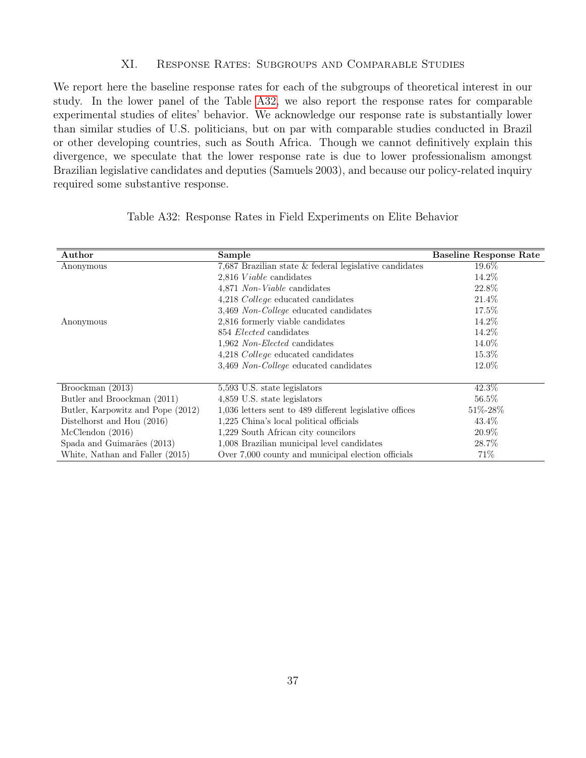## XI. Response Rates: Subgroups and Comparable Studies

We report here the baseline response rates for each of the subgroups of theoretical interest in our study. In the lower panel of the Table A32, we also report the response rates for comparable experimental studies of elites' behavior. We acknowledge our response rate is substantially lower than similar studies of U.S. politicians, but on par with comparable studies conducted in Brazil or other developing countries, such as South Africa. Though we cannot definitively explain this divergence, we speculate that the lower response rate is due to lower professionalism amongst Brazilian legislative candidates and deputies (Samuels 2003), and because our policy-related inquiry required some substantive response.

Table A32: Response Rates in Field Experiments on Elite Behavior

| **Author** | **Sample** | **Baseline Response Rate** |
|---|---|---|
| Anonymous | 7,687 Brazilian state & federal legislative candidates | 19.6% |
| | 2,816 *Viable* candidates | 14.2% |
| | 4,871 *Non-Viable* candidates | 22.8% |
| | 4,218 *College* educated candidates | 21.4% |
| | 3,469 *Non-College* educated candidates | 17.5% |
| Anonymous | 2,816 formerly viable candidates | 14.2% |
| | 854 *Elected* candidates | 14.2% |
| | 1,962 *Non-Elected* candidates | 14.0% |
| | 4,218 *College* educated candidates | 15.3% |
| | 3,469 *Non-College* educated candidates | 12.0% |
| Broockman (2013) | 5,593 U.S. state legislators | 42.3% |
| Butler and Broockman (2011) | 4,859 U.S. state legislators | 56.5% |
| Butler, Karpowitz and Pope (2012) | 1,036 letters sent to 489 different legislative offices | 51%-28% |
| Distelhorst and Hou (2016) | 1,225 China's local political officials | 43.4% |
| McClendon (2016) | 1,229 South African city councilors | 20.9% |
| Spada and Guimarães (2013) | 1,008 Brazilian municipal level candidates | 28.7% |
| White, Nathan and Faller (2015) | Over 7,000 county and municipal election officials | 71% |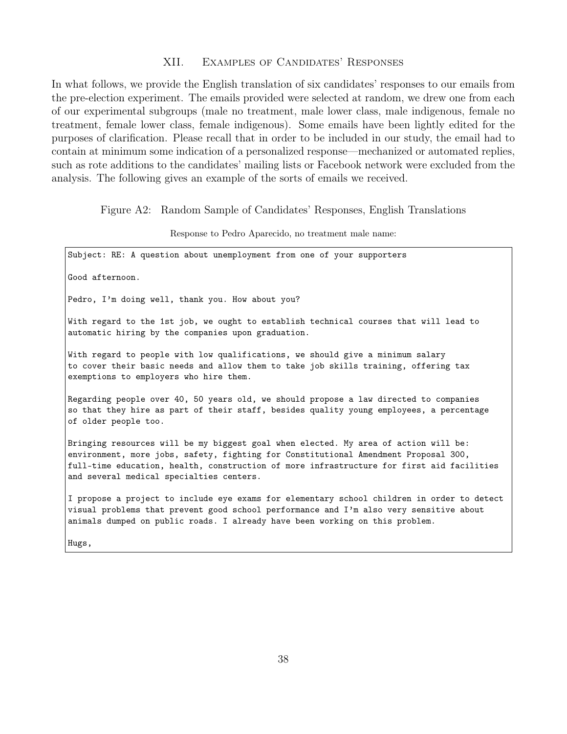## XII. Examples of Candidates' Responses

In what follows, we provide the English translation of six candidates' responses to our emails from the pre-election experiment. The emails provided were selected at random, we drew one from each of our experimental subgroups (male no treatment, male lower class, male indigenous, female no treatment, female lower class, female indigenous). Some emails have been lightly edited for the purposes of clarification. Please recall that in order to be included in our study, the email had to contain at minimum some indication of a personalized response—mechanized or automated replies, such as rote additions to the candidates' mailing lists or Facebook network were excluded from the analysis. The following gives an example of the sorts of emails we received.

Figure A2: Random Sample of Candidates' Responses, English Translations

Response to Pedro Aparecido, no treatment male name:

```
Subject: RE: A question about unemployment from one of your supporters

Good afternoon.

Pedro, I'm doing well, thank you. How about you?

With regard to the 1st job, we ought to establish technical courses that will lead to
automatic hiring by the companies upon graduation.

With regard to people with low qualifications, we should give a minimum salary
to cover their basic needs and allow them to take job skills training, offering tax
exemptions to employers who hire them.

Regarding people over 40, 50 years old, we should propose a law directed to companies
so that they hire as part of their staff, besides quality young employees, a percentage
of older people too.

Bringing resources will be my biggest goal when elected. My area of action will be:
environment, more jobs, safety, fighting for Constitutional Amendment Proposal 300,
full-time education, health, construction of more infrastructure for first aid facilities
and several medical specialties centers.

I propose a project to include eye exams for elementary school children in order to detect
visual problems that prevent good school performance and I'm also very sensitive about
animals dumped on public roads. I already have been working on this problem.

Hugs,
```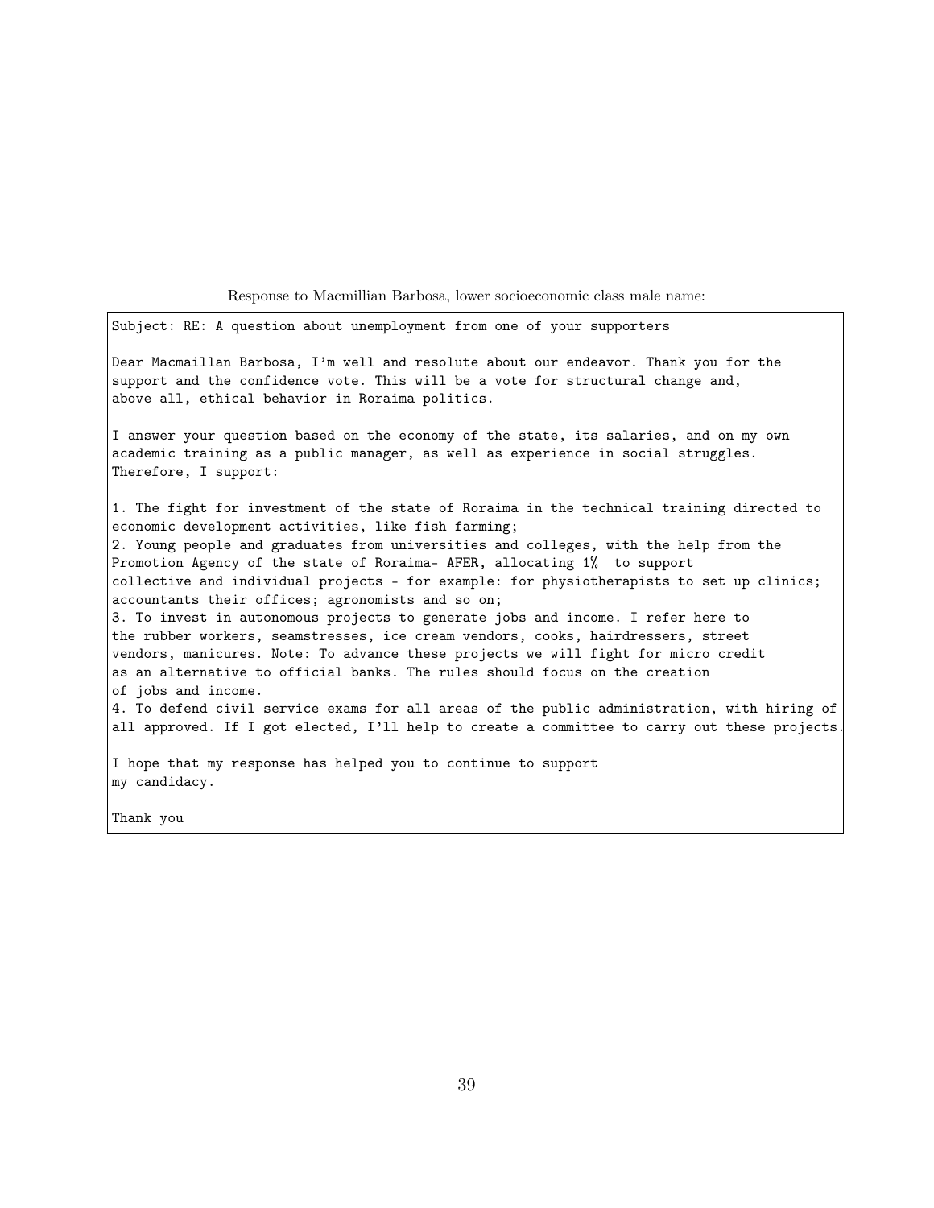Response to Macmillian Barbosa, lower socioeconomic class male name:

```
Subject: RE: A question about unemployment from one of your supporters

Dear Macmaillan Barbosa, I'm well and resolute about our endeavor. Thank you for the
support and the confidence vote. This will be a vote for structural change and,
above all, ethical behavior in Roraima politics.

I answer your question based on the economy of the state, its salaries, and on my own
academic training as a public manager, as well as experience in social struggles.
Therefore, I support:

1. The fight for investment of the state of Roraima in the technical training directed to
economic development activities, like fish farming;
2. Young people and graduates from universities and colleges, with the help from the
Promotion Agency of the state of Roraima- AFER, allocating 1%  to support
collective and individual projects - for example: for physiotherapists to set up clinics;
accountants their offices; agronomists and so on;
3. To invest in autonomous projects to generate jobs and income. I refer here to
the rubber workers, seamstresses, ice cream vendors, cooks, hairdressers, street
vendors, manicures. Note: To advance these projects we will fight for micro credit
as an alternative to official banks. The rules should focus on the creation
of jobs and income.
4. To defend civil service exams for all areas of the public administration, with hiring of
all approved. If I got elected, I'll help to create a committee to carry out these projects.

I hope that my response has helped you to continue to support
my candidacy.

Thank you
```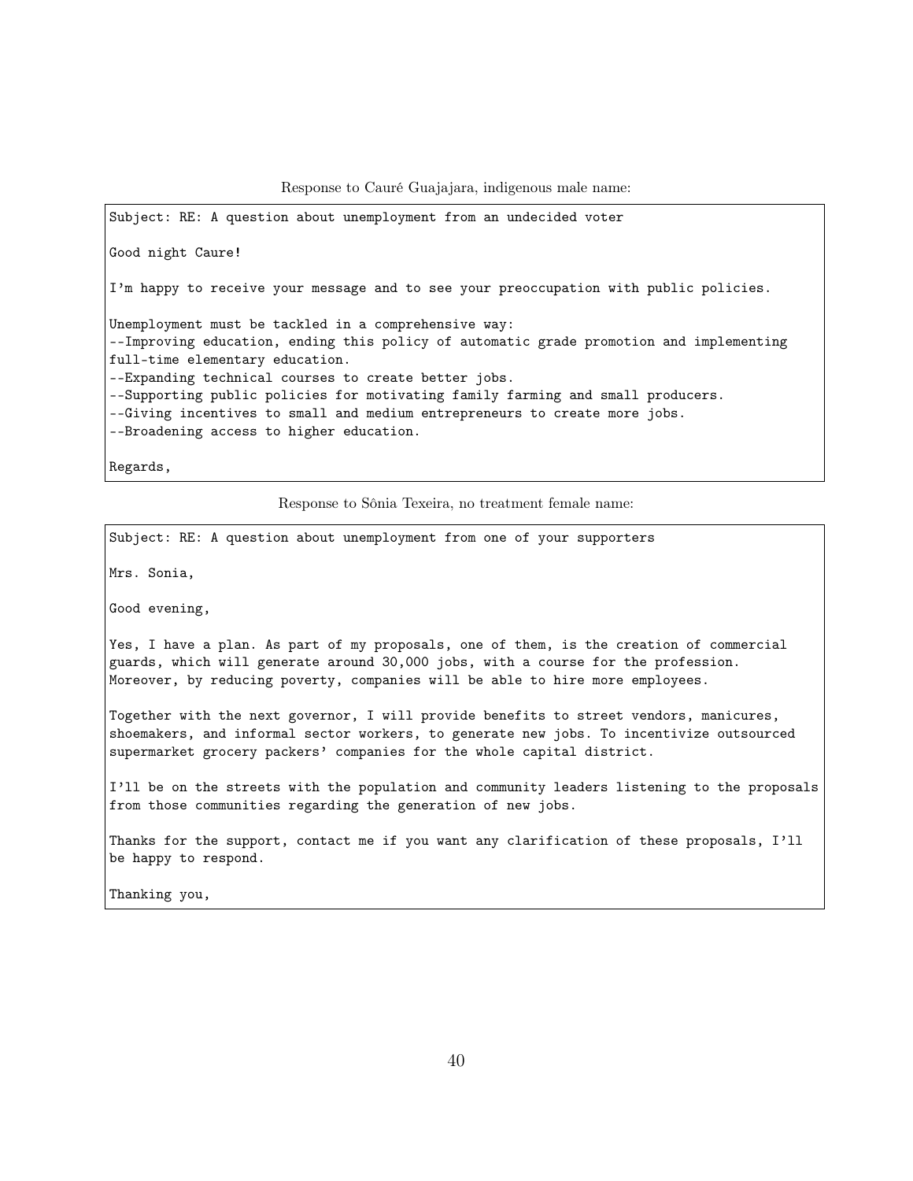Response to Cauré Guajajara, indigenous male name:

```
Subject: RE: A question about unemployment from an undecided voter

Good night Caure!

I'm happy to receive your message and to see your preoccupation with public policies.

Unemployment must be tackled in a comprehensive way:
--Improving education, ending this policy of automatic grade promotion and implementing
full-time elementary education.
--Expanding technical courses to create better jobs.
--Supporting public policies for motivating family farming and small producers.
--Giving incentives to small and medium entrepreneurs to create more jobs.
--Broadening access to higher education.

Regards,
```

Response to Sônia Texeira, no treatment female name:

```
Subject: RE: A question about unemployment from one of your supporters

Mrs. Sonia,

Good evening,

Yes, I have a plan. As part of my proposals, one of them, is the creation of commercial
guards, which will generate around 30,000 jobs, with a course for the profession.
Moreover, by reducing poverty, companies will be able to hire more employees.

Together with the next governor, I will provide benefits to street vendors, manicures,
shoemakers, and informal sector workers, to generate new jobs. To incentivize outsourced
supermarket grocery packers' companies for the whole capital district.

I'll be on the streets with the population and community leaders listening to the proposals
from those communities regarding the generation of new jobs.

Thanks for the support, contact me if you want any clarification of these proposals, I'll
be happy to respond.

Thanking you,
```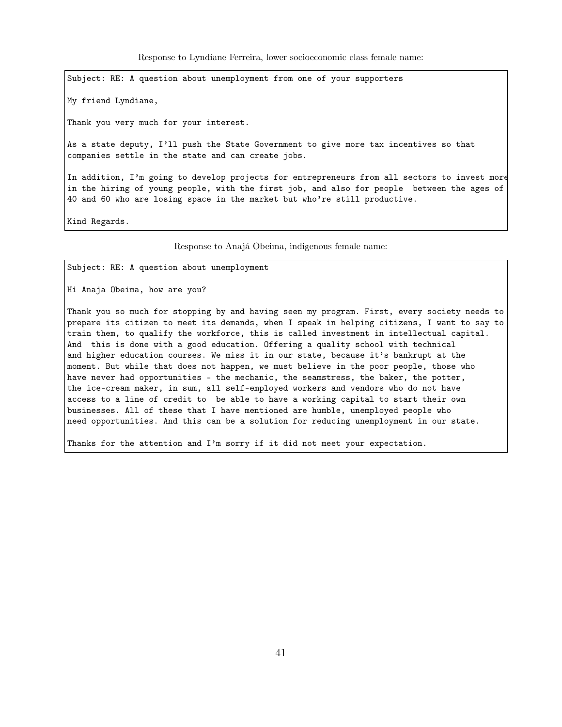Response to Lyndiane Ferreira, lower socioeconomic class female name:

```
Subject: RE: A question about unemployment from one of your supporters

My friend Lyndiane,

Thank you very much for your interest.

As a state deputy, I'll push the State Government to give more tax incentives so that
companies settle in the state and can create jobs.

In addition, I'm going to develop projects for entrepreneurs from all sectors to invest more
in the hiring of young people, with the first job, and also for people  between the ages of
40 and 60 who are losing space in the market but who're still productive.

Kind Regards.
```

Response to Anajá Obeima, indigenous female name:

```
Subject: RE: A question about unemployment

Hi Anaja Obeima, how are you?

Thank you so much for stopping by and having seen my program. First, every society needs to
prepare its citizen to meet its demands, when I speak in helping citizens, I want to say to
train them, to qualify the workforce, this is called investment in intellectual capital.
And  this is done with a good education. Offering a quality school with technical
and higher education courses. We miss it in our state, because it's bankrupt at the
moment. But while that does not happen, we must believe in the poor people, those who
have never had opportunities - the mechanic, the seamstress, the baker, the potter,
the ice-cream maker, in sum, all self-employed workers and vendors who do not have
access to a line of credit to  be able to have a working capital to start their own
businesses. All of these that I have mentioned are humble, unemployed people who
need opportunities. And this can be a solution for reducing unemployment in our state.

Thanks for the attention and I'm sorry if it did not meet your expectation.
```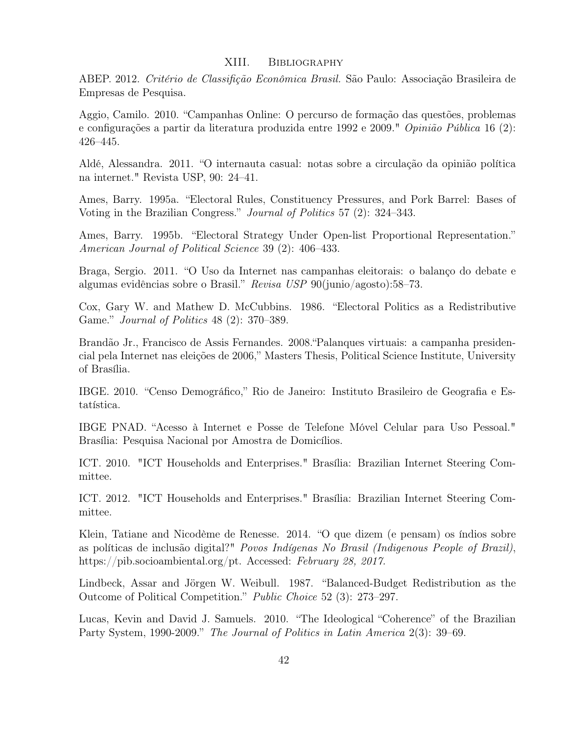## XIII. Bibliography

ABEP. 2012. *Critério de Classifição Econômica Brasil.* São Paulo: Associação Brasileira de Empresas de Pesquisa.

Aggio, Camilo. 2010. "Campanhas Online: O percurso de formação das questões, problemas e configurações a partir da literatura produzida entre 1992 e 2009." *Opinião Pública* 16 (2): 426–445.

Aldé, Alessandra. 2011. "O internauta casual: notas sobre a circulação da opinião política na internet." Revista USP, 90: 24–41.

Ames, Barry. 1995a. "Electoral Rules, Constituency Pressures, and Pork Barrel: Bases of Voting in the Brazilian Congress." *Journal of Politics* 57 (2): 324–343.

Ames, Barry. 1995b. "Electoral Strategy Under Open-list Proportional Representation." *American Journal of Political Science* 39 (2): 406–433.

Braga, Sergio. 2011. "O Uso da Internet nas campanhas eleitorais: o balanço do debate e algumas evidências sobre o Brasil." *Revisa USP* 90(junio/agosto):58–73.

Cox, Gary W. and Mathew D. McCubbins. 1986. "Electoral Politics as a Redistributive Game." *Journal of Politics* 48 (2): 370–389.

Brandão Jr., Francisco de Assis Fernandes. 2008."Palanques virtuais: a campanha presidencial pela Internet nas eleições de 2006," Masters Thesis, Political Science Institute, University of Brasília.

IBGE. 2010. "Censo Demográfico," Rio de Janeiro: Instituto Brasileiro de Geografia e Estatística.

IBGE PNAD. "Acesso à Internet e Posse de Telefone Móvel Celular para Uso Pessoal." Brasília: Pesquisa Nacional por Amostra de Domicílios.

ICT. 2010. "ICT Households and Enterprises." Brasília: Brazilian Internet Steering Committee.

ICT. 2012. "ICT Households and Enterprises." Brasília: Brazilian Internet Steering Committee.

Klein, Tatiane and Nicodème de Renesse. 2014. "O que dizem (e pensam) os índios sobre as políticas de inclusão digital?" *Povos Indígenas No Brasil (Indigenous People of Brazil)*, https://pib.socioambiental.org/pt. Accessed: *February 28, 2017.*

Lindbeck, Assar and Jörgen W. Weibull. 1987. "Balanced-Budget Redistribution as the Outcome of Political Competition." *Public Choice* 52 (3): 273–297.

Lucas, Kevin and David J. Samuels. 2010. "The Ideological "Coherence" of the Brazilian Party System, 1990-2009." *The Journal of Politics in Latin America* 2(3): 39–69.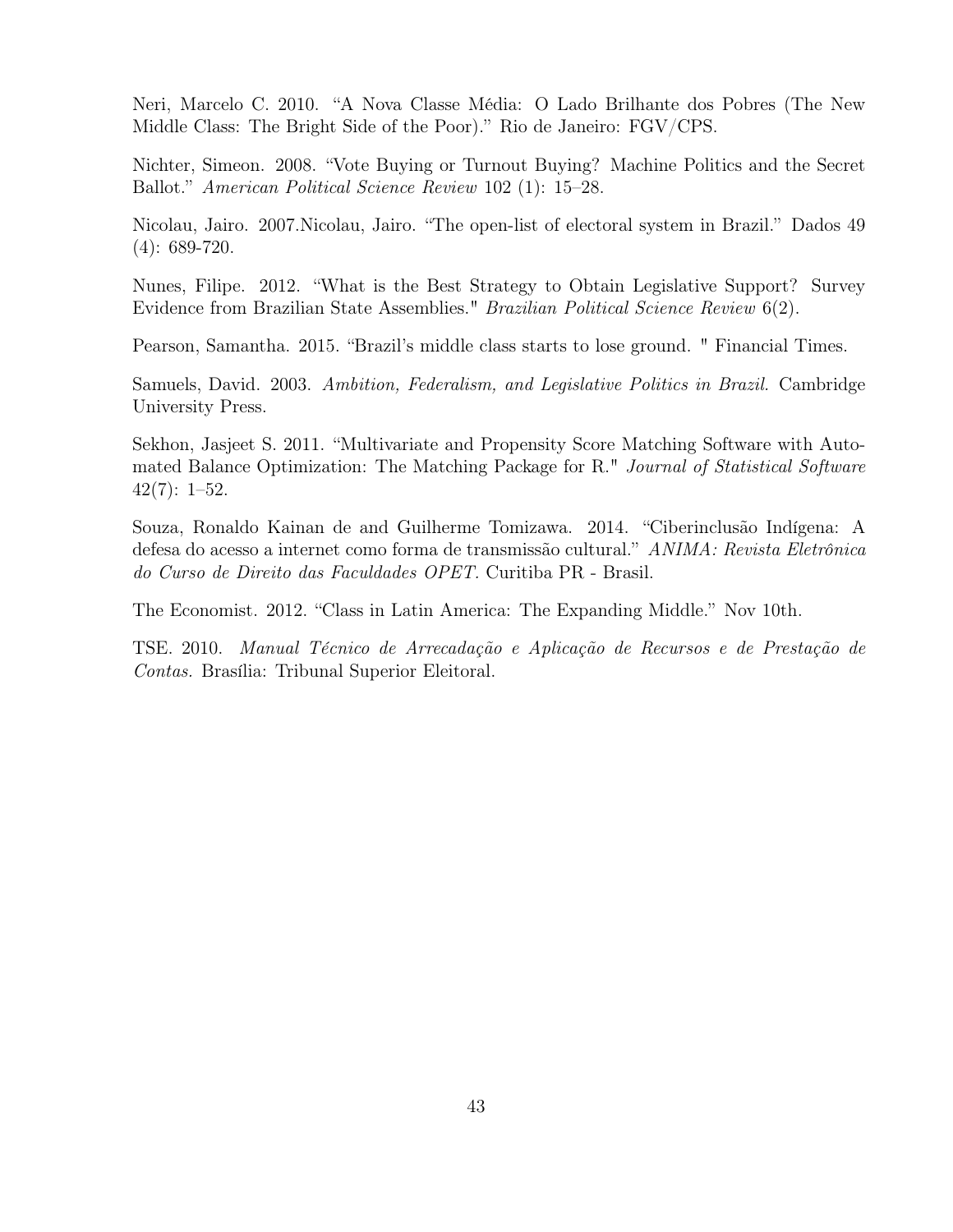Neri, Marcelo C. 2010. "A Nova Classe Média: O Lado Brilhante dos Pobres (The New Middle Class: The Bright Side of the Poor)." Rio de Janeiro: FGV/CPS.

Nichter, Simeon. 2008. "Vote Buying or Turnout Buying? Machine Politics and the Secret Ballot." *American Political Science Review* 102 (1): 15–28.

Nicolau, Jairo. 2007.Nicolau, Jairo. "The open-list of electoral system in Brazil." Dados 49 (4): 689-720.

Nunes, Filipe. 2012. "What is the Best Strategy to Obtain Legislative Support? Survey Evidence from Brazilian State Assemblies." *Brazilian Political Science Review* 6(2).

Pearson, Samantha. 2015. "Brazil's middle class starts to lose ground. " Financial Times.

Samuels, David. 2003. *Ambition, Federalism, and Legislative Politics in Brazil.* Cambridge University Press.

Sekhon, Jasjeet S. 2011. "Multivariate and Propensity Score Matching Software with Automated Balance Optimization: The Matching Package for R." *Journal of Statistical Software* 42(7): 1–52.

Souza, Ronaldo Kainan de and Guilherme Tomizawa. 2014. "Ciberinclusão Indígena: A defesa do acesso a internet como forma de transmissão cultural." *ANIMA: Revista Eletrônica do Curso de Direito das Faculdades OPET.* Curitiba PR - Brasil.

The Economist. 2012. "Class in Latin America: The Expanding Middle." Nov 10th.

TSE. 2010. *Manual Técnico de Arrecadação e Aplicação de Recursos e de Prestação de Contas.* Brasília: Tribunal Superior Eleitoral.